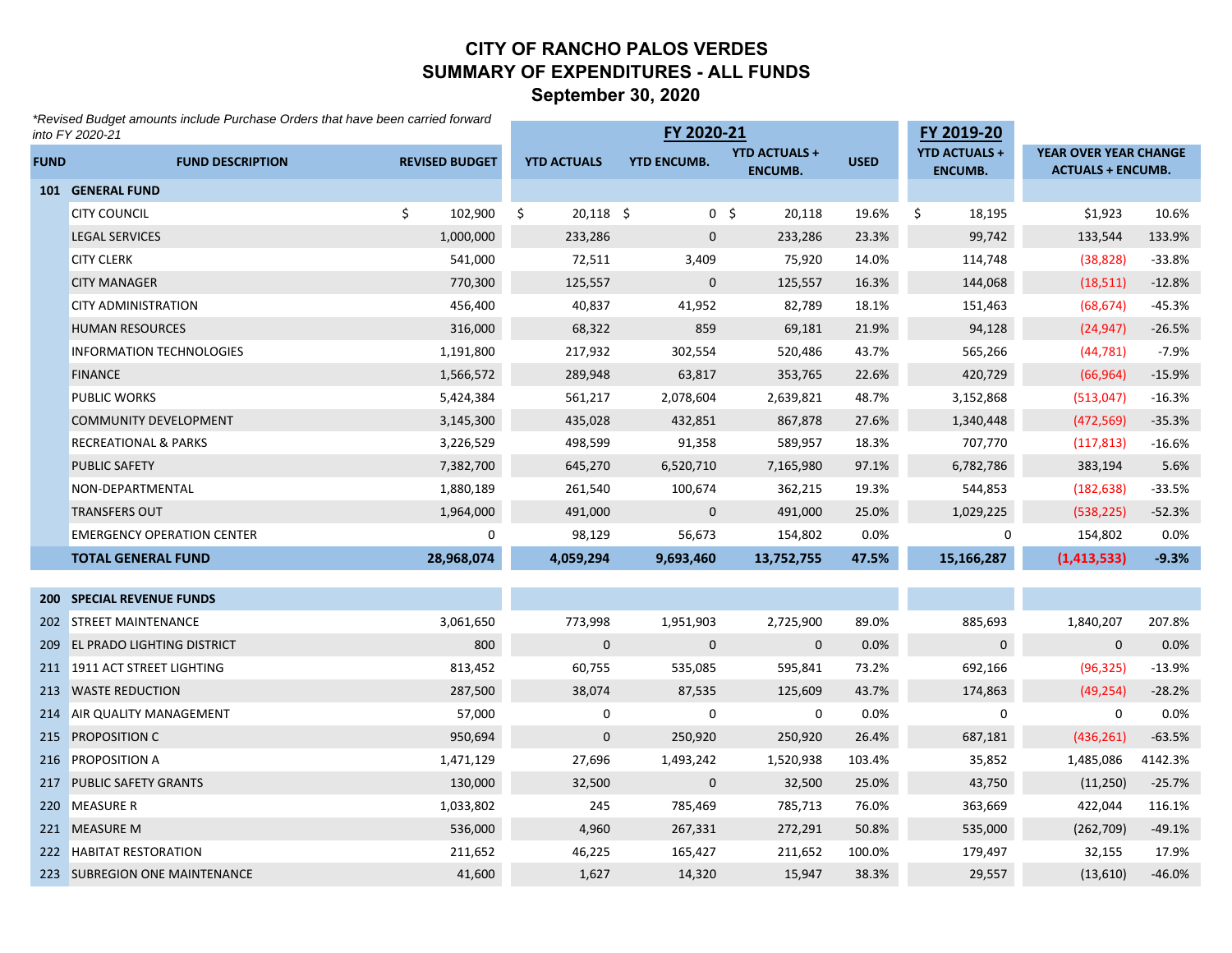# CITY OF RANCHO PALOS VERDES
## SUMMARY OF EXPENDITURES - ALL FUNDS
### September 30, 2020

*Revised Budget amounts include Purchase Orders that have been carried forward into FY 2020-21*

| | | | FY 2020-21 | | | | FY 2019-20 | | |
|---|---|---|---|---|---|---|---|---|---|
| **FUND** | **FUND DESCRIPTION** | **REVISED BUDGET** | **YTD ACTUALS** | **YTD ENCUMB.** | **YTD ACTUALS + ENCUMB.** | **USED** | **YTD ACTUALS + ENCUMB.** | **YEAR OVER YEAR CHANGE ACTUALS + ENCUMB.** | |
| **101** | **GENERAL FUND** | | | | | | | | |
| | CITY COUNCIL | $ 102,900 | $ 20,118 | $ 0 | $ 20,118 | 19.6% | $ 18,195 | $1,923 | 10.6% |
| | LEGAL SERVICES | 1,000,000 | 233,286 | 0 | 233,286 | 23.3% | 99,742 | 133,544 | 133.9% |
| | CITY CLERK | 541,000 | 72,511 | 3,409 | 75,920 | 14.0% | 114,748 | (38,828) | -33.8% |
| | CITY MANAGER | 770,300 | 125,557 | 0 | 125,557 | 16.3% | 144,068 | (18,511) | -12.8% |
| | CITY ADMINISTRATION | 456,400 | 40,837 | 41,952 | 82,789 | 18.1% | 151,463 | (68,674) | -45.3% |
| | HUMAN RESOURCES | 316,000 | 68,322 | 859 | 69,181 | 21.9% | 94,128 | (24,947) | -26.5% |
| | INFORMATION TECHNOLOGIES | 1,191,800 | 217,932 | 302,554 | 520,486 | 43.7% | 565,266 | (44,781) | -7.9% |
| | FINANCE | 1,566,572 | 289,948 | 63,817 | 353,765 | 22.6% | 420,729 | (66,964) | -15.9% |
| | PUBLIC WORKS | 5,424,384 | 561,217 | 2,078,604 | 2,639,821 | 48.7% | 3,152,868 | (513,047) | -16.3% |
| | COMMUNITY DEVELOPMENT | 3,145,300 | 435,028 | 432,851 | 867,878 | 27.6% | 1,340,448 | (472,569) | -35.3% |
| | RECREATIONAL & PARKS | 3,226,529 | 498,599 | 91,358 | 589,957 | 18.3% | 707,770 | (117,813) | -16.6% |
| | PUBLIC SAFETY | 7,382,700 | 645,270 | 6,520,710 | 7,165,980 | 97.1% | 6,782,786 | 383,194 | 5.6% |
| | NON-DEPARTMENTAL | 1,880,189 | 261,540 | 100,674 | 362,215 | 19.3% | 544,853 | (182,638) | -33.5% |
| | TRANSFERS OUT | 1,964,000 | 491,000 | 0 | 491,000 | 25.0% | 1,029,225 | (538,225) | -52.3% |
| | EMERGENCY OPERATION CENTER | 0 | 98,129 | 56,673 | 154,802 | 0.0% | 0 | 154,802 | 0.0% |
| | **TOTAL GENERAL FUND** | **28,968,074** | **4,059,294** | **9,693,460** | **13,752,755** | **47.5%** | **15,166,287** | **(1,413,533)** | **-9.3%** |
| **200** | **SPECIAL REVENUE FUNDS** | | | | | | | | |
| 202 | STREET MAINTENANCE | 3,061,650 | 773,998 | 1,951,903 | 2,725,900 | 89.0% | 885,693 | 1,840,207 | 207.8% |
| 209 | EL PRADO LIGHTING DISTRICT | 800 | 0 | 0 | 0 | 0.0% | 0 | 0 | 0.0% |
| 211 | 1911 ACT STREET LIGHTING | 813,452 | 60,755 | 535,085 | 595,841 | 73.2% | 692,166 | (96,325) | -13.9% |
| 213 | WASTE REDUCTION | 287,500 | 38,074 | 87,535 | 125,609 | 43.7% | 174,863 | (49,254) | -28.2% |
| 214 | AIR QUALITY MANAGEMENT | 57,000 | 0 | 0 | 0 | 0.0% | 0 | 0 | 0.0% |
| 215 | PROPOSITION C | 950,694 | 0 | 250,920 | 250,920 | 26.4% | 687,181 | (436,261) | -63.5% |
| 216 | PROPOSITION A | 1,471,129 | 27,696 | 1,493,242 | 1,520,938 | 103.4% | 35,852 | 1,485,086 | 4142.3% |
| 217 | PUBLIC SAFETY GRANTS | 130,000 | 32,500 | 0 | 32,500 | 25.0% | 43,750 | (11,250) | -25.7% |
| 220 | MEASURE R | 1,033,802 | 245 | 785,469 | 785,713 | 76.0% | 363,669 | 422,044 | 116.1% |
| 221 | MEASURE M | 536,000 | 4,960 | 267,331 | 272,291 | 50.8% | 535,000 | (262,709) | -49.1% |
| 222 | HABITAT RESTORATION | 211,652 | 46,225 | 165,427 | 211,652 | 100.0% | 179,497 | 32,155 | 17.9% |
| 223 | SUBREGION ONE MAINTENANCE | 41,600 | 1,627 | 14,320 | 15,947 | 38.3% | 29,557 | (13,610) | -46.0% |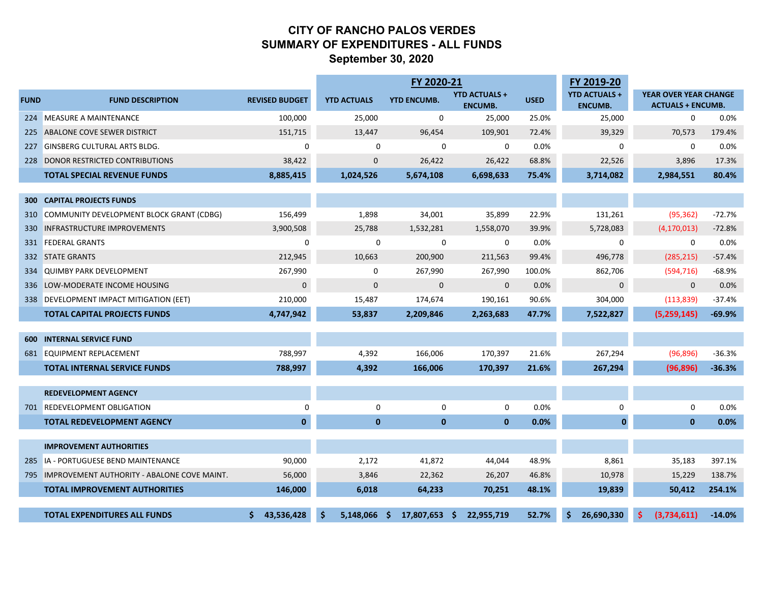# CITY OF RANCHO PALOS VERDES
## SUMMARY OF EXPENDITURES - ALL FUNDS
### September 30, 2020

| | | | FY 2020-21 | | | | | FY 2019-20 | YEAR OVER YEAR CHANGE ACTUALS + ENCUMB. | |
|---|---|---|---|---|---|---|---|---|---|---|
| FUND | FUND DESCRIPTION | REVISED BUDGET | YTD ACTUALS | YTD ENCUMB. | YTD ACTUALS + ENCUMB. | USED | | YTD ACTUALS + ENCUMB. | | |
| 224 | MEASURE A MAINTENANCE | 100,000 | 25,000 | 0 | 25,000 | 25.0% | | 25,000 | 0 | 0.0% |
| 225 | ABALONE COVE SEWER DISTRICT | 151,715 | 13,447 | 96,454 | 109,901 | 72.4% | | 39,329 | 70,573 | 179.4% |
| 227 | GINSBERG CULTURAL ARTS BLDG. | 0 | 0 | 0 | 0 | 0.0% | | 0 | 0 | 0.0% |
| 228 | DONOR RESTRICTED CONTRIBUTIONS | 38,422 | 0 | 26,422 | 26,422 | 68.8% | | 22,526 | 3,896 | 17.3% |
| | **TOTAL SPECIAL REVENUE FUNDS** | **8,885,415** | **1,024,526** | **5,674,108** | **6,698,633** | **75.4%** | | **3,714,082** | **2,984,551** | **80.4%** |
| **300** | **CAPITAL PROJECTS FUNDS** | | | | | | | | | |
| 310 | COMMUNITY DEVELOPMENT BLOCK GRANT (CDBG) | 156,499 | 1,898 | 34,001 | 35,899 | 22.9% | | 131,261 | (95,362) | -72.7% |
| 330 | INFRASTRUCTURE IMPROVEMENTS | 3,900,508 | 25,788 | 1,532,281 | 1,558,070 | 39.9% | | 5,728,083 | (4,170,013) | -72.8% |
| 331 | FEDERAL GRANTS | 0 | 0 | 0 | 0 | 0.0% | | 0 | 0 | 0.0% |
| 332 | STATE GRANTS | 212,945 | 10,663 | 200,900 | 211,563 | 99.4% | | 496,778 | (285,215) | -57.4% |
| 334 | QUIMBY PARK DEVELOPMENT | 267,990 | 0 | 267,990 | 267,990 | 100.0% | | 862,706 | (594,716) | -68.9% |
| 336 | LOW-MODERATE INCOME HOUSING | 0 | 0 | 0 | 0 | 0.0% | | 0 | 0 | 0.0% |
| 338 | DEVELOPMENT IMPACT MITIGATION (EET) | 210,000 | 15,487 | 174,674 | 190,161 | 90.6% | | 304,000 | (113,839) | -37.4% |
| | **TOTAL CAPITAL PROJECTS FUNDS** | **4,747,942** | **53,837** | **2,209,846** | **2,263,683** | **47.7%** | | **7,522,827** | **(5,259,145)** | **-69.9%** |
| **600** | **INTERNAL SERVICE FUND** | | | | | | | | | |
| 681 | EQUIPMENT REPLACEMENT | 788,997 | 4,392 | 166,006 | 170,397 | 21.6% | | 267,294 | (96,896) | -36.3% |
| | **TOTAL INTERNAL SERVICE FUNDS** | **788,997** | **4,392** | **166,006** | **170,397** | **21.6%** | | **267,294** | **(96,896)** | **-36.3%** |
| | **REDEVELOPMENT AGENCY** | | | | | | | | | |
| 701 | REDEVELOPMENT OBLIGATION | 0 | 0 | 0 | 0 | 0.0% | | 0 | 0 | 0.0% |
| | **TOTAL REDEVELOPMENT AGENCY** | **0** | **0** | **0** | **0** | **0.0%** | | **0** | **0** | **0.0%** |
| | **IMPROVEMENT AUTHORITIES** | | | | | | | | | |
| 285 | IA - PORTUGUESE BEND MAINTENANCE | 90,000 | 2,172 | 41,872 | 44,044 | 48.9% | | 8,861 | 35,183 | 397.1% |
| 795 | IMPROVEMENT AUTHORITY - ABALONE COVE MAINT. | 56,000 | 3,846 | 22,362 | 26,207 | 46.8% | | 10,978 | 15,229 | 138.7% |
| | **TOTAL IMPROVEMENT AUTHORITIES** | **146,000** | **6,018** | **64,233** | **70,251** | **48.1%** | | **19,839** | **50,412** | **254.1%** |
| | **TOTAL EXPENDITURES ALL FUNDS** | **$ 43,536,428** | **$ 5,148,066** | **$ 17,807,653** | **$ 22,955,719** | **52.7%** | | **$ 26,690,330** | **$ (3,734,611)** | **-14.0%** |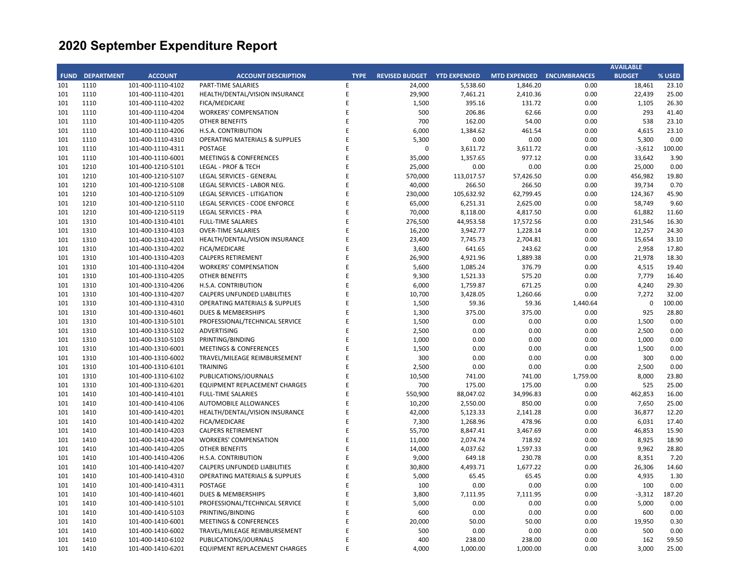# 2020 September Expenditure Report

| FUND | DEPARTMENT | ACCOUNT | ACCOUNT DESCRIPTION | TYPE | REVISED BUDGET | YTD EXPENDED | MTD EXPENDED | ENCUMBRANCES | AVAILABLE BUDGET | % USED |
|---|---|---|---|---|---|---|---|---|---|---|
| 101 | 1110 | 101-400-1110-4102 | PART-TIME SALARIES | E | 24,000 | 5,538.60 | 1,846.20 | 0.00 | 18,461 | 23.10 |
| 101 | 1110 | 101-400-1110-4201 | HEALTH/DENTAL/VISION INSURANCE | E | 29,900 | 7,461.21 | 2,410.36 | 0.00 | 22,439 | 25.00 |
| 101 | 1110 | 101-400-1110-4202 | FICA/MEDICARE | E | 1,500 | 395.16 | 131.72 | 0.00 | 1,105 | 26.30 |
| 101 | 1110 | 101-400-1110-4204 | WORKERS' COMPENSATION | E | 500 | 206.86 | 62.66 | 0.00 | 293 | 41.40 |
| 101 | 1110 | 101-400-1110-4205 | OTHER BENEFITS | E | 700 | 162.00 | 54.00 | 0.00 | 538 | 23.10 |
| 101 | 1110 | 101-400-1110-4206 | H.S.A. CONTRIBUTION | E | 6,000 | 1,384.62 | 461.54 | 0.00 | 4,615 | 23.10 |
| 101 | 1110 | 101-400-1110-4310 | OPERATING MATERIALS & SUPPLIES | E | 5,300 | 0.00 | 0.00 | 0.00 | 5,300 | 0.00 |
| 101 | 1110 | 101-400-1110-4311 | POSTAGE | E | 0 | 3,611.72 | 3,611.72 | 0.00 | -3,612 | 100.00 |
| 101 | 1110 | 101-400-1110-6001 | MEETINGS & CONFERENCES | E | 35,000 | 1,357.65 | 977.12 | 0.00 | 33,642 | 3.90 |
| 101 | 1210 | 101-400-1210-5101 | LEGAL - PROF & TECH | E | 25,000 | 0.00 | 0.00 | 0.00 | 25,000 | 0.00 |
| 101 | 1210 | 101-400-1210-5107 | LEGAL SERVICES - GENERAL | E | 570,000 | 113,017.57 | 57,426.50 | 0.00 | 456,982 | 19.80 |
| 101 | 1210 | 101-400-1210-5108 | LEGAL SERVICES - LABOR NEG. | E | 40,000 | 266.50 | 266.50 | 0.00 | 39,734 | 0.70 |
| 101 | 1210 | 101-400-1210-5109 | LEGAL SERVICES - LITIGATION | E | 230,000 | 105,632.92 | 62,799.45 | 0.00 | 124,367 | 45.90 |
| 101 | 1210 | 101-400-1210-5110 | LEGAL SERVICES - CODE ENFORCE | E | 65,000 | 6,251.31 | 2,625.00 | 0.00 | 58,749 | 9.60 |
| 101 | 1210 | 101-400-1210-5119 | LEGAL SERVICES - PRA | E | 70,000 | 8,118.00 | 4,817.50 | 0.00 | 61,882 | 11.60 |
| 101 | 1310 | 101-400-1310-4101 | FULL-TIME SALARIES | E | 276,500 | 44,953.58 | 17,572.56 | 0.00 | 231,546 | 16.30 |
| 101 | 1310 | 101-400-1310-4103 | OVER-TIME SALARIES | E | 16,200 | 3,942.77 | 1,228.14 | 0.00 | 12,257 | 24.30 |
| 101 | 1310 | 101-400-1310-4201 | HEALTH/DENTAL/VISION INSURANCE | E | 23,400 | 7,745.73 | 2,704.81 | 0.00 | 15,654 | 33.10 |
| 101 | 1310 | 101-400-1310-4202 | FICA/MEDICARE | E | 3,600 | 641.65 | 243.62 | 0.00 | 2,958 | 17.80 |
| 101 | 1310 | 101-400-1310-4203 | CALPERS RETIREMENT | E | 26,900 | 4,921.96 | 1,889.38 | 0.00 | 21,978 | 18.30 |
| 101 | 1310 | 101-400-1310-4204 | WORKERS' COMPENSATION | E | 5,600 | 1,085.24 | 376.79 | 0.00 | 4,515 | 19.40 |
| 101 | 1310 | 101-400-1310-4205 | OTHER BENEFITS | E | 9,300 | 1,521.33 | 575.20 | 0.00 | 7,779 | 16.40 |
| 101 | 1310 | 101-400-1310-4206 | H.S.A. CONTRIBUTION | E | 6,000 | 1,759.87 | 671.25 | 0.00 | 4,240 | 29.30 |
| 101 | 1310 | 101-400-1310-4207 | CALPERS UNFUNDED LIABILITIES | E | 10,700 | 3,428.05 | 1,260.66 | 0.00 | 7,272 | 32.00 |
| 101 | 1310 | 101-400-1310-4310 | OPERATING MATERIALS & SUPPLIES | E | 1,500 | 59.36 | 59.36 | 1,440.64 | 0 | 100.00 |
| 101 | 1310 | 101-400-1310-4601 | DUES & MEMBERSHIPS | E | 1,300 | 375.00 | 375.00 | 0.00 | 925 | 28.80 |
| 101 | 1310 | 101-400-1310-5101 | PROFESSIONAL/TECHNICAL SERVICE | E | 1,500 | 0.00 | 0.00 | 0.00 | 1,500 | 0.00 |
| 101 | 1310 | 101-400-1310-5102 | ADVERTISING | E | 2,500 | 0.00 | 0.00 | 0.00 | 2,500 | 0.00 |
| 101 | 1310 | 101-400-1310-5103 | PRINTING/BINDING | E | 1,000 | 0.00 | 0.00 | 0.00 | 1,000 | 0.00 |
| 101 | 1310 | 101-400-1310-6001 | MEETINGS & CONFERENCES | E | 1,500 | 0.00 | 0.00 | 0.00 | 1,500 | 0.00 |
| 101 | 1310 | 101-400-1310-6002 | TRAVEL/MILEAGE REIMBURSEMENT | E | 300 | 0.00 | 0.00 | 0.00 | 300 | 0.00 |
| 101 | 1310 | 101-400-1310-6101 | TRAINING | E | 2,500 | 0.00 | 0.00 | 0.00 | 2,500 | 0.00 |
| 101 | 1310 | 101-400-1310-6102 | PUBLICATIONS/JOURNALS | E | 10,500 | 741.00 | 741.00 | 1,759.00 | 8,000 | 23.80 |
| 101 | 1310 | 101-400-1310-6201 | EQUIPMENT REPLACEMENT CHARGES | E | 700 | 175.00 | 175.00 | 0.00 | 525 | 25.00 |
| 101 | 1410 | 101-400-1410-4101 | FULL-TIME SALARIES | E | 550,900 | 88,047.02 | 34,996.83 | 0.00 | 462,853 | 16.00 |
| 101 | 1410 | 101-400-1410-4106 | AUTOMOBILE ALLOWANCES | E | 10,200 | 2,550.00 | 850.00 | 0.00 | 7,650 | 25.00 |
| 101 | 1410 | 101-400-1410-4201 | HEALTH/DENTAL/VISION INSURANCE | E | 42,000 | 5,123.33 | 2,141.28 | 0.00 | 36,877 | 12.20 |
| 101 | 1410 | 101-400-1410-4202 | FICA/MEDICARE | E | 7,300 | 1,268.96 | 478.96 | 0.00 | 6,031 | 17.40 |
| 101 | 1410 | 101-400-1410-4203 | CALPERS RETIREMENT | E | 55,700 | 8,847.41 | 3,467.69 | 0.00 | 46,853 | 15.90 |
| 101 | 1410 | 101-400-1410-4204 | WORKERS' COMPENSATION | E | 11,000 | 2,074.74 | 718.92 | 0.00 | 8,925 | 18.90 |
| 101 | 1410 | 101-400-1410-4205 | OTHER BENEFITS | E | 14,000 | 4,037.62 | 1,597.33 | 0.00 | 9,962 | 28.80 |
| 101 | 1410 | 101-400-1410-4206 | H.S.A. CONTRIBUTION | E | 9,000 | 649.18 | 230.78 | 0.00 | 8,351 | 7.20 |
| 101 | 1410 | 101-400-1410-4207 | CALPERS UNFUNDED LIABILITIES | E | 30,800 | 4,493.71 | 1,677.22 | 0.00 | 26,306 | 14.60 |
| 101 | 1410 | 101-400-1410-4310 | OPERATING MATERIALS & SUPPLIES | E | 5,000 | 65.45 | 65.45 | 0.00 | 4,935 | 1.30 |
| 101 | 1410 | 101-400-1410-4311 | POSTAGE | E | 100 | 0.00 | 0.00 | 0.00 | 100 | 0.00 |
| 101 | 1410 | 101-400-1410-4601 | DUES & MEMBERSHIPS | E | 3,800 | 7,111.95 | 7,111.95 | 0.00 | -3,312 | 187.20 |
| 101 | 1410 | 101-400-1410-5101 | PROFESSIONAL/TECHNICAL SERVICE | E | 5,000 | 0.00 | 0.00 | 0.00 | 5,000 | 0.00 |
| 101 | 1410 | 101-400-1410-5103 | PRINTING/BINDING | E | 600 | 0.00 | 0.00 | 0.00 | 600 | 0.00 |
| 101 | 1410 | 101-400-1410-6001 | MEETINGS & CONFERENCES | E | 20,000 | 50.00 | 50.00 | 0.00 | 19,950 | 0.30 |
| 101 | 1410 | 101-400-1410-6002 | TRAVEL/MILEAGE REIMBURSEMENT | E | 500 | 0.00 | 0.00 | 0.00 | 500 | 0.00 |
| 101 | 1410 | 101-400-1410-6102 | PUBLICATIONS/JOURNALS | E | 400 | 238.00 | 238.00 | 0.00 | 162 | 59.50 |
| 101 | 1410 | 101-400-1410-6201 | EQUIPMENT REPLACEMENT CHARGES | E | 4,000 | 1,000.00 | 1,000.00 | 0.00 | 3,000 | 25.00 |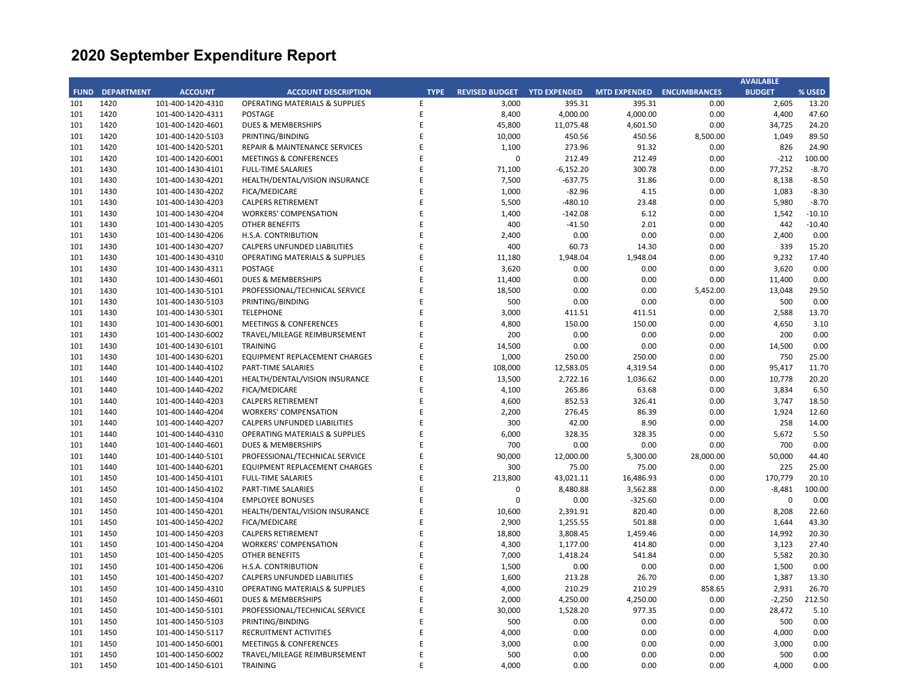# 2020 September Expenditure Report

| FUND | DEPARTMENT | ACCOUNT | ACCOUNT DESCRIPTION | TYPE | REVISED BUDGET | YTD EXPENDED | MTD EXPENDED | ENCUMBRANCES | AVAILABLE BUDGET | % USED |
|---|---|---|---|---|---|---|---|---|---|---|
| 101 | 1420 | 101-400-1420-4310 | OPERATING MATERIALS & SUPPLIES | E | 3,000 | 395.31 | 395.31 | 0.00 | 2,605 | 13.20 |
| 101 | 1420 | 101-400-1420-4311 | POSTAGE | E | 8,400 | 4,000.00 | 4,000.00 | 0.00 | 4,400 | 47.60 |
| 101 | 1420 | 101-400-1420-4601 | DUES & MEMBERSHIPS | E | 45,800 | 11,075.48 | 4,601.50 | 0.00 | 34,725 | 24.20 |
| 101 | 1420 | 101-400-1420-5103 | PRINTING/BINDING | E | 10,000 | 450.56 | 450.56 | 8,500.00 | 1,049 | 89.50 |
| 101 | 1420 | 101-400-1420-5201 | REPAIR & MAINTENANCE SERVICES | E | 1,100 | 273.96 | 91.32 | 0.00 | 826 | 24.90 |
| 101 | 1420 | 101-400-1420-6001 | MEETINGS & CONFERENCES | E | 0 | 212.49 | 212.49 | 0.00 | -212 | 100.00 |
| 101 | 1430 | 101-400-1430-4101 | FULL-TIME SALARIES | E | 71,100 | -6,152.20 | 300.78 | 0.00 | 77,252 | -8.70 |
| 101 | 1430 | 101-400-1430-4201 | HEALTH/DENTAL/VISION INSURANCE | E | 7,500 | -637.75 | 31.86 | 0.00 | 8,138 | -8.50 |
| 101 | 1430 | 101-400-1430-4202 | FICA/MEDICARE | E | 1,000 | -82.96 | 4.15 | 0.00 | 1,083 | -8.30 |
| 101 | 1430 | 101-400-1430-4203 | CALPERS RETIREMENT | E | 5,500 | -480.10 | 23.48 | 0.00 | 5,980 | -8.70 |
| 101 | 1430 | 101-400-1430-4204 | WORKERS' COMPENSATION | E | 1,400 | -142.08 | 6.12 | 0.00 | 1,542 | -10.10 |
| 101 | 1430 | 101-400-1430-4205 | OTHER BENEFITS | E | 400 | -41.50 | 2.01 | 0.00 | 442 | -10.40 |
| 101 | 1430 | 101-400-1430-4206 | H.S.A. CONTRIBUTION | E | 2,400 | 0.00 | 0.00 | 0.00 | 2,400 | 0.00 |
| 101 | 1430 | 101-400-1430-4207 | CALPERS UNFUNDED LIABILITIES | E | 400 | 60.73 | 14.30 | 0.00 | 339 | 15.20 |
| 101 | 1430 | 101-400-1430-4310 | OPERATING MATERIALS & SUPPLIES | E | 11,180 | 1,948.04 | 1,948.04 | 0.00 | 9,232 | 17.40 |
| 101 | 1430 | 101-400-1430-4311 | POSTAGE | E | 3,620 | 0.00 | 0.00 | 0.00 | 3,620 | 0.00 |
| 101 | 1430 | 101-400-1430-4601 | DUES & MEMBERSHIPS | E | 11,400 | 0.00 | 0.00 | 0.00 | 11,400 | 0.00 |
| 101 | 1430 | 101-400-1430-5101 | PROFESSIONAL/TECHNICAL SERVICE | E | 18,500 | 0.00 | 0.00 | 5,452.00 | 13,048 | 29.50 |
| 101 | 1430 | 101-400-1430-5103 | PRINTING/BINDING | E | 500 | 0.00 | 0.00 | 0.00 | 500 | 0.00 |
| 101 | 1430 | 101-400-1430-5301 | TELEPHONE | E | 3,000 | 411.51 | 411.51 | 0.00 | 2,588 | 13.70 |
| 101 | 1430 | 101-400-1430-6001 | MEETINGS & CONFERENCES | E | 4,800 | 150.00 | 150.00 | 0.00 | 4,650 | 3.10 |
| 101 | 1430 | 101-400-1430-6002 | TRAVEL/MILEAGE REIMBURSEMENT | E | 200 | 0.00 | 0.00 | 0.00 | 200 | 0.00 |
| 101 | 1430 | 101-400-1430-6101 | TRAINING | E | 14,500 | 0.00 | 0.00 | 0.00 | 14,500 | 0.00 |
| 101 | 1430 | 101-400-1430-6201 | EQUIPMENT REPLACEMENT CHARGES | E | 1,000 | 250.00 | 250.00 | 0.00 | 750 | 25.00 |
| 101 | 1440 | 101-400-1440-4102 | PART-TIME SALARIES | E | 108,000 | 12,583.05 | 4,319.54 | 0.00 | 95,417 | 11.70 |
| 101 | 1440 | 101-400-1440-4201 | HEALTH/DENTAL/VISION INSURANCE | E | 13,500 | 2,722.16 | 1,036.62 | 0.00 | 10,778 | 20.20 |
| 101 | 1440 | 101-400-1440-4202 | FICA/MEDICARE | E | 4,100 | 265.86 | 63.68 | 0.00 | 3,834 | 6.50 |
| 101 | 1440 | 101-400-1440-4203 | CALPERS RETIREMENT | E | 4,600 | 852.53 | 326.41 | 0.00 | 3,747 | 18.50 |
| 101 | 1440 | 101-400-1440-4204 | WORKERS' COMPENSATION | E | 2,200 | 276.45 | 86.39 | 0.00 | 1,924 | 12.60 |
| 101 | 1440 | 101-400-1440-4207 | CALPERS UNFUNDED LIABILITIES | E | 300 | 42.00 | 8.90 | 0.00 | 258 | 14.00 |
| 101 | 1440 | 101-400-1440-4310 | OPERATING MATERIALS & SUPPLIES | E | 6,000 | 328.35 | 328.35 | 0.00 | 5,672 | 5.50 |
| 101 | 1440 | 101-400-1440-4601 | DUES & MEMBERSHIPS | E | 700 | 0.00 | 0.00 | 0.00 | 700 | 0.00 |
| 101 | 1440 | 101-400-1440-5101 | PROFESSIONAL/TECHNICAL SERVICE | E | 90,000 | 12,000.00 | 5,300.00 | 28,000.00 | 50,000 | 44.40 |
| 101 | 1440 | 101-400-1440-6201 | EQUIPMENT REPLACEMENT CHARGES | E | 300 | 75.00 | 75.00 | 0.00 | 225 | 25.00 |
| 101 | 1450 | 101-400-1450-4101 | FULL-TIME SALARIES | E | 213,800 | 43,021.11 | 16,486.93 | 0.00 | 170,779 | 20.10 |
| 101 | 1450 | 101-400-1450-4102 | PART-TIME SALARIES | E | 0 | 8,480.88 | 3,562.88 | 0.00 | -8,481 | 100.00 |
| 101 | 1450 | 101-400-1450-4104 | EMPLOYEE BONUSES | E | 0 | 0.00 | -325.60 | 0.00 | 0 | 0.00 |
| 101 | 1450 | 101-400-1450-4201 | HEALTH/DENTAL/VISION INSURANCE | E | 10,600 | 2,391.91 | 820.40 | 0.00 | 8,208 | 22.60 |
| 101 | 1450 | 101-400-1450-4202 | FICA/MEDICARE | E | 2,900 | 1,255.55 | 501.88 | 0.00 | 1,644 | 43.30 |
| 101 | 1450 | 101-400-1450-4203 | CALPERS RETIREMENT | E | 18,800 | 3,808.45 | 1,459.46 | 0.00 | 14,992 | 20.30 |
| 101 | 1450 | 101-400-1450-4204 | WORKERS' COMPENSATION | E | 4,300 | 1,177.00 | 414.80 | 0.00 | 3,123 | 27.40 |
| 101 | 1450 | 101-400-1450-4205 | OTHER BENEFITS | E | 7,000 | 1,418.24 | 541.84 | 0.00 | 5,582 | 20.30 |
| 101 | 1450 | 101-400-1450-4206 | H.S.A. CONTRIBUTION | E | 1,500 | 0.00 | 0.00 | 0.00 | 1,500 | 0.00 |
| 101 | 1450 | 101-400-1450-4207 | CALPERS UNFUNDED LIABILITIES | E | 1,600 | 213.28 | 26.70 | 0.00 | 1,387 | 13.30 |
| 101 | 1450 | 101-400-1450-4310 | OPERATING MATERIALS & SUPPLIES | E | 4,000 | 210.29 | 210.29 | 858.65 | 2,931 | 26.70 |
| 101 | 1450 | 101-400-1450-4601 | DUES & MEMBERSHIPS | E | 2,000 | 4,250.00 | 4,250.00 | 0.00 | -2,250 | 212.50 |
| 101 | 1450 | 101-400-1450-5101 | PROFESSIONAL/TECHNICAL SERVICE | E | 30,000 | 1,528.20 | 977.35 | 0.00 | 28,472 | 5.10 |
| 101 | 1450 | 101-400-1450-5103 | PRINTING/BINDING | E | 500 | 0.00 | 0.00 | 0.00 | 500 | 0.00 |
| 101 | 1450 | 101-400-1450-5117 | RECRUITMENT ACTIVITIES | E | 4,000 | 0.00 | 0.00 | 0.00 | 4,000 | 0.00 |
| 101 | 1450 | 101-400-1450-6001 | MEETINGS & CONFERENCES | E | 3,000 | 0.00 | 0.00 | 0.00 | 3,000 | 0.00 |
| 101 | 1450 | 101-400-1450-6002 | TRAVEL/MILEAGE REIMBURSEMENT | E | 500 | 0.00 | 0.00 | 0.00 | 500 | 0.00 |
| 101 | 1450 | 101-400-1450-6101 | TRAINING | E | 4,000 | 0.00 | 0.00 | 0.00 | 4,000 | 0.00 |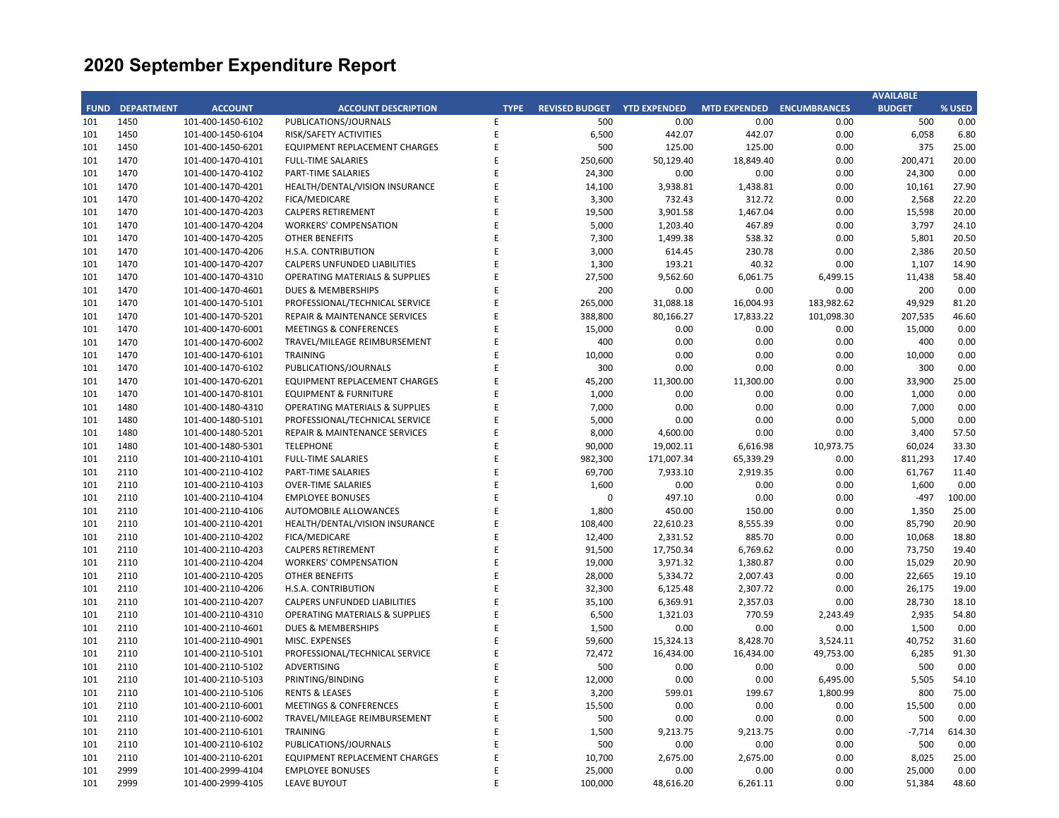# 2020 September Expenditure Report

| FUND | DEPARTMENT | ACCOUNT | ACCOUNT DESCRIPTION | TYPE | REVISED BUDGET | YTD EXPENDED | MTD EXPENDED | ENCUMBRANCES | AVAILABLE BUDGET | % USED |
|---|---|---|---|---|---|---|---|---|---|---|
| 101 | 1450 | 101-400-1450-6102 | PUBLICATIONS/JOURNALS | E | 500 | 0.00 | 0.00 | 0.00 | 500 | 0.00 |
| 101 | 1450 | 101-400-1450-6104 | RISK/SAFETY ACTIVITIES | E | 6,500 | 442.07 | 442.07 | 0.00 | 6,058 | 6.80 |
| 101 | 1450 | 101-400-1450-6201 | EQUIPMENT REPLACEMENT CHARGES | E | 500 | 125.00 | 125.00 | 0.00 | 375 | 25.00 |
| 101 | 1470 | 101-400-1470-4101 | FULL-TIME SALARIES | E | 250,600 | 50,129.40 | 18,849.40 | 0.00 | 200,471 | 20.00 |
| 101 | 1470 | 101-400-1470-4102 | PART-TIME SALARIES | E | 24,300 | 0.00 | 0.00 | 0.00 | 24,300 | 0.00 |
| 101 | 1470 | 101-400-1470-4201 | HEALTH/DENTAL/VISION INSURANCE | E | 14,100 | 3,938.81 | 1,438.81 | 0.00 | 10,161 | 27.90 |
| 101 | 1470 | 101-400-1470-4202 | FICA/MEDICARE | E | 3,300 | 732.43 | 312.72 | 0.00 | 2,568 | 22.20 |
| 101 | 1470 | 101-400-1470-4203 | CALPERS RETIREMENT | E | 19,500 | 3,901.58 | 1,467.04 | 0.00 | 15,598 | 20.00 |
| 101 | 1470 | 101-400-1470-4204 | WORKERS' COMPENSATION | E | 5,000 | 1,203.40 | 467.89 | 0.00 | 3,797 | 24.10 |
| 101 | 1470 | 101-400-1470-4205 | OTHER BENEFITS | E | 7,300 | 1,499.38 | 538.32 | 0.00 | 5,801 | 20.50 |
| 101 | 1470 | 101-400-1470-4206 | H.S.A. CONTRIBUTION | E | 3,000 | 614.45 | 230.78 | 0.00 | 2,386 | 20.50 |
| 101 | 1470 | 101-400-1470-4207 | CALPERS UNFUNDED LIABILITIES | E | 1,300 | 193.21 | 40.32 | 0.00 | 1,107 | 14.90 |
| 101 | 1470 | 101-400-1470-4310 | OPERATING MATERIALS & SUPPLIES | E | 27,500 | 9,562.60 | 6,061.75 | 6,499.15 | 11,438 | 58.40 |
| 101 | 1470 | 101-400-1470-4601 | DUES & MEMBERSHIPS | E | 200 | 0.00 | 0.00 | 0.00 | 200 | 0.00 |
| 101 | 1470 | 101-400-1470-5101 | PROFESSIONAL/TECHNICAL SERVICE | E | 265,000 | 31,088.18 | 16,004.93 | 183,982.62 | 49,929 | 81.20 |
| 101 | 1470 | 101-400-1470-5201 | REPAIR & MAINTENANCE SERVICES | E | 388,800 | 80,166.27 | 17,833.22 | 101,098.30 | 207,535 | 46.60 |
| 101 | 1470 | 101-400-1470-6001 | MEETINGS & CONFERENCES | E | 15,000 | 0.00 | 0.00 | 0.00 | 15,000 | 0.00 |
| 101 | 1470 | 101-400-1470-6002 | TRAVEL/MILEAGE REIMBURSEMENT | E | 400 | 0.00 | 0.00 | 0.00 | 400 | 0.00 |
| 101 | 1470 | 101-400-1470-6101 | TRAINING | E | 10,000 | 0.00 | 0.00 | 0.00 | 10,000 | 0.00 |
| 101 | 1470 | 101-400-1470-6102 | PUBLICATIONS/JOURNALS | E | 300 | 0.00 | 0.00 | 0.00 | 300 | 0.00 |
| 101 | 1470 | 101-400-1470-6201 | EQUIPMENT REPLACEMENT CHARGES | E | 45,200 | 11,300.00 | 11,300.00 | 0.00 | 33,900 | 25.00 |
| 101 | 1470 | 101-400-1470-8101 | EQUIPMENT & FURNITURE | E | 1,000 | 0.00 | 0.00 | 0.00 | 1,000 | 0.00 |
| 101 | 1480 | 101-400-1480-4310 | OPERATING MATERIALS & SUPPLIES | E | 7,000 | 0.00 | 0.00 | 0.00 | 7,000 | 0.00 |
| 101 | 1480 | 101-400-1480-5101 | PROFESSIONAL/TECHNICAL SERVICE | E | 5,000 | 0.00 | 0.00 | 0.00 | 5,000 | 0.00 |
| 101 | 1480 | 101-400-1480-5201 | REPAIR & MAINTENANCE SERVICES | E | 8,000 | 4,600.00 | 0.00 | 0.00 | 3,400 | 57.50 |
| 101 | 1480 | 101-400-1480-5301 | TELEPHONE | E | 90,000 | 19,002.11 | 6,616.98 | 10,973.75 | 60,024 | 33.30 |
| 101 | 2110 | 101-400-2110-4101 | FULL-TIME SALARIES | E | 982,300 | 171,007.34 | 65,339.29 | 0.00 | 811,293 | 17.40 |
| 101 | 2110 | 101-400-2110-4102 | PART-TIME SALARIES | E | 69,700 | 7,933.10 | 2,919.35 | 0.00 | 61,767 | 11.40 |
| 101 | 2110 | 101-400-2110-4103 | OVER-TIME SALARIES | E | 1,600 | 0.00 | 0.00 | 0.00 | 1,600 | 0.00 |
| 101 | 2110 | 101-400-2110-4104 | EMPLOYEE BONUSES | E | 0 | 497.10 | 0.00 | 0.00 | -497 | 100.00 |
| 101 | 2110 | 101-400-2110-4106 | AUTOMOBILE ALLOWANCES | E | 1,800 | 450.00 | 150.00 | 0.00 | 1,350 | 25.00 |
| 101 | 2110 | 101-400-2110-4201 | HEALTH/DENTAL/VISION INSURANCE | E | 108,400 | 22,610.23 | 8,555.39 | 0.00 | 85,790 | 20.90 |
| 101 | 2110 | 101-400-2110-4202 | FICA/MEDICARE | E | 12,400 | 2,331.52 | 885.70 | 0.00 | 10,068 | 18.80 |
| 101 | 2110 | 101-400-2110-4203 | CALPERS RETIREMENT | E | 91,500 | 17,750.34 | 6,769.62 | 0.00 | 73,750 | 19.40 |
| 101 | 2110 | 101-400-2110-4204 | WORKERS' COMPENSATION | E | 19,000 | 3,971.32 | 1,380.87 | 0.00 | 15,029 | 20.90 |
| 101 | 2110 | 101-400-2110-4205 | OTHER BENEFITS | E | 28,000 | 5,334.72 | 2,007.43 | 0.00 | 22,665 | 19.10 |
| 101 | 2110 | 101-400-2110-4206 | H.S.A. CONTRIBUTION | E | 32,300 | 6,125.48 | 2,307.72 | 0.00 | 26,175 | 19.00 |
| 101 | 2110 | 101-400-2110-4207 | CALPERS UNFUNDED LIABILITIES | E | 35,100 | 6,369.91 | 2,357.03 | 0.00 | 28,730 | 18.10 |
| 101 | 2110 | 101-400-2110-4310 | OPERATING MATERIALS & SUPPLIES | E | 6,500 | 1,321.03 | 770.59 | 2,243.49 | 2,935 | 54.80 |
| 101 | 2110 | 101-400-2110-4601 | DUES & MEMBERSHIPS | E | 1,500 | 0.00 | 0.00 | 0.00 | 1,500 | 0.00 |
| 101 | 2110 | 101-400-2110-4901 | MISC. EXPENSES | E | 59,600 | 15,324.13 | 8,428.70 | 3,524.11 | 40,752 | 31.60 |
| 101 | 2110 | 101-400-2110-5101 | PROFESSIONAL/TECHNICAL SERVICE | E | 72,472 | 16,434.00 | 16,434.00 | 49,753.00 | 6,285 | 91.30 |
| 101 | 2110 | 101-400-2110-5102 | ADVERTISING | E | 500 | 0.00 | 0.00 | 0.00 | 500 | 0.00 |
| 101 | 2110 | 101-400-2110-5103 | PRINTING/BINDING | E | 12,000 | 0.00 | 0.00 | 6,495.00 | 5,505 | 54.10 |
| 101 | 2110 | 101-400-2110-5106 | RENTS & LEASES | E | 3,200 | 599.01 | 199.67 | 1,800.99 | 800 | 75.00 |
| 101 | 2110 | 101-400-2110-6001 | MEETINGS & CONFERENCES | E | 15,500 | 0.00 | 0.00 | 0.00 | 15,500 | 0.00 |
| 101 | 2110 | 101-400-2110-6002 | TRAVEL/MILEAGE REIMBURSEMENT | E | 500 | 0.00 | 0.00 | 0.00 | 500 | 0.00 |
| 101 | 2110 | 101-400-2110-6101 | TRAINING | E | 1,500 | 9,213.75 | 9,213.75 | 0.00 | -7,714 | 614.30 |
| 101 | 2110 | 101-400-2110-6102 | PUBLICATIONS/JOURNALS | E | 500 | 0.00 | 0.00 | 0.00 | 500 | 0.00 |
| 101 | 2110 | 101-400-2110-6201 | EQUIPMENT REPLACEMENT CHARGES | E | 10,700 | 2,675.00 | 2,675.00 | 0.00 | 8,025 | 25.00 |
| 101 | 2999 | 101-400-2999-4104 | EMPLOYEE BONUSES | E | 25,000 | 0.00 | 0.00 | 0.00 | 25,000 | 0.00 |
| 101 | 2999 | 101-400-2999-4105 | LEAVE BUYOUT | E | 100,000 | 48,616.20 | 6,261.11 | 0.00 | 51,384 | 48.60 |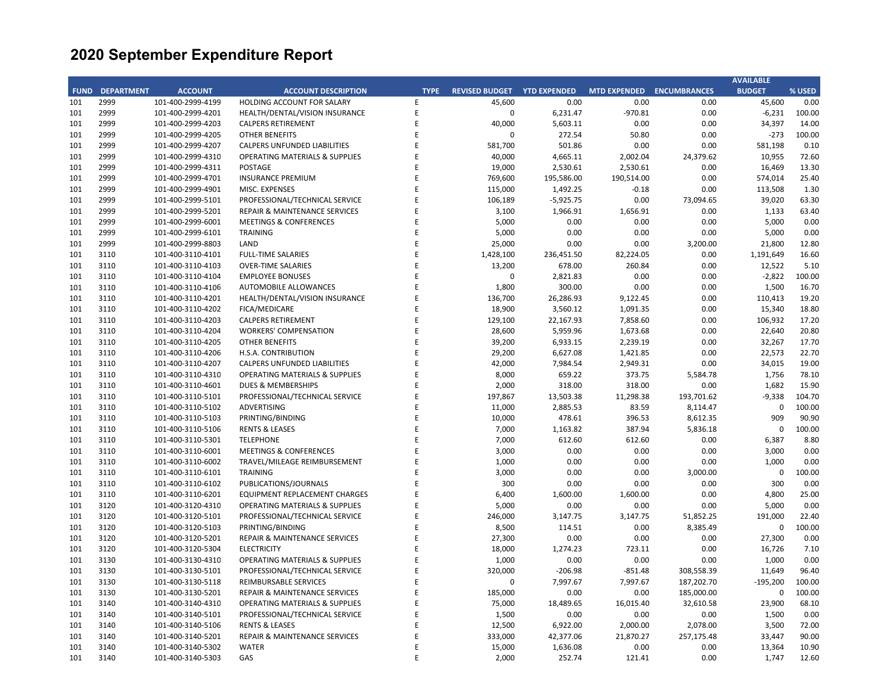# 2020 September Expenditure Report

| FUND | DEPARTMENT | ACCOUNT | ACCOUNT DESCRIPTION | TYPE | REVISED BUDGET | YTD EXPENDED | MTD EXPENDED | ENCUMBRANCES | AVAILABLE BUDGET | % USED |
|---|---|---|---|---|---|---|---|---|---|---|
| 101 | 2999 | 101-400-2999-4199 | HOLDING ACCOUNT FOR SALARY | E | 45,600 | 0.00 | 0.00 | 0.00 | 45,600 | 0.00 |
| 101 | 2999 | 101-400-2999-4201 | HEALTH/DENTAL/VISION INSURANCE | E | 0 | 6,231.47 | -970.81 | 0.00 | -6,231 | 100.00 |
| 101 | 2999 | 101-400-2999-4203 | CALPERS RETIREMENT | E | 40,000 | 5,603.11 | 0.00 | 0.00 | 34,397 | 14.00 |
| 101 | 2999 | 101-400-2999-4205 | OTHER BENEFITS | E | 0 | 272.54 | 50.80 | 0.00 | -273 | 100.00 |
| 101 | 2999 | 101-400-2999-4207 | CALPERS UNFUNDED LIABILITIES | E | 581,700 | 501.86 | 0.00 | 0.00 | 581,198 | 0.10 |
| 101 | 2999 | 101-400-2999-4310 | OPERATING MATERIALS & SUPPLIES | E | 40,000 | 4,665.11 | 2,002.04 | 24,379.62 | 10,955 | 72.60 |
| 101 | 2999 | 101-400-2999-4311 | POSTAGE | E | 19,000 | 2,530.61 | 2,530.61 | 0.00 | 16,469 | 13.30 |
| 101 | 2999 | 101-400-2999-4701 | INSURANCE PREMIUM | E | 769,600 | 195,586.00 | 190,514.00 | 0.00 | 574,014 | 25.40 |
| 101 | 2999 | 101-400-2999-4901 | MISC. EXPENSES | E | 115,000 | 1,492.25 | -0.18 | 0.00 | 113,508 | 1.30 |
| 101 | 2999 | 101-400-2999-5101 | PROFESSIONAL/TECHNICAL SERVICE | E | 106,189 | -5,925.75 | 0.00 | 73,094.65 | 39,020 | 63.30 |
| 101 | 2999 | 101-400-2999-5201 | REPAIR & MAINTENANCE SERVICES | E | 3,100 | 1,966.91 | 1,656.91 | 0.00 | 1,133 | 63.40 |
| 101 | 2999 | 101-400-2999-6001 | MEETINGS & CONFERENCES | E | 5,000 | 0.00 | 0.00 | 0.00 | 5,000 | 0.00 |
| 101 | 2999 | 101-400-2999-6101 | TRAINING | E | 5,000 | 0.00 | 0.00 | 0.00 | 5,000 | 0.00 |
| 101 | 2999 | 101-400-2999-8803 | LAND | E | 25,000 | 0.00 | 0.00 | 3,200.00 | 21,800 | 12.80 |
| 101 | 3110 | 101-400-3110-4101 | FULL-TIME SALARIES | E | 1,428,100 | 236,451.50 | 82,224.05 | 0.00 | 1,191,649 | 16.60 |
| 101 | 3110 | 101-400-3110-4103 | OVER-TIME SALARIES | E | 13,200 | 678.00 | 260.84 | 0.00 | 12,522 | 5.10 |
| 101 | 3110 | 101-400-3110-4104 | EMPLOYEE BONUSES | E | 0 | 2,821.83 | 0.00 | 0.00 | -2,822 | 100.00 |
| 101 | 3110 | 101-400-3110-4106 | AUTOMOBILE ALLOWANCES | E | 1,800 | 300.00 | 0.00 | 0.00 | 1,500 | 16.70 |
| 101 | 3110 | 101-400-3110-4201 | HEALTH/DENTAL/VISION INSURANCE | E | 136,700 | 26,286.93 | 9,122.45 | 0.00 | 110,413 | 19.20 |
| 101 | 3110 | 101-400-3110-4202 | FICA/MEDICARE | E | 18,900 | 3,560.12 | 1,091.35 | 0.00 | 15,340 | 18.80 |
| 101 | 3110 | 101-400-3110-4203 | CALPERS RETIREMENT | E | 129,100 | 22,167.93 | 7,858.60 | 0.00 | 106,932 | 17.20 |
| 101 | 3110 | 101-400-3110-4204 | WORKERS' COMPENSATION | E | 28,600 | 5,959.96 | 1,673.68 | 0.00 | 22,640 | 20.80 |
| 101 | 3110 | 101-400-3110-4205 | OTHER BENEFITS | E | 39,200 | 6,933.15 | 2,239.19 | 0.00 | 32,267 | 17.70 |
| 101 | 3110 | 101-400-3110-4206 | H.S.A. CONTRIBUTION | E | 29,200 | 6,627.08 | 1,421.85 | 0.00 | 22,573 | 22.70 |
| 101 | 3110 | 101-400-3110-4207 | CALPERS UNFUNDED LIABILITIES | E | 42,000 | 7,984.54 | 2,949.31 | 0.00 | 34,015 | 19.00 |
| 101 | 3110 | 101-400-3110-4310 | OPERATING MATERIALS & SUPPLIES | E | 8,000 | 659.22 | 373.75 | 5,584.78 | 1,756 | 78.10 |
| 101 | 3110 | 101-400-3110-4601 | DUES & MEMBERSHIPS | E | 2,000 | 318.00 | 318.00 | 0.00 | 1,682 | 15.90 |
| 101 | 3110 | 101-400-3110-5101 | PROFESSIONAL/TECHNICAL SERVICE | E | 197,867 | 13,503.38 | 11,298.38 | 193,701.62 | -9,338 | 104.70 |
| 101 | 3110 | 101-400-3110-5102 | ADVERTISING | E | 11,000 | 2,885.53 | 83.59 | 8,114.47 | 0 | 100.00 |
| 101 | 3110 | 101-400-3110-5103 | PRINTING/BINDING | E | 10,000 | 478.61 | 396.53 | 8,612.35 | 909 | 90.90 |
| 101 | 3110 | 101-400-3110-5106 | RENTS & LEASES | E | 7,000 | 1,163.82 | 387.94 | 5,836.18 | 0 | 100.00 |
| 101 | 3110 | 101-400-3110-5301 | TELEPHONE | E | 7,000 | 612.60 | 612.60 | 0.00 | 6,387 | 8.80 |
| 101 | 3110 | 101-400-3110-6001 | MEETINGS & CONFERENCES | E | 3,000 | 0.00 | 0.00 | 0.00 | 3,000 | 0.00 |
| 101 | 3110 | 101-400-3110-6002 | TRAVEL/MILEAGE REIMBURSEMENT | E | 1,000 | 0.00 | 0.00 | 0.00 | 1,000 | 0.00 |
| 101 | 3110 | 101-400-3110-6101 | TRAINING | E | 3,000 | 0.00 | 0.00 | 3,000.00 | 0 | 100.00 |
| 101 | 3110 | 101-400-3110-6102 | PUBLICATIONS/JOURNALS | E | 300 | 0.00 | 0.00 | 0.00 | 300 | 0.00 |
| 101 | 3110 | 101-400-3110-6201 | EQUIPMENT REPLACEMENT CHARGES | E | 6,400 | 1,600.00 | 1,600.00 | 0.00 | 4,800 | 25.00 |
| 101 | 3120 | 101-400-3120-4310 | OPERATING MATERIALS & SUPPLIES | E | 5,000 | 0.00 | 0.00 | 0.00 | 5,000 | 0.00 |
| 101 | 3120 | 101-400-3120-5101 | PROFESSIONAL/TECHNICAL SERVICE | E | 246,000 | 3,147.75 | 3,147.75 | 51,852.25 | 191,000 | 22.40 |
| 101 | 3120 | 101-400-3120-5103 | PRINTING/BINDING | E | 8,500 | 114.51 | 0.00 | 8,385.49 | 0 | 100.00 |
| 101 | 3120 | 101-400-3120-5201 | REPAIR & MAINTENANCE SERVICES | E | 27,300 | 0.00 | 0.00 | 0.00 | 27,300 | 0.00 |
| 101 | 3120 | 101-400-3120-5304 | ELECTRICITY | E | 18,000 | 1,274.23 | 723.11 | 0.00 | 16,726 | 7.10 |
| 101 | 3130 | 101-400-3130-4310 | OPERATING MATERIALS & SUPPLIES | E | 1,000 | 0.00 | 0.00 | 0.00 | 1,000 | 0.00 |
| 101 | 3130 | 101-400-3130-5101 | PROFESSIONAL/TECHNICAL SERVICE | E | 320,000 | -206.98 | -851.48 | 308,558.39 | 11,649 | 96.40 |
| 101 | 3130 | 101-400-3130-5118 | REIMBURSABLE SERVICES | E | 0 | 7,997.67 | 7,997.67 | 187,202.70 | -195,200 | 100.00 |
| 101 | 3130 | 101-400-3130-5201 | REPAIR & MAINTENANCE SERVICES | E | 185,000 | 0.00 | 0.00 | 185,000.00 | 0 | 100.00 |
| 101 | 3140 | 101-400-3140-4310 | OPERATING MATERIALS & SUPPLIES | E | 75,000 | 18,489.65 | 16,015.40 | 32,610.58 | 23,900 | 68.10 |
| 101 | 3140 | 101-400-3140-5101 | PROFESSIONAL/TECHNICAL SERVICE | E | 1,500 | 0.00 | 0.00 | 0.00 | 1,500 | 0.00 |
| 101 | 3140 | 101-400-3140-5106 | RENTS & LEASES | E | 12,500 | 6,922.00 | 2,000.00 | 2,078.00 | 3,500 | 72.00 |
| 101 | 3140 | 101-400-3140-5201 | REPAIR & MAINTENANCE SERVICES | E | 333,000 | 42,377.06 | 21,870.27 | 257,175.48 | 33,447 | 90.00 |
| 101 | 3140 | 101-400-3140-5302 | WATER | E | 15,000 | 1,636.08 | 0.00 | 0.00 | 13,364 | 10.90 |
| 101 | 3140 | 101-400-3140-5303 | GAS | E | 2,000 | 252.74 | 121.41 | 0.00 | 1,747 | 12.60 |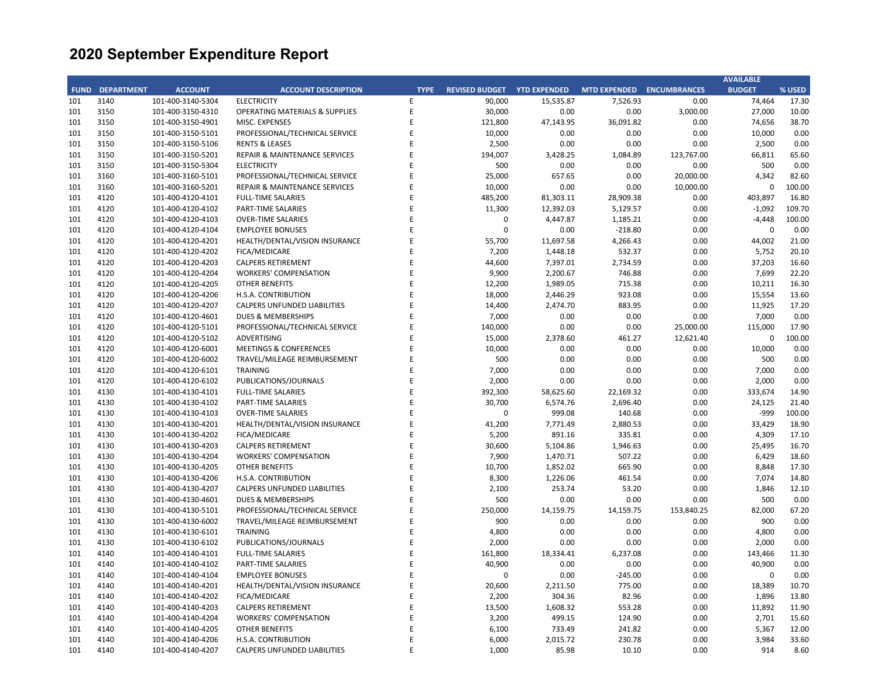# 2020 September Expenditure Report

| FUND | DEPARTMENT | ACCOUNT | ACCOUNT DESCRIPTION | TYPE | REVISED BUDGET | YTD EXPENDED | MTD EXPENDED | ENCUMBRANCES | AVAILABLE BUDGET | % USED |
|---|---|---|---|---|---|---|---|---|---|---|
| 101 | 3140 | 101-400-3140-5304 | ELECTRICITY | E | 90,000 | 15,535.87 | 7,526.93 | 0.00 | 74,464 | 17.30 |
| 101 | 3150 | 101-400-3150-4310 | OPERATING MATERIALS & SUPPLIES | E | 30,000 | 0.00 | 0.00 | 3,000.00 | 27,000 | 10.00 |
| 101 | 3150 | 101-400-3150-4901 | MISC. EXPENSES | E | 121,800 | 47,143.95 | 36,091.82 | 0.00 | 74,656 | 38.70 |
| 101 | 3150 | 101-400-3150-5101 | PROFESSIONAL/TECHNICAL SERVICE | E | 10,000 | 0.00 | 0.00 | 0.00 | 10,000 | 0.00 |
| 101 | 3150 | 101-400-3150-5106 | RENTS & LEASES | E | 2,500 | 0.00 | 0.00 | 0.00 | 2,500 | 0.00 |
| 101 | 3150 | 101-400-3150-5201 | REPAIR & MAINTENANCE SERVICES | E | 194,007 | 3,428.25 | 1,084.89 | 123,767.00 | 66,811 | 65.60 |
| 101 | 3150 | 101-400-3150-5304 | ELECTRICITY | E | 500 | 0.00 | 0.00 | 0.00 | 500 | 0.00 |
| 101 | 3160 | 101-400-3160-5101 | PROFESSIONAL/TECHNICAL SERVICE | E | 25,000 | 657.65 | 0.00 | 20,000.00 | 4,342 | 82.60 |
| 101 | 3160 | 101-400-3160-5201 | REPAIR & MAINTENANCE SERVICES | E | 10,000 | 0.00 | 0.00 | 10,000.00 | 0 | 100.00 |
| 101 | 4120 | 101-400-4120-4101 | FULL-TIME SALARIES | E | 485,200 | 81,303.11 | 28,909.38 | 0.00 | 403,897 | 16.80 |
| 101 | 4120 | 101-400-4120-4102 | PART-TIME SALARIES | E | 11,300 | 12,392.03 | 5,129.57 | 0.00 | -1,092 | 109.70 |
| 101 | 4120 | 101-400-4120-4103 | OVER-TIME SALARIES | E | 0 | 4,447.87 | 1,185.21 | 0.00 | -4,448 | 100.00 |
| 101 | 4120 | 101-400-4120-4104 | EMPLOYEE BONUSES | E | 0 | 0.00 | -218.80 | 0.00 | 0 | 0.00 |
| 101 | 4120 | 101-400-4120-4201 | HEALTH/DENTAL/VISION INSURANCE | E | 55,700 | 11,697.58 | 4,266.43 | 0.00 | 44,002 | 21.00 |
| 101 | 4120 | 101-400-4120-4202 | FICA/MEDICARE | E | 7,200 | 1,448.18 | 532.37 | 0.00 | 5,752 | 20.10 |
| 101 | 4120 | 101-400-4120-4203 | CALPERS RETIREMENT | E | 44,600 | 7,397.01 | 2,734.59 | 0.00 | 37,203 | 16.60 |
| 101 | 4120 | 101-400-4120-4204 | WORKERS' COMPENSATION | E | 9,900 | 2,200.67 | 746.88 | 0.00 | 7,699 | 22.20 |
| 101 | 4120 | 101-400-4120-4205 | OTHER BENEFITS | E | 12,200 | 1,989.05 | 715.38 | 0.00 | 10,211 | 16.30 |
| 101 | 4120 | 101-400-4120-4206 | H.S.A. CONTRIBUTION | E | 18,000 | 2,446.29 | 923.08 | 0.00 | 15,554 | 13.60 |
| 101 | 4120 | 101-400-4120-4207 | CALPERS UNFUNDED LIABILITIES | E | 14,400 | 2,474.70 | 883.95 | 0.00 | 11,925 | 17.20 |
| 101 | 4120 | 101-400-4120-4601 | DUES & MEMBERSHIPS | E | 7,000 | 0.00 | 0.00 | 0.00 | 7,000 | 0.00 |
| 101 | 4120 | 101-400-4120-5101 | PROFESSIONAL/TECHNICAL SERVICE | E | 140,000 | 0.00 | 0.00 | 25,000.00 | 115,000 | 17.90 |
| 101 | 4120 | 101-400-4120-5102 | ADVERTISING | E | 15,000 | 2,378.60 | 461.27 | 12,621.40 | 0 | 100.00 |
| 101 | 4120 | 101-400-4120-6001 | MEETINGS & CONFERENCES | E | 10,000 | 0.00 | 0.00 | 0.00 | 10,000 | 0.00 |
| 101 | 4120 | 101-400-4120-6002 | TRAVEL/MILEAGE REIMBURSEMENT | E | 500 | 0.00 | 0.00 | 0.00 | 500 | 0.00 |
| 101 | 4120 | 101-400-4120-6101 | TRAINING | E | 7,000 | 0.00 | 0.00 | 0.00 | 7,000 | 0.00 |
| 101 | 4120 | 101-400-4120-6102 | PUBLICATIONS/JOURNALS | E | 2,000 | 0.00 | 0.00 | 0.00 | 2,000 | 0.00 |
| 101 | 4130 | 101-400-4130-4101 | FULL-TIME SALARIES | E | 392,300 | 58,625.60 | 22,169.32 | 0.00 | 333,674 | 14.90 |
| 101 | 4130 | 101-400-4130-4102 | PART-TIME SALARIES | E | 30,700 | 6,574.76 | 2,696.40 | 0.00 | 24,125 | 21.40 |
| 101 | 4130 | 101-400-4130-4103 | OVER-TIME SALARIES | E | 0 | 999.08 | 140.68 | 0.00 | -999 | 100.00 |
| 101 | 4130 | 101-400-4130-4201 | HEALTH/DENTAL/VISION INSURANCE | E | 41,200 | 7,771.49 | 2,880.53 | 0.00 | 33,429 | 18.90 |
| 101 | 4130 | 101-400-4130-4202 | FICA/MEDICARE | E | 5,200 | 891.16 | 335.81 | 0.00 | 4,309 | 17.10 |
| 101 | 4130 | 101-400-4130-4203 | CALPERS RETIREMENT | E | 30,600 | 5,104.86 | 1,946.63 | 0.00 | 25,495 | 16.70 |
| 101 | 4130 | 101-400-4130-4204 | WORKERS' COMPENSATION | E | 7,900 | 1,470.71 | 507.22 | 0.00 | 6,429 | 18.60 |
| 101 | 4130 | 101-400-4130-4205 | OTHER BENEFITS | E | 10,700 | 1,852.02 | 665.90 | 0.00 | 8,848 | 17.30 |
| 101 | 4130 | 101-400-4130-4206 | H.S.A. CONTRIBUTION | E | 8,300 | 1,226.06 | 461.54 | 0.00 | 7,074 | 14.80 |
| 101 | 4130 | 101-400-4130-4207 | CALPERS UNFUNDED LIABILITIES | E | 2,100 | 253.74 | 53.20 | 0.00 | 1,846 | 12.10 |
| 101 | 4130 | 101-400-4130-4601 | DUES & MEMBERSHIPS | E | 500 | 0.00 | 0.00 | 0.00 | 500 | 0.00 |
| 101 | 4130 | 101-400-4130-5101 | PROFESSIONAL/TECHNICAL SERVICE | E | 250,000 | 14,159.75 | 14,159.75 | 153,840.25 | 82,000 | 67.20 |
| 101 | 4130 | 101-400-4130-6002 | TRAVEL/MILEAGE REIMBURSEMENT | E | 900 | 0.00 | 0.00 | 0.00 | 900 | 0.00 |
| 101 | 4130 | 101-400-4130-6101 | TRAINING | E | 4,800 | 0.00 | 0.00 | 0.00 | 4,800 | 0.00 |
| 101 | 4130 | 101-400-4130-6102 | PUBLICATIONS/JOURNALS | E | 2,000 | 0.00 | 0.00 | 0.00 | 2,000 | 0.00 |
| 101 | 4140 | 101-400-4140-4101 | FULL-TIME SALARIES | E | 161,800 | 18,334.41 | 6,237.08 | 0.00 | 143,466 | 11.30 |
| 101 | 4140 | 101-400-4140-4102 | PART-TIME SALARIES | E | 40,900 | 0.00 | 0.00 | 0.00 | 40,900 | 0.00 |
| 101 | 4140 | 101-400-4140-4104 | EMPLOYEE BONUSES | E | 0 | 0.00 | -245.00 | 0.00 | 0 | 0.00 |
| 101 | 4140 | 101-400-4140-4201 | HEALTH/DENTAL/VISION INSURANCE | E | 20,600 | 2,211.50 | 775.00 | 0.00 | 18,389 | 10.70 |
| 101 | 4140 | 101-400-4140-4202 | FICA/MEDICARE | E | 2,200 | 304.36 | 82.96 | 0.00 | 1,896 | 13.80 |
| 101 | 4140 | 101-400-4140-4203 | CALPERS RETIREMENT | E | 13,500 | 1,608.32 | 553.28 | 0.00 | 11,892 | 11.90 |
| 101 | 4140 | 101-400-4140-4204 | WORKERS' COMPENSATION | E | 3,200 | 499.15 | 124.90 | 0.00 | 2,701 | 15.60 |
| 101 | 4140 | 101-400-4140-4205 | OTHER BENEFITS | E | 6,100 | 733.49 | 241.82 | 0.00 | 5,367 | 12.00 |
| 101 | 4140 | 101-400-4140-4206 | H.S.A. CONTRIBUTION | E | 6,000 | 2,015.72 | 230.78 | 0.00 | 3,984 | 33.60 |
| 101 | 4140 | 101-400-4140-4207 | CALPERS UNFUNDED LIABILITIES | E | 1,000 | 85.98 | 10.10 | 0.00 | 914 | 8.60 |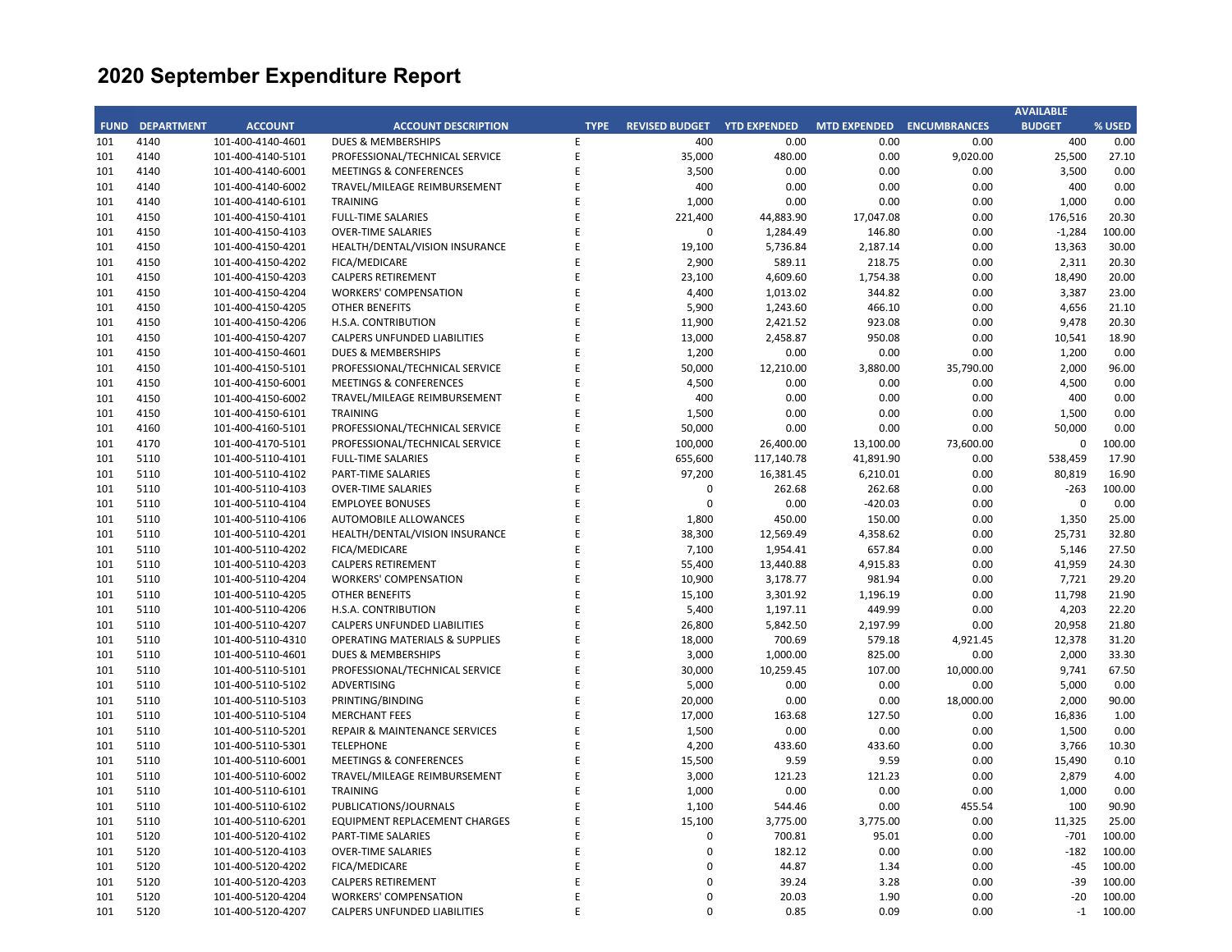# 2020 September Expenditure Report

| FUND | DEPARTMENT | ACCOUNT | ACCOUNT DESCRIPTION | TYPE | REVISED BUDGET | YTD EXPENDED | MTD EXPENDED | ENCUMBRANCES | AVAILABLE BUDGET | % USED |
|---|---|---|---|---|---|---|---|---|---|---|
| 101 | 4140 | 101-400-4140-4601 | DUES & MEMBERSHIPS | E | 400 | 0.00 | 0.00 | 0.00 | 400 | 0.00 |
| 101 | 4140 | 101-400-4140-5101 | PROFESSIONAL/TECHNICAL SERVICE | E | 35,000 | 480.00 | 0.00 | 9,020.00 | 25,500 | 27.10 |
| 101 | 4140 | 101-400-4140-6001 | MEETINGS & CONFERENCES | E | 3,500 | 0.00 | 0.00 | 0.00 | 3,500 | 0.00 |
| 101 | 4140 | 101-400-4140-6002 | TRAVEL/MILEAGE REIMBURSEMENT | E | 400 | 0.00 | 0.00 | 0.00 | 400 | 0.00 |
| 101 | 4140 | 101-400-4140-6101 | TRAINING | E | 1,000 | 0.00 | 0.00 | 0.00 | 1,000 | 0.00 |
| 101 | 4150 | 101-400-4150-4101 | FULL-TIME SALARIES | E | 221,400 | 44,883.90 | 17,047.08 | 0.00 | 176,516 | 20.30 |
| 101 | 4150 | 101-400-4150-4103 | OVER-TIME SALARIES | E | 0 | 1,284.49 | 146.80 | 0.00 | -1,284 | 100.00 |
| 101 | 4150 | 101-400-4150-4201 | HEALTH/DENTAL/VISION INSURANCE | E | 19,100 | 5,736.84 | 2,187.14 | 0.00 | 13,363 | 30.00 |
| 101 | 4150 | 101-400-4150-4202 | FICA/MEDICARE | E | 2,900 | 589.11 | 218.75 | 0.00 | 2,311 | 20.30 |
| 101 | 4150 | 101-400-4150-4203 | CALPERS RETIREMENT | E | 23,100 | 4,609.60 | 1,754.38 | 0.00 | 18,490 | 20.00 |
| 101 | 4150 | 101-400-4150-4204 | WORKERS' COMPENSATION | E | 4,400 | 1,013.02 | 344.82 | 0.00 | 3,387 | 23.00 |
| 101 | 4150 | 101-400-4150-4205 | OTHER BENEFITS | E | 5,900 | 1,243.60 | 466.10 | 0.00 | 4,656 | 21.10 |
| 101 | 4150 | 101-400-4150-4206 | H.S.A. CONTRIBUTION | E | 11,900 | 2,421.52 | 923.08 | 0.00 | 9,478 | 20.30 |
| 101 | 4150 | 101-400-4150-4207 | CALPERS UNFUNDED LIABILITIES | E | 13,000 | 2,458.87 | 950.08 | 0.00 | 10,541 | 18.90 |
| 101 | 4150 | 101-400-4150-4601 | DUES & MEMBERSHIPS | E | 1,200 | 0.00 | 0.00 | 0.00 | 1,200 | 0.00 |
| 101 | 4150 | 101-400-4150-5101 | PROFESSIONAL/TECHNICAL SERVICE | E | 50,000 | 12,210.00 | 3,880.00 | 35,790.00 | 2,000 | 96.00 |
| 101 | 4150 | 101-400-4150-6001 | MEETINGS & CONFERENCES | E | 4,500 | 0.00 | 0.00 | 0.00 | 4,500 | 0.00 |
| 101 | 4150 | 101-400-4150-6002 | TRAVEL/MILEAGE REIMBURSEMENT | E | 400 | 0.00 | 0.00 | 0.00 | 400 | 0.00 |
| 101 | 4150 | 101-400-4150-6101 | TRAINING | E | 1,500 | 0.00 | 0.00 | 0.00 | 1,500 | 0.00 |
| 101 | 4160 | 101-400-4160-5101 | PROFESSIONAL/TECHNICAL SERVICE | E | 50,000 | 0.00 | 0.00 | 0.00 | 50,000 | 0.00 |
| 101 | 4170 | 101-400-4170-5101 | PROFESSIONAL/TECHNICAL SERVICE | E | 100,000 | 26,400.00 | 13,100.00 | 73,600.00 | 0 | 100.00 |
| 101 | 5110 | 101-400-5110-4101 | FULL-TIME SALARIES | E | 655,600 | 117,140.78 | 41,891.90 | 0.00 | 538,459 | 17.90 |
| 101 | 5110 | 101-400-5110-4102 | PART-TIME SALARIES | E | 97,200 | 16,381.45 | 6,210.01 | 0.00 | 80,819 | 16.90 |
| 101 | 5110 | 101-400-5110-4103 | OVER-TIME SALARIES | E | 0 | 262.68 | 262.68 | 0.00 | -263 | 100.00 |
| 101 | 5110 | 101-400-5110-4104 | EMPLOYEE BONUSES | E | 0 | 0.00 | -420.03 | 0.00 | 0 | 0.00 |
| 101 | 5110 | 101-400-5110-4106 | AUTOMOBILE ALLOWANCES | E | 1,800 | 450.00 | 150.00 | 0.00 | 1,350 | 25.00 |
| 101 | 5110 | 101-400-5110-4201 | HEALTH/DENTAL/VISION INSURANCE | E | 38,300 | 12,569.49 | 4,358.62 | 0.00 | 25,731 | 32.80 |
| 101 | 5110 | 101-400-5110-4202 | FICA/MEDICARE | E | 7,100 | 1,954.41 | 657.84 | 0.00 | 5,146 | 27.50 |
| 101 | 5110 | 101-400-5110-4203 | CALPERS RETIREMENT | E | 55,400 | 13,440.88 | 4,915.83 | 0.00 | 41,959 | 24.30 |
| 101 | 5110 | 101-400-5110-4204 | WORKERS' COMPENSATION | E | 10,900 | 3,178.77 | 981.94 | 0.00 | 7,721 | 29.20 |
| 101 | 5110 | 101-400-5110-4205 | OTHER BENEFITS | E | 15,100 | 3,301.92 | 1,196.19 | 0.00 | 11,798 | 21.90 |
| 101 | 5110 | 101-400-5110-4206 | H.S.A. CONTRIBUTION | E | 5,400 | 1,197.11 | 449.99 | 0.00 | 4,203 | 22.20 |
| 101 | 5110 | 101-400-5110-4207 | CALPERS UNFUNDED LIABILITIES | E | 26,800 | 5,842.50 | 2,197.99 | 0.00 | 20,958 | 21.80 |
| 101 | 5110 | 101-400-5110-4310 | OPERATING MATERIALS & SUPPLIES | E | 18,000 | 700.69 | 579.18 | 4,921.45 | 12,378 | 31.20 |
| 101 | 5110 | 101-400-5110-4601 | DUES & MEMBERSHIPS | E | 3,000 | 1,000.00 | 825.00 | 0.00 | 2,000 | 33.30 |
| 101 | 5110 | 101-400-5110-5101 | PROFESSIONAL/TECHNICAL SERVICE | E | 30,000 | 10,259.45 | 107.00 | 10,000.00 | 9,741 | 67.50 |
| 101 | 5110 | 101-400-5110-5102 | ADVERTISING | E | 5,000 | 0.00 | 0.00 | 0.00 | 5,000 | 0.00 |
| 101 | 5110 | 101-400-5110-5103 | PRINTING/BINDING | E | 20,000 | 0.00 | 0.00 | 18,000.00 | 2,000 | 90.00 |
| 101 | 5110 | 101-400-5110-5104 | MERCHANT FEES | E | 17,000 | 163.68 | 127.50 | 0.00 | 16,836 | 1.00 |
| 101 | 5110 | 101-400-5110-5201 | REPAIR & MAINTENANCE SERVICES | E | 1,500 | 0.00 | 0.00 | 0.00 | 1,500 | 0.00 |
| 101 | 5110 | 101-400-5110-5301 | TELEPHONE | E | 4,200 | 433.60 | 433.60 | 0.00 | 3,766 | 10.30 |
| 101 | 5110 | 101-400-5110-6001 | MEETINGS & CONFERENCES | E | 15,500 | 9.59 | 9.59 | 0.00 | 15,490 | 0.10 |
| 101 | 5110 | 101-400-5110-6002 | TRAVEL/MILEAGE REIMBURSEMENT | E | 3,000 | 121.23 | 121.23 | 0.00 | 2,879 | 4.00 |
| 101 | 5110 | 101-400-5110-6101 | TRAINING | E | 1,000 | 0.00 | 0.00 | 0.00 | 1,000 | 0.00 |
| 101 | 5110 | 101-400-5110-6102 | PUBLICATIONS/JOURNALS | E | 1,100 | 544.46 | 0.00 | 455.54 | 100 | 90.90 |
| 101 | 5110 | 101-400-5110-6201 | EQUIPMENT REPLACEMENT CHARGES | E | 15,100 | 3,775.00 | 3,775.00 | 0.00 | 11,325 | 25.00 |
| 101 | 5120 | 101-400-5120-4102 | PART-TIME SALARIES | E | 0 | 700.81 | 95.01 | 0.00 | -701 | 100.00 |
| 101 | 5120 | 101-400-5120-4103 | OVER-TIME SALARIES | E | 0 | 182.12 | 0.00 | 0.00 | -182 | 100.00 |
| 101 | 5120 | 101-400-5120-4202 | FICA/MEDICARE | E | 0 | 44.87 | 1.34 | 0.00 | -45 | 100.00 |
| 101 | 5120 | 101-400-5120-4203 | CALPERS RETIREMENT | E | 0 | 39.24 | 3.28 | 0.00 | -39 | 100.00 |
| 101 | 5120 | 101-400-5120-4204 | WORKERS' COMPENSATION | E | 0 | 20.03 | 1.90 | 0.00 | -20 | 100.00 |
| 101 | 5120 | 101-400-5120-4207 | CALPERS UNFUNDED LIABILITIES | E | 0 | 0.85 | 0.09 | 0.00 | -1 | 100.00 |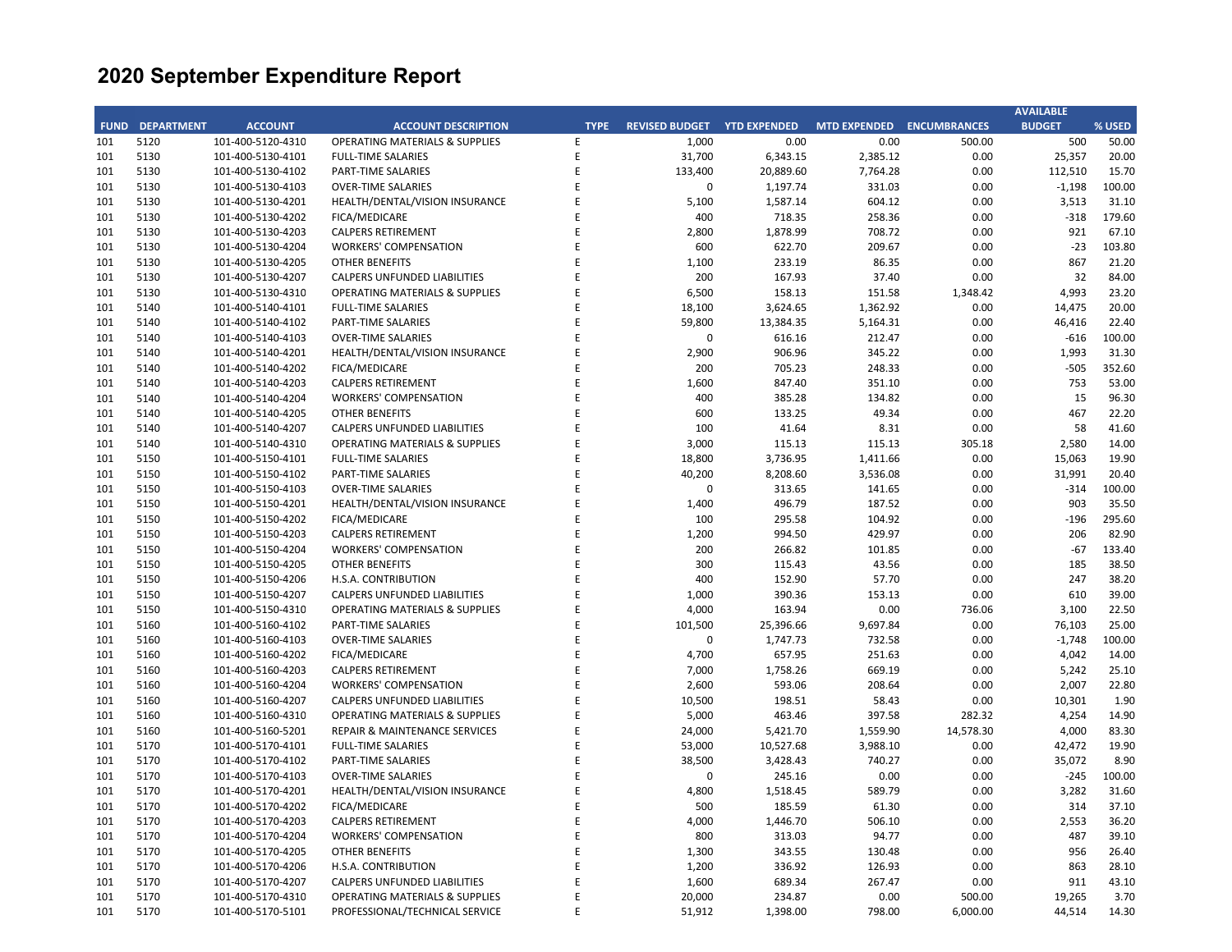# 2020 September Expenditure Report

| FUND | DEPARTMENT | ACCOUNT | ACCOUNT DESCRIPTION | TYPE | REVISED BUDGET | YTD EXPENDED | MTD EXPENDED | ENCUMBRANCES | AVAILABLE BUDGET | % USED |
|---|---|---|---|---|---|---|---|---|---|---|
| 101 | 5120 | 101-400-5120-4310 | OPERATING MATERIALS & SUPPLIES | E | 1,000 | 0.00 | 0.00 | 500.00 | 500 | 50.00 |
| 101 | 5130 | 101-400-5130-4101 | FULL-TIME SALARIES | E | 31,700 | 6,343.15 | 2,385.12 | 0.00 | 25,357 | 20.00 |
| 101 | 5130 | 101-400-5130-4102 | PART-TIME SALARIES | E | 133,400 | 20,889.60 | 7,764.28 | 0.00 | 112,510 | 15.70 |
| 101 | 5130 | 101-400-5130-4103 | OVER-TIME SALARIES | E | 0 | 1,197.74 | 331.03 | 0.00 | -1,198 | 100.00 |
| 101 | 5130 | 101-400-5130-4201 | HEALTH/DENTAL/VISION INSURANCE | E | 5,100 | 1,587.14 | 604.12 | 0.00 | 3,513 | 31.10 |
| 101 | 5130 | 101-400-5130-4202 | FICA/MEDICARE | E | 400 | 718.35 | 258.36 | 0.00 | -318 | 179.60 |
| 101 | 5130 | 101-400-5130-4203 | CALPERS RETIREMENT | E | 2,800 | 1,878.99 | 708.72 | 0.00 | 921 | 67.10 |
| 101 | 5130 | 101-400-5130-4204 | WORKERS' COMPENSATION | E | 600 | 622.70 | 209.67 | 0.00 | -23 | 103.80 |
| 101 | 5130 | 101-400-5130-4205 | OTHER BENEFITS | E | 1,100 | 233.19 | 86.35 | 0.00 | 867 | 21.20 |
| 101 | 5130 | 101-400-5130-4207 | CALPERS UNFUNDED LIABILITIES | E | 200 | 167.93 | 37.40 | 0.00 | 32 | 84.00 |
| 101 | 5130 | 101-400-5130-4310 | OPERATING MATERIALS & SUPPLIES | E | 6,500 | 158.13 | 151.58 | 1,348.42 | 4,993 | 23.20 |
| 101 | 5140 | 101-400-5140-4101 | FULL-TIME SALARIES | E | 18,100 | 3,624.65 | 1,362.92 | 0.00 | 14,475 | 20.00 |
| 101 | 5140 | 101-400-5140-4102 | PART-TIME SALARIES | E | 59,800 | 13,384.35 | 5,164.31 | 0.00 | 46,416 | 22.40 |
| 101 | 5140 | 101-400-5140-4103 | OVER-TIME SALARIES | E | 0 | 616.16 | 212.47 | 0.00 | -616 | 100.00 |
| 101 | 5140 | 101-400-5140-4201 | HEALTH/DENTAL/VISION INSURANCE | E | 2,900 | 906.96 | 345.22 | 0.00 | 1,993 | 31.30 |
| 101 | 5140 | 101-400-5140-4202 | FICA/MEDICARE | E | 200 | 705.23 | 248.33 | 0.00 | -505 | 352.60 |
| 101 | 5140 | 101-400-5140-4203 | CALPERS RETIREMENT | E | 1,600 | 847.40 | 351.10 | 0.00 | 753 | 53.00 |
| 101 | 5140 | 101-400-5140-4204 | WORKERS' COMPENSATION | E | 400 | 385.28 | 134.82 | 0.00 | 15 | 96.30 |
| 101 | 5140 | 101-400-5140-4205 | OTHER BENEFITS | E | 600 | 133.25 | 49.34 | 0.00 | 467 | 22.20 |
| 101 | 5140 | 101-400-5140-4207 | CALPERS UNFUNDED LIABILITIES | E | 100 | 41.64 | 8.31 | 0.00 | 58 | 41.60 |
| 101 | 5140 | 101-400-5140-4310 | OPERATING MATERIALS & SUPPLIES | E | 3,000 | 115.13 | 115.13 | 305.18 | 2,580 | 14.00 |
| 101 | 5150 | 101-400-5150-4101 | FULL-TIME SALARIES | E | 18,800 | 3,736.95 | 1,411.66 | 0.00 | 15,063 | 19.90 |
| 101 | 5150 | 101-400-5150-4102 | PART-TIME SALARIES | E | 40,200 | 8,208.60 | 3,536.08 | 0.00 | 31,991 | 20.40 |
| 101 | 5150 | 101-400-5150-4103 | OVER-TIME SALARIES | E | 0 | 313.65 | 141.65 | 0.00 | -314 | 100.00 |
| 101 | 5150 | 101-400-5150-4201 | HEALTH/DENTAL/VISION INSURANCE | E | 1,400 | 496.79 | 187.52 | 0.00 | 903 | 35.50 |
| 101 | 5150 | 101-400-5150-4202 | FICA/MEDICARE | E | 100 | 295.58 | 104.92 | 0.00 | -196 | 295.60 |
| 101 | 5150 | 101-400-5150-4203 | CALPERS RETIREMENT | E | 1,200 | 994.50 | 429.97 | 0.00 | 206 | 82.90 |
| 101 | 5150 | 101-400-5150-4204 | WORKERS' COMPENSATION | E | 200 | 266.82 | 101.85 | 0.00 | -67 | 133.40 |
| 101 | 5150 | 101-400-5150-4205 | OTHER BENEFITS | E | 300 | 115.43 | 43.56 | 0.00 | 185 | 38.50 |
| 101 | 5150 | 101-400-5150-4206 | H.S.A. CONTRIBUTION | E | 400 | 152.90 | 57.70 | 0.00 | 247 | 38.20 |
| 101 | 5150 | 101-400-5150-4207 | CALPERS UNFUNDED LIABILITIES | E | 1,000 | 390.36 | 153.13 | 0.00 | 610 | 39.00 |
| 101 | 5150 | 101-400-5150-4310 | OPERATING MATERIALS & SUPPLIES | E | 4,000 | 163.94 | 0.00 | 736.06 | 3,100 | 22.50 |
| 101 | 5160 | 101-400-5160-4102 | PART-TIME SALARIES | E | 101,500 | 25,396.66 | 9,697.84 | 0.00 | 76,103 | 25.00 |
| 101 | 5160 | 101-400-5160-4103 | OVER-TIME SALARIES | E | 0 | 1,747.73 | 732.58 | 0.00 | -1,748 | 100.00 |
| 101 | 5160 | 101-400-5160-4202 | FICA/MEDICARE | E | 4,700 | 657.95 | 251.63 | 0.00 | 4,042 | 14.00 |
| 101 | 5160 | 101-400-5160-4203 | CALPERS RETIREMENT | E | 7,000 | 1,758.26 | 669.19 | 0.00 | 5,242 | 25.10 |
| 101 | 5160 | 101-400-5160-4204 | WORKERS' COMPENSATION | E | 2,600 | 593.06 | 208.64 | 0.00 | 2,007 | 22.80 |
| 101 | 5160 | 101-400-5160-4207 | CALPERS UNFUNDED LIABILITIES | E | 10,500 | 198.51 | 58.43 | 0.00 | 10,301 | 1.90 |
| 101 | 5160 | 101-400-5160-4310 | OPERATING MATERIALS & SUPPLIES | E | 5,000 | 463.46 | 397.58 | 282.32 | 4,254 | 14.90 |
| 101 | 5160 | 101-400-5160-5201 | REPAIR & MAINTENANCE SERVICES | E | 24,000 | 5,421.70 | 1,559.90 | 14,578.30 | 4,000 | 83.30 |
| 101 | 5170 | 101-400-5170-4101 | FULL-TIME SALARIES | E | 53,000 | 10,527.68 | 3,988.10 | 0.00 | 42,472 | 19.90 |
| 101 | 5170 | 101-400-5170-4102 | PART-TIME SALARIES | E | 38,500 | 3,428.43 | 740.27 | 0.00 | 35,072 | 8.90 |
| 101 | 5170 | 101-400-5170-4103 | OVER-TIME SALARIES | E | 0 | 245.16 | 0.00 | 0.00 | -245 | 100.00 |
| 101 | 5170 | 101-400-5170-4201 | HEALTH/DENTAL/VISION INSURANCE | E | 4,800 | 1,518.45 | 589.79 | 0.00 | 3,282 | 31.60 |
| 101 | 5170 | 101-400-5170-4202 | FICA/MEDICARE | E | 500 | 185.59 | 61.30 | 0.00 | 314 | 37.10 |
| 101 | 5170 | 101-400-5170-4203 | CALPERS RETIREMENT | E | 4,000 | 1,446.70 | 506.10 | 0.00 | 2,553 | 36.20 |
| 101 | 5170 | 101-400-5170-4204 | WORKERS' COMPENSATION | E | 800 | 313.03 | 94.77 | 0.00 | 487 | 39.10 |
| 101 | 5170 | 101-400-5170-4205 | OTHER BENEFITS | E | 1,300 | 343.55 | 130.48 | 0.00 | 956 | 26.40 |
| 101 | 5170 | 101-400-5170-4206 | H.S.A. CONTRIBUTION | E | 1,200 | 336.92 | 126.93 | 0.00 | 863 | 28.10 |
| 101 | 5170 | 101-400-5170-4207 | CALPERS UNFUNDED LIABILITIES | E | 1,600 | 689.34 | 267.47 | 0.00 | 911 | 43.10 |
| 101 | 5170 | 101-400-5170-4310 | OPERATING MATERIALS & SUPPLIES | E | 20,000 | 234.87 | 0.00 | 500.00 | 19,265 | 3.70 |
| 101 | 5170 | 101-400-5170-5101 | PROFESSIONAL/TECHNICAL SERVICE | E | 51,912 | 1,398.00 | 798.00 | 6,000.00 | 44,514 | 14.30 |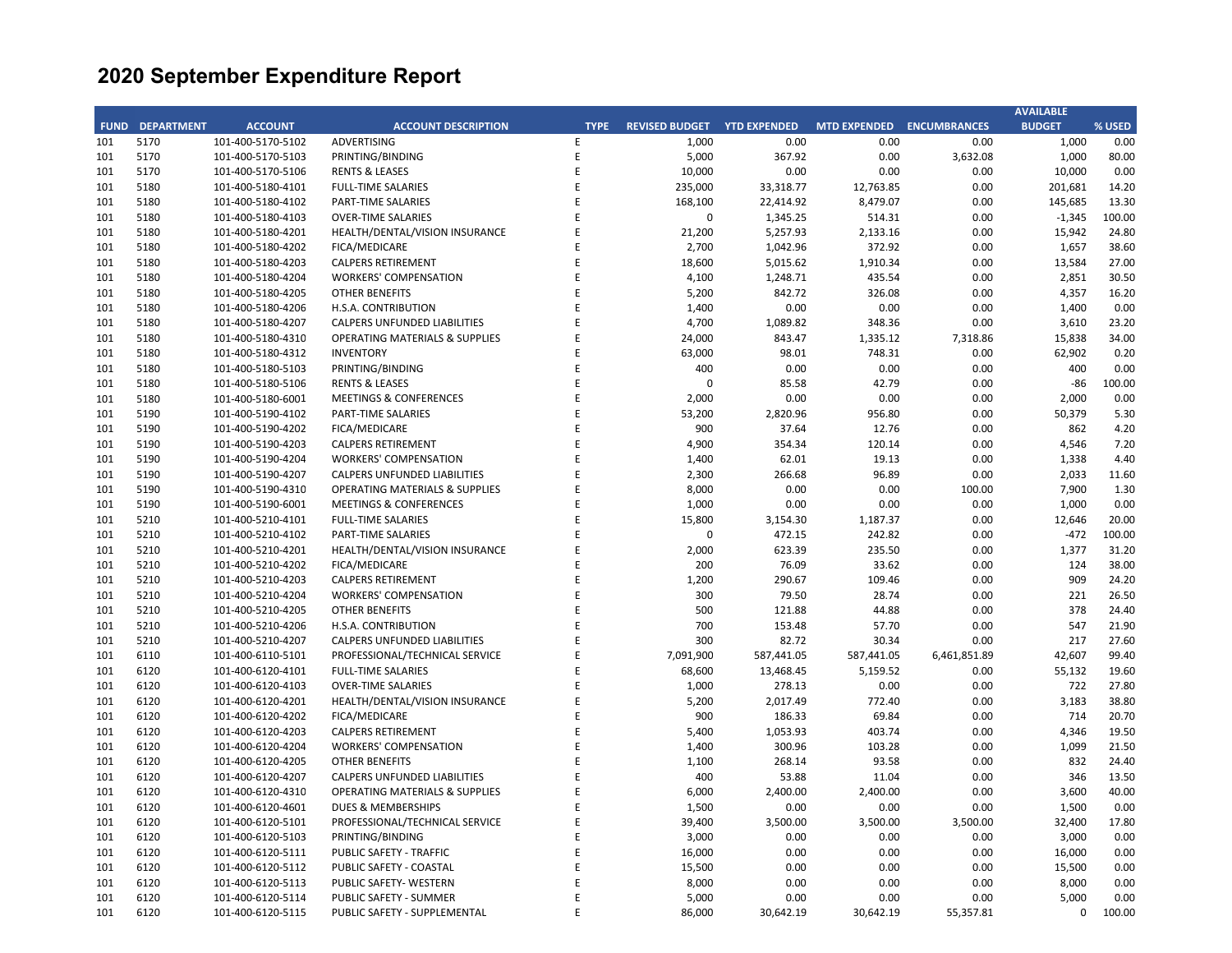# 2020 September Expenditure Report

| FUND | DEPARTMENT | ACCOUNT | ACCOUNT DESCRIPTION | TYPE | REVISED BUDGET | YTD EXPENDED | MTD EXPENDED | ENCUMBRANCES | AVAILABLE BUDGET | % USED |
|---|---|---|---|---|---|---|---|---|---|---|
| 101 | 5170 | 101-400-5170-5102 | ADVERTISING | E | 1,000 | 0.00 | 0.00 | 0.00 | 1,000 | 0.00 |
| 101 | 5170 | 101-400-5170-5103 | PRINTING/BINDING | E | 5,000 | 367.92 | 0.00 | 3,632.08 | 1,000 | 80.00 |
| 101 | 5170 | 101-400-5170-5106 | RENTS & LEASES | E | 10,000 | 0.00 | 0.00 | 0.00 | 10,000 | 0.00 |
| 101 | 5180 | 101-400-5180-4101 | FULL-TIME SALARIES | E | 235,000 | 33,318.77 | 12,763.85 | 0.00 | 201,681 | 14.20 |
| 101 | 5180 | 101-400-5180-4102 | PART-TIME SALARIES | E | 168,100 | 22,414.92 | 8,479.07 | 0.00 | 145,685 | 13.30 |
| 101 | 5180 | 101-400-5180-4103 | OVER-TIME SALARIES | E | 0 | 1,345.25 | 514.31 | 0.00 | -1,345 | 100.00 |
| 101 | 5180 | 101-400-5180-4201 | HEALTH/DENTAL/VISION INSURANCE | E | 21,200 | 5,257.93 | 2,133.16 | 0.00 | 15,942 | 24.80 |
| 101 | 5180 | 101-400-5180-4202 | FICA/MEDICARE | E | 2,700 | 1,042.96 | 372.92 | 0.00 | 1,657 | 38.60 |
| 101 | 5180 | 101-400-5180-4203 | CALPERS RETIREMENT | E | 18,600 | 5,015.62 | 1,910.34 | 0.00 | 13,584 | 27.00 |
| 101 | 5180 | 101-400-5180-4204 | WORKERS' COMPENSATION | E | 4,100 | 1,248.71 | 435.54 | 0.00 | 2,851 | 30.50 |
| 101 | 5180 | 101-400-5180-4205 | OTHER BENEFITS | E | 5,200 | 842.72 | 326.08 | 0.00 | 4,357 | 16.20 |
| 101 | 5180 | 101-400-5180-4206 | H.S.A. CONTRIBUTION | E | 1,400 | 0.00 | 0.00 | 0.00 | 1,400 | 0.00 |
| 101 | 5180 | 101-400-5180-4207 | CALPERS UNFUNDED LIABILITIES | E | 4,700 | 1,089.82 | 348.36 | 0.00 | 3,610 | 23.20 |
| 101 | 5180 | 101-400-5180-4310 | OPERATING MATERIALS & SUPPLIES | E | 24,000 | 843.47 | 1,335.12 | 7,318.86 | 15,838 | 34.00 |
| 101 | 5180 | 101-400-5180-4312 | INVENTORY | E | 63,000 | 98.01 | 748.31 | 0.00 | 62,902 | 0.20 |
| 101 | 5180 | 101-400-5180-5103 | PRINTING/BINDING | E | 400 | 0.00 | 0.00 | 0.00 | 400 | 0.00 |
| 101 | 5180 | 101-400-5180-5106 | RENTS & LEASES | E | 0 | 85.58 | 42.79 | 0.00 | -86 | 100.00 |
| 101 | 5180 | 101-400-5180-6001 | MEETINGS & CONFERENCES | E | 2,000 | 0.00 | 0.00 | 0.00 | 2,000 | 0.00 |
| 101 | 5190 | 101-400-5190-4102 | PART-TIME SALARIES | E | 53,200 | 2,820.96 | 956.80 | 0.00 | 50,379 | 5.30 |
| 101 | 5190 | 101-400-5190-4202 | FICA/MEDICARE | E | 900 | 37.64 | 12.76 | 0.00 | 862 | 4.20 |
| 101 | 5190 | 101-400-5190-4203 | CALPERS RETIREMENT | E | 4,900 | 354.34 | 120.14 | 0.00 | 4,546 | 7.20 |
| 101 | 5190 | 101-400-5190-4204 | WORKERS' COMPENSATION | E | 1,400 | 62.01 | 19.13 | 0.00 | 1,338 | 4.40 |
| 101 | 5190 | 101-400-5190-4207 | CALPERS UNFUNDED LIABILITIES | E | 2,300 | 266.68 | 96.89 | 0.00 | 2,033 | 11.60 |
| 101 | 5190 | 101-400-5190-4310 | OPERATING MATERIALS & SUPPLIES | E | 8,000 | 0.00 | 0.00 | 100.00 | 7,900 | 1.30 |
| 101 | 5190 | 101-400-5190-6001 | MEETINGS & CONFERENCES | E | 1,000 | 0.00 | 0.00 | 0.00 | 1,000 | 0.00 |
| 101 | 5210 | 101-400-5210-4101 | FULL-TIME SALARIES | E | 15,800 | 3,154.30 | 1,187.37 | 0.00 | 12,646 | 20.00 |
| 101 | 5210 | 101-400-5210-4102 | PART-TIME SALARIES | E | 0 | 472.15 | 242.82 | 0.00 | -472 | 100.00 |
| 101 | 5210 | 101-400-5210-4201 | HEALTH/DENTAL/VISION INSURANCE | E | 2,000 | 623.39 | 235.50 | 0.00 | 1,377 | 31.20 |
| 101 | 5210 | 101-400-5210-4202 | FICA/MEDICARE | E | 200 | 76.09 | 33.62 | 0.00 | 124 | 38.00 |
| 101 | 5210 | 101-400-5210-4203 | CALPERS RETIREMENT | E | 1,200 | 290.67 | 109.46 | 0.00 | 909 | 24.20 |
| 101 | 5210 | 101-400-5210-4204 | WORKERS' COMPENSATION | E | 300 | 79.50 | 28.74 | 0.00 | 221 | 26.50 |
| 101 | 5210 | 101-400-5210-4205 | OTHER BENEFITS | E | 500 | 121.88 | 44.88 | 0.00 | 378 | 24.40 |
| 101 | 5210 | 101-400-5210-4206 | H.S.A. CONTRIBUTION | E | 700 | 153.48 | 57.70 | 0.00 | 547 | 21.90 |
| 101 | 5210 | 101-400-5210-4207 | CALPERS UNFUNDED LIABILITIES | E | 300 | 82.72 | 30.34 | 0.00 | 217 | 27.60 |
| 101 | 6110 | 101-400-6110-5101 | PROFESSIONAL/TECHNICAL SERVICE | E | 7,091,900 | 587,441.05 | 587,441.05 | 6,461,851.89 | 42,607 | 99.40 |
| 101 | 6120 | 101-400-6120-4101 | FULL-TIME SALARIES | E | 68,600 | 13,468.45 | 5,159.52 | 0.00 | 55,132 | 19.60 |
| 101 | 6120 | 101-400-6120-4103 | OVER-TIME SALARIES | E | 1,000 | 278.13 | 0.00 | 0.00 | 722 | 27.80 |
| 101 | 6120 | 101-400-6120-4201 | HEALTH/DENTAL/VISION INSURANCE | E | 5,200 | 2,017.49 | 772.40 | 0.00 | 3,183 | 38.80 |
| 101 | 6120 | 101-400-6120-4202 | FICA/MEDICARE | E | 900 | 186.33 | 69.84 | 0.00 | 714 | 20.70 |
| 101 | 6120 | 101-400-6120-4203 | CALPERS RETIREMENT | E | 5,400 | 1,053.93 | 403.74 | 0.00 | 4,346 | 19.50 |
| 101 | 6120 | 101-400-6120-4204 | WORKERS' COMPENSATION | E | 1,400 | 300.96 | 103.28 | 0.00 | 1,099 | 21.50 |
| 101 | 6120 | 101-400-6120-4205 | OTHER BENEFITS | E | 1,100 | 268.14 | 93.58 | 0.00 | 832 | 24.40 |
| 101 | 6120 | 101-400-6120-4207 | CALPERS UNFUNDED LIABILITIES | E | 400 | 53.88 | 11.04 | 0.00 | 346 | 13.50 |
| 101 | 6120 | 101-400-6120-4310 | OPERATING MATERIALS & SUPPLIES | E | 6,000 | 2,400.00 | 2,400.00 | 0.00 | 3,600 | 40.00 |
| 101 | 6120 | 101-400-6120-4601 | DUES & MEMBERSHIPS | E | 1,500 | 0.00 | 0.00 | 0.00 | 1,500 | 0.00 |
| 101 | 6120 | 101-400-6120-5101 | PROFESSIONAL/TECHNICAL SERVICE | E | 39,400 | 3,500.00 | 3,500.00 | 3,500.00 | 32,400 | 17.80 |
| 101 | 6120 | 101-400-6120-5103 | PRINTING/BINDING | E | 3,000 | 0.00 | 0.00 | 0.00 | 3,000 | 0.00 |
| 101 | 6120 | 101-400-6120-5111 | PUBLIC SAFETY - TRAFFIC | E | 16,000 | 0.00 | 0.00 | 0.00 | 16,000 | 0.00 |
| 101 | 6120 | 101-400-6120-5112 | PUBLIC SAFETY - COASTAL | E | 15,500 | 0.00 | 0.00 | 0.00 | 15,500 | 0.00 |
| 101 | 6120 | 101-400-6120-5113 | PUBLIC SAFETY- WESTERN | E | 8,000 | 0.00 | 0.00 | 0.00 | 8,000 | 0.00 |
| 101 | 6120 | 101-400-6120-5114 | PUBLIC SAFETY - SUMMER | E | 5,000 | 0.00 | 0.00 | 0.00 | 5,000 | 0.00 |
| 101 | 6120 | 101-400-6120-5115 | PUBLIC SAFETY - SUPPLEMENTAL | E | 86,000 | 30,642.19 | 30,642.19 | 55,357.81 | 0 | 100.00 |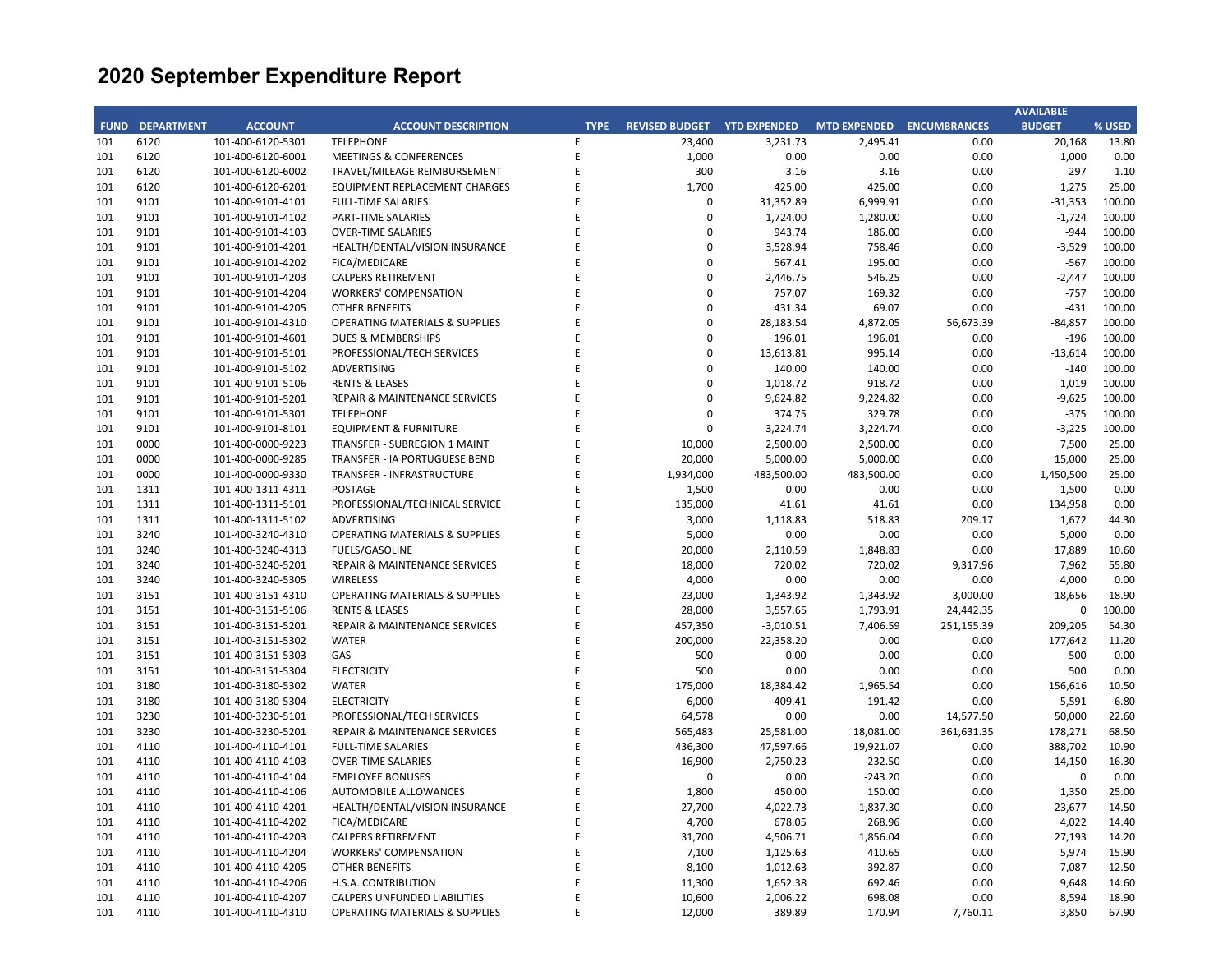# 2020 September Expenditure Report

| FUND | DEPARTMENT | ACCOUNT | ACCOUNT DESCRIPTION | TYPE | REVISED BUDGET | YTD EXPENDED | MTD EXPENDED | ENCUMBRANCES | AVAILABLE BUDGET | % USED |
|---|---|---|---|---|---|---|---|---|---|---|
| 101 | 6120 | 101-400-6120-5301 | TELEPHONE | E | 23,400 | 3,231.73 | 2,495.41 | 0.00 | 20,168 | 13.80 |
| 101 | 6120 | 101-400-6120-6001 | MEETINGS & CONFERENCES | E | 1,000 | 0.00 | 0.00 | 0.00 | 1,000 | 0.00 |
| 101 | 6120 | 101-400-6120-6002 | TRAVEL/MILEAGE REIMBURSEMENT | E | 300 | 3.16 | 3.16 | 0.00 | 297 | 1.10 |
| 101 | 6120 | 101-400-6120-6201 | EQUIPMENT REPLACEMENT CHARGES | E | 1,700 | 425.00 | 425.00 | 0.00 | 1,275 | 25.00 |
| 101 | 9101 | 101-400-9101-4101 | FULL-TIME SALARIES | E | 0 | 31,352.89 | 6,999.91 | 0.00 | -31,353 | 100.00 |
| 101 | 9101 | 101-400-9101-4102 | PART-TIME SALARIES | E | 0 | 1,724.00 | 1,280.00 | 0.00 | -1,724 | 100.00 |
| 101 | 9101 | 101-400-9101-4103 | OVER-TIME SALARIES | E | 0 | 943.74 | 186.00 | 0.00 | -944 | 100.00 |
| 101 | 9101 | 101-400-9101-4201 | HEALTH/DENTAL/VISION INSURANCE | E | 0 | 3,528.94 | 758.46 | 0.00 | -3,529 | 100.00 |
| 101 | 9101 | 101-400-9101-4202 | FICA/MEDICARE | E | 0 | 567.41 | 195.00 | 0.00 | -567 | 100.00 |
| 101 | 9101 | 101-400-9101-4203 | CALPERS RETIREMENT | E | 0 | 2,446.75 | 546.25 | 0.00 | -2,447 | 100.00 |
| 101 | 9101 | 101-400-9101-4204 | WORKERS' COMPENSATION | E | 0 | 757.07 | 169.32 | 0.00 | -757 | 100.00 |
| 101 | 9101 | 101-400-9101-4205 | OTHER BENEFITS | E | 0 | 431.34 | 69.07 | 0.00 | -431 | 100.00 |
| 101 | 9101 | 101-400-9101-4310 | OPERATING MATERIALS & SUPPLIES | E | 0 | 28,183.54 | 4,872.05 | 56,673.39 | -84,857 | 100.00 |
| 101 | 9101 | 101-400-9101-4601 | DUES & MEMBERSHIPS | E | 0 | 196.01 | 196.01 | 0.00 | -196 | 100.00 |
| 101 | 9101 | 101-400-9101-5101 | PROFESSIONAL/TECH SERVICES | E | 0 | 13,613.81 | 995.14 | 0.00 | -13,614 | 100.00 |
| 101 | 9101 | 101-400-9101-5102 | ADVERTISING | E | 0 | 140.00 | 140.00 | 0.00 | -140 | 100.00 |
| 101 | 9101 | 101-400-9101-5106 | RENTS & LEASES | E | 0 | 1,018.72 | 918.72 | 0.00 | -1,019 | 100.00 |
| 101 | 9101 | 101-400-9101-5201 | REPAIR & MAINTENANCE SERVICES | E | 0 | 9,624.82 | 9,224.82 | 0.00 | -9,625 | 100.00 |
| 101 | 9101 | 101-400-9101-5301 | TELEPHONE | E | 0 | 374.75 | 329.78 | 0.00 | -375 | 100.00 |
| 101 | 9101 | 101-400-9101-8101 | EQUIPMENT & FURNITURE | E | 0 | 3,224.74 | 3,224.74 | 0.00 | -3,225 | 100.00 |
| 101 | 0000 | 101-400-0000-9223 | TRANSFER - SUBREGION 1 MAINT | E | 10,000 | 2,500.00 | 2,500.00 | 0.00 | 7,500 | 25.00 |
| 101 | 0000 | 101-400-0000-9285 | TRANSFER - IA PORTUGUESE BEND | E | 20,000 | 5,000.00 | 5,000.00 | 0.00 | 15,000 | 25.00 |
| 101 | 0000 | 101-400-0000-9330 | TRANSFER - INFRASTRUCTURE | E | 1,934,000 | 483,500.00 | 483,500.00 | 0.00 | 1,450,500 | 25.00 |
| 101 | 1311 | 101-400-1311-4311 | POSTAGE | E | 1,500 | 0.00 | 0.00 | 0.00 | 1,500 | 0.00 |
| 101 | 1311 | 101-400-1311-5101 | PROFESSIONAL/TECHNICAL SERVICE | E | 135,000 | 41.61 | 41.61 | 0.00 | 134,958 | 0.00 |
| 101 | 1311 | 101-400-1311-5102 | ADVERTISING | E | 3,000 | 1,118.83 | 518.83 | 209.17 | 1,672 | 44.30 |
| 101 | 3240 | 101-400-3240-4310 | OPERATING MATERIALS & SUPPLIES | E | 5,000 | 0.00 | 0.00 | 0.00 | 5,000 | 0.00 |
| 101 | 3240 | 101-400-3240-4313 | FUELS/GASOLINE | E | 20,000 | 2,110.59 | 1,848.83 | 0.00 | 17,889 | 10.60 |
| 101 | 3240 | 101-400-3240-5201 | REPAIR & MAINTENANCE SERVICES | E | 18,000 | 720.02 | 720.02 | 9,317.96 | 7,962 | 55.80 |
| 101 | 3240 | 101-400-3240-5305 | WIRELESS | E | 4,000 | 0.00 | 0.00 | 0.00 | 4,000 | 0.00 |
| 101 | 3151 | 101-400-3151-4310 | OPERATING MATERIALS & SUPPLIES | E | 23,000 | 1,343.92 | 1,343.92 | 3,000.00 | 18,656 | 18.90 |
| 101 | 3151 | 101-400-3151-5106 | RENTS & LEASES | E | 28,000 | 3,557.65 | 1,793.91 | 24,442.35 | 0 | 100.00 |
| 101 | 3151 | 101-400-3151-5201 | REPAIR & MAINTENANCE SERVICES | E | 457,350 | -3,010.51 | 7,406.59 | 251,155.39 | 209,205 | 54.30 |
| 101 | 3151 | 101-400-3151-5302 | WATER | E | 200,000 | 22,358.20 | 0.00 | 0.00 | 177,642 | 11.20 |
| 101 | 3151 | 101-400-3151-5303 | GAS | E | 500 | 0.00 | 0.00 | 0.00 | 500 | 0.00 |
| 101 | 3151 | 101-400-3151-5304 | ELECTRICITY | E | 500 | 0.00 | 0.00 | 0.00 | 500 | 0.00 |
| 101 | 3180 | 101-400-3180-5302 | WATER | E | 175,000 | 18,384.42 | 1,965.54 | 0.00 | 156,616 | 10.50 |
| 101 | 3180 | 101-400-3180-5304 | ELECTRICITY | E | 6,000 | 409.41 | 191.42 | 0.00 | 5,591 | 6.80 |
| 101 | 3230 | 101-400-3230-5101 | PROFESSIONAL/TECH SERVICES | E | 64,578 | 0.00 | 0.00 | 14,577.50 | 50,000 | 22.60 |
| 101 | 3230 | 101-400-3230-5201 | REPAIR & MAINTENANCE SERVICES | E | 565,483 | 25,581.00 | 18,081.00 | 361,631.35 | 178,271 | 68.50 |
| 101 | 4110 | 101-400-4110-4101 | FULL-TIME SALARIES | E | 436,300 | 47,597.66 | 19,921.07 | 0.00 | 388,702 | 10.90 |
| 101 | 4110 | 101-400-4110-4103 | OVER-TIME SALARIES | E | 16,900 | 2,750.23 | 232.50 | 0.00 | 14,150 | 16.30 |
| 101 | 4110 | 101-400-4110-4104 | EMPLOYEE BONUSES | E | 0 | 0.00 | -243.20 | 0.00 | 0 | 0.00 |
| 101 | 4110 | 101-400-4110-4106 | AUTOMOBILE ALLOWANCES | E | 1,800 | 450.00 | 150.00 | 0.00 | 1,350 | 25.00 |
| 101 | 4110 | 101-400-4110-4201 | HEALTH/DENTAL/VISION INSURANCE | E | 27,700 | 4,022.73 | 1,837.30 | 0.00 | 23,677 | 14.50 |
| 101 | 4110 | 101-400-4110-4202 | FICA/MEDICARE | E | 4,700 | 678.05 | 268.96 | 0.00 | 4,022 | 14.40 |
| 101 | 4110 | 101-400-4110-4203 | CALPERS RETIREMENT | E | 31,700 | 4,506.71 | 1,856.04 | 0.00 | 27,193 | 14.20 |
| 101 | 4110 | 101-400-4110-4204 | WORKERS' COMPENSATION | E | 7,100 | 1,125.63 | 410.65 | 0.00 | 5,974 | 15.90 |
| 101 | 4110 | 101-400-4110-4205 | OTHER BENEFITS | E | 8,100 | 1,012.63 | 392.87 | 0.00 | 7,087 | 12.50 |
| 101 | 4110 | 101-400-4110-4206 | H.S.A. CONTRIBUTION | E | 11,300 | 1,652.38 | 692.46 | 0.00 | 9,648 | 14.60 |
| 101 | 4110 | 101-400-4110-4207 | CALPERS UNFUNDED LIABILITIES | E | 10,600 | 2,006.22 | 698.08 | 0.00 | 8,594 | 18.90 |
| 101 | 4110 | 101-400-4110-4310 | OPERATING MATERIALS & SUPPLIES | E | 12,000 | 389.89 | 170.94 | 7,760.11 | 3,850 | 67.90 |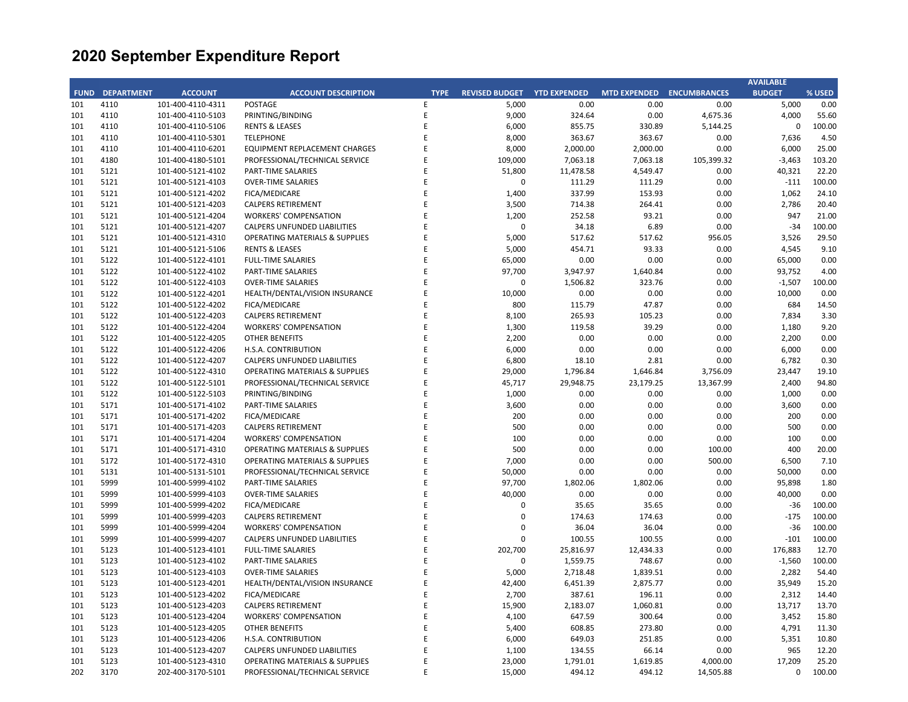# 2020 September Expenditure Report

| FUND | DEPARTMENT | ACCOUNT | ACCOUNT DESCRIPTION | TYPE | REVISED BUDGET | YTD EXPENDED | MTD EXPENDED | ENCUMBRANCES | AVAILABLE BUDGET | % USED |
|---|---|---|---|---|---|---|---|---|---|---|
| 101 | 4110 | 101-400-4110-4311 | POSTAGE | E | 5,000 | 0.00 | 0.00 | 0.00 | 5,000 | 0.00 |
| 101 | 4110 | 101-400-4110-5103 | PRINTING/BINDING | E | 9,000 | 324.64 | 0.00 | 4,675.36 | 4,000 | 55.60 |
| 101 | 4110 | 101-400-4110-5106 | RENTS & LEASES | E | 6,000 | 855.75 | 330.89 | 5,144.25 | 0 | 100.00 |
| 101 | 4110 | 101-400-4110-5301 | TELEPHONE | E | 8,000 | 363.67 | 363.67 | 0.00 | 7,636 | 4.50 |
| 101 | 4110 | 101-400-4110-6201 | EQUIPMENT REPLACEMENT CHARGES | E | 8,000 | 2,000.00 | 2,000.00 | 0.00 | 6,000 | 25.00 |
| 101 | 4180 | 101-400-4180-5101 | PROFESSIONAL/TECHNICAL SERVICE | E | 109,000 | 7,063.18 | 7,063.18 | 105,399.32 | -3,463 | 103.20 |
| 101 | 5121 | 101-400-5121-4102 | PART-TIME SALARIES | E | 51,800 | 11,478.58 | 4,549.47 | 0.00 | 40,321 | 22.20 |
| 101 | 5121 | 101-400-5121-4103 | OVER-TIME SALARIES | E | 0 | 111.29 | 111.29 | 0.00 | -111 | 100.00 |
| 101 | 5121 | 101-400-5121-4202 | FICA/MEDICARE | E | 1,400 | 337.99 | 153.93 | 0.00 | 1,062 | 24.10 |
| 101 | 5121 | 101-400-5121-4203 | CALPERS RETIREMENT | E | 3,500 | 714.38 | 264.41 | 0.00 | 2,786 | 20.40 |
| 101 | 5121 | 101-400-5121-4204 | WORKERS' COMPENSATION | E | 1,200 | 252.58 | 93.21 | 0.00 | 947 | 21.00 |
| 101 | 5121 | 101-400-5121-4207 | CALPERS UNFUNDED LIABILITIES | E | 0 | 34.18 | 6.89 | 0.00 | -34 | 100.00 |
| 101 | 5121 | 101-400-5121-4310 | OPERATING MATERIALS & SUPPLIES | E | 5,000 | 517.62 | 517.62 | 956.05 | 3,526 | 29.50 |
| 101 | 5121 | 101-400-5121-5106 | RENTS & LEASES | E | 5,000 | 454.71 | 93.33 | 0.00 | 4,545 | 9.10 |
| 101 | 5122 | 101-400-5122-4101 | FULL-TIME SALARIES | E | 65,000 | 0.00 | 0.00 | 0.00 | 65,000 | 0.00 |
| 101 | 5122 | 101-400-5122-4102 | PART-TIME SALARIES | E | 97,700 | 3,947.97 | 1,640.84 | 0.00 | 93,752 | 4.00 |
| 101 | 5122 | 101-400-5122-4103 | OVER-TIME SALARIES | E | 0 | 1,506.82 | 323.76 | 0.00 | -1,507 | 100.00 |
| 101 | 5122 | 101-400-5122-4201 | HEALTH/DENTAL/VISION INSURANCE | E | 10,000 | 0.00 | 0.00 | 0.00 | 10,000 | 0.00 |
| 101 | 5122 | 101-400-5122-4202 | FICA/MEDICARE | E | 800 | 115.79 | 47.87 | 0.00 | 684 | 14.50 |
| 101 | 5122 | 101-400-5122-4203 | CALPERS RETIREMENT | E | 8,100 | 265.93 | 105.23 | 0.00 | 7,834 | 3.30 |
| 101 | 5122 | 101-400-5122-4204 | WORKERS' COMPENSATION | E | 1,300 | 119.58 | 39.29 | 0.00 | 1,180 | 9.20 |
| 101 | 5122 | 101-400-5122-4205 | OTHER BENEFITS | E | 2,200 | 0.00 | 0.00 | 0.00 | 2,200 | 0.00 |
| 101 | 5122 | 101-400-5122-4206 | H.S.A. CONTRIBUTION | E | 6,000 | 0.00 | 0.00 | 0.00 | 6,000 | 0.00 |
| 101 | 5122 | 101-400-5122-4207 | CALPERS UNFUNDED LIABILITIES | E | 6,800 | 18.10 | 2.81 | 0.00 | 6,782 | 0.30 |
| 101 | 5122 | 101-400-5122-4310 | OPERATING MATERIALS & SUPPLIES | E | 29,000 | 1,796.84 | 1,646.84 | 3,756.09 | 23,447 | 19.10 |
| 101 | 5122 | 101-400-5122-5101 | PROFESSIONAL/TECHNICAL SERVICE | E | 45,717 | 29,948.75 | 23,179.25 | 13,367.99 | 2,400 | 94.80 |
| 101 | 5122 | 101-400-5122-5103 | PRINTING/BINDING | E | 1,000 | 0.00 | 0.00 | 0.00 | 1,000 | 0.00 |
| 101 | 5171 | 101-400-5171-4102 | PART-TIME SALARIES | E | 3,600 | 0.00 | 0.00 | 0.00 | 3,600 | 0.00 |
| 101 | 5171 | 101-400-5171-4202 | FICA/MEDICARE | E | 200 | 0.00 | 0.00 | 0.00 | 200 | 0.00 |
| 101 | 5171 | 101-400-5171-4203 | CALPERS RETIREMENT | E | 500 | 0.00 | 0.00 | 0.00 | 500 | 0.00 |
| 101 | 5171 | 101-400-5171-4204 | WORKERS' COMPENSATION | E | 100 | 0.00 | 0.00 | 0.00 | 100 | 0.00 |
| 101 | 5171 | 101-400-5171-4310 | OPERATING MATERIALS & SUPPLIES | E | 500 | 0.00 | 0.00 | 100.00 | 400 | 20.00 |
| 101 | 5172 | 101-400-5172-4310 | OPERATING MATERIALS & SUPPLIES | E | 7,000 | 0.00 | 0.00 | 500.00 | 6,500 | 7.10 |
| 101 | 5131 | 101-400-5131-5101 | PROFESSIONAL/TECHNICAL SERVICE | E | 50,000 | 0.00 | 0.00 | 0.00 | 50,000 | 0.00 |
| 101 | 5999 | 101-400-5999-4102 | PART-TIME SALARIES | E | 97,700 | 1,802.06 | 1,802.06 | 0.00 | 95,898 | 1.80 |
| 101 | 5999 | 101-400-5999-4103 | OVER-TIME SALARIES | E | 40,000 | 0.00 | 0.00 | 0.00 | 40,000 | 0.00 |
| 101 | 5999 | 101-400-5999-4202 | FICA/MEDICARE | E | 0 | 35.65 | 35.65 | 0.00 | -36 | 100.00 |
| 101 | 5999 | 101-400-5999-4203 | CALPERS RETIREMENT | E | 0 | 174.63 | 174.63 | 0.00 | -175 | 100.00 |
| 101 | 5999 | 101-400-5999-4204 | WORKERS' COMPENSATION | E | 0 | 36.04 | 36.04 | 0.00 | -36 | 100.00 |
| 101 | 5999 | 101-400-5999-4207 | CALPERS UNFUNDED LIABILITIES | E | 0 | 100.55 | 100.55 | 0.00 | -101 | 100.00 |
| 101 | 5123 | 101-400-5123-4101 | FULL-TIME SALARIES | E | 202,700 | 25,816.97 | 12,434.33 | 0.00 | 176,883 | 12.70 |
| 101 | 5123 | 101-400-5123-4102 | PART-TIME SALARIES | E | 0 | 1,559.75 | 748.67 | 0.00 | -1,560 | 100.00 |
| 101 | 5123 | 101-400-5123-4103 | OVER-TIME SALARIES | E | 5,000 | 2,718.48 | 1,839.51 | 0.00 | 2,282 | 54.40 |
| 101 | 5123 | 101-400-5123-4201 | HEALTH/DENTAL/VISION INSURANCE | E | 42,400 | 6,451.39 | 2,875.77 | 0.00 | 35,949 | 15.20 |
| 101 | 5123 | 101-400-5123-4202 | FICA/MEDICARE | E | 2,700 | 387.61 | 196.11 | 0.00 | 2,312 | 14.40 |
| 101 | 5123 | 101-400-5123-4203 | CALPERS RETIREMENT | E | 15,900 | 2,183.07 | 1,060.81 | 0.00 | 13,717 | 13.70 |
| 101 | 5123 | 101-400-5123-4204 | WORKERS' COMPENSATION | E | 4,100 | 647.59 | 300.64 | 0.00 | 3,452 | 15.80 |
| 101 | 5123 | 101-400-5123-4205 | OTHER BENEFITS | E | 5,400 | 608.85 | 273.80 | 0.00 | 4,791 | 11.30 |
| 101 | 5123 | 101-400-5123-4206 | H.S.A. CONTRIBUTION | E | 6,000 | 649.03 | 251.85 | 0.00 | 5,351 | 10.80 |
| 101 | 5123 | 101-400-5123-4207 | CALPERS UNFUNDED LIABILITIES | E | 1,100 | 134.55 | 66.14 | 0.00 | 965 | 12.20 |
| 101 | 5123 | 101-400-5123-4310 | OPERATING MATERIALS & SUPPLIES | E | 23,000 | 1,791.01 | 1,619.85 | 4,000.00 | 17,209 | 25.20 |
| 202 | 3170 | 202-400-3170-5101 | PROFESSIONAL/TECHNICAL SERVICE | E | 15,000 | 494.12 | 494.12 | 14,505.88 | 0 | 100.00 |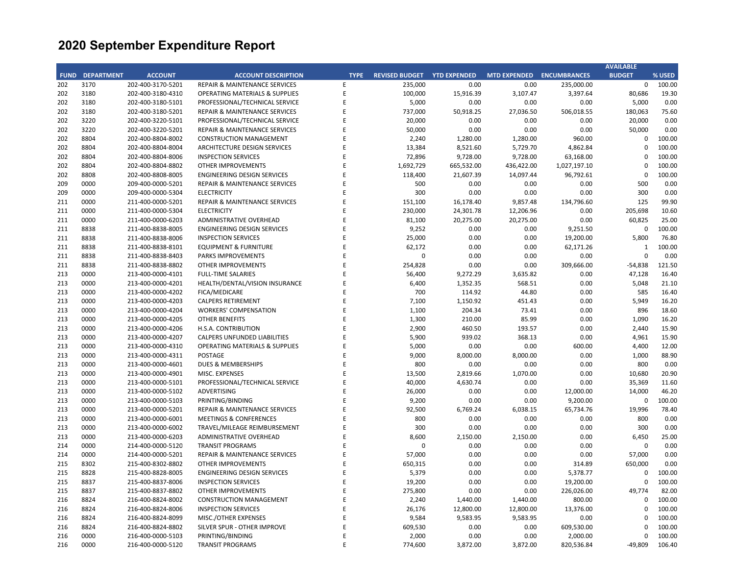# 2020 September Expenditure Report

| FUND | DEPARTMENT | ACCOUNT | ACCOUNT DESCRIPTION | TYPE | REVISED BUDGET | YTD EXPENDED | MTD EXPENDED | ENCUMBRANCES | AVAILABLE BUDGET | % USED |
|---|---|---|---|---|---|---|---|---|---|---|
| 202 | 3170 | 202-400-3170-5201 | REPAIR & MAINTENANCE SERVICES | E | 235,000 | 0.00 | 0.00 | 235,000.00 | 0 | 100.00 |
| 202 | 3180 | 202-400-3180-4310 | OPERATING MATERIALS & SUPPLIES | E | 100,000 | 15,916.39 | 3,107.47 | 3,397.64 | 80,686 | 19.30 |
| 202 | 3180 | 202-400-3180-5101 | PROFESSIONAL/TECHNICAL SERVICE | E | 5,000 | 0.00 | 0.00 | 0.00 | 5,000 | 0.00 |
| 202 | 3180 | 202-400-3180-5201 | REPAIR & MAINTENANCE SERVICES | E | 737,000 | 50,918.25 | 27,036.50 | 506,018.55 | 180,063 | 75.60 |
| 202 | 3220 | 202-400-3220-5101 | PROFESSIONAL/TECHNICAL SERVICE | E | 20,000 | 0.00 | 0.00 | 0.00 | 20,000 | 0.00 |
| 202 | 3220 | 202-400-3220-5201 | REPAIR & MAINTENANCE SERVICES | E | 50,000 | 0.00 | 0.00 | 0.00 | 50,000 | 0.00 |
| 202 | 8804 | 202-400-8804-8002 | CONSTRUCTION MANAGEMENT | E | 2,240 | 1,280.00 | 1,280.00 | 960.00 | 0 | 100.00 |
| 202 | 8804 | 202-400-8804-8004 | ARCHITECTURE DESIGN SERVICES | E | 13,384 | 8,521.60 | 5,729.70 | 4,862.84 | 0 | 100.00 |
| 202 | 8804 | 202-400-8804-8006 | INSPECTION SERVICES | E | 72,896 | 9,728.00 | 9,728.00 | 63,168.00 | 0 | 100.00 |
| 202 | 8804 | 202-400-8804-8802 | OTHER IMPROVEMENTS | E | 1,692,729 | 665,532.00 | 436,422.00 | 1,027,197.10 | 0 | 100.00 |
| 202 | 8808 | 202-400-8808-8005 | ENGINEERING DESIGN SERVICES | E | 118,400 | 21,607.39 | 14,097.44 | 96,792.61 | 0 | 100.00 |
| 209 | 0000 | 209-400-0000-5201 | REPAIR & MAINTENANCE SERVICES | E | 500 | 0.00 | 0.00 | 0.00 | 500 | 0.00 |
| 209 | 0000 | 209-400-0000-5304 | ELECTRICITY | E | 300 | 0.00 | 0.00 | 0.00 | 300 | 0.00 |
| 211 | 0000 | 211-400-0000-5201 | REPAIR & MAINTENANCE SERVICES | E | 151,100 | 16,178.40 | 9,857.48 | 134,796.60 | 125 | 99.90 |
| 211 | 0000 | 211-400-0000-5304 | ELECTRICITY | E | 230,000 | 24,301.78 | 12,206.96 | 0.00 | 205,698 | 10.60 |
| 211 | 0000 | 211-400-0000-6203 | ADMINISTRATIVE OVERHEAD | E | 81,100 | 20,275.00 | 20,275.00 | 0.00 | 60,825 | 25.00 |
| 211 | 8838 | 211-400-8838-8005 | ENGINEERING DESIGN SERVICES | E | 9,252 | 0.00 | 0.00 | 9,251.50 | 0 | 100.00 |
| 211 | 8838 | 211-400-8838-8006 | INSPECTION SERVICES | E | 25,000 | 0.00 | 0.00 | 19,200.00 | 5,800 | 76.80 |
| 211 | 8838 | 211-400-8838-8101 | EQUIPMENT & FURNITURE | E | 62,172 | 0.00 | 0.00 | 62,171.26 | 1 | 100.00 |
| 211 | 8838 | 211-400-8838-8403 | PARKS IMPROVEMENTS | E | 0 | 0.00 | 0.00 | 0.00 | 0 | 0.00 |
| 211 | 8838 | 211-400-8838-8802 | OTHER IMPROVEMENTS | E | 254,828 | 0.00 | 0.00 | 309,666.00 | -54,838 | 121.50 |
| 213 | 0000 | 213-400-0000-4101 | FULL-TIME SALARIES | E | 56,400 | 9,272.29 | 3,635.82 | 0.00 | 47,128 | 16.40 |
| 213 | 0000 | 213-400-0000-4201 | HEALTH/DENTAL/VISION INSURANCE | E | 6,400 | 1,352.35 | 568.51 | 0.00 | 5,048 | 21.10 |
| 213 | 0000 | 213-400-0000-4202 | FICA/MEDICARE | E | 700 | 114.92 | 44.80 | 0.00 | 585 | 16.40 |
| 213 | 0000 | 213-400-0000-4203 | CALPERS RETIREMENT | E | 7,100 | 1,150.92 | 451.43 | 0.00 | 5,949 | 16.20 |
| 213 | 0000 | 213-400-0000-4204 | WORKERS' COMPENSATION | E | 1,100 | 204.34 | 73.41 | 0.00 | 896 | 18.60 |
| 213 | 0000 | 213-400-0000-4205 | OTHER BENEFITS | E | 1,300 | 210.00 | 85.99 | 0.00 | 1,090 | 16.20 |
| 213 | 0000 | 213-400-0000-4206 | H.S.A. CONTRIBUTION | E | 2,900 | 460.50 | 193.57 | 0.00 | 2,440 | 15.90 |
| 213 | 0000 | 213-400-0000-4207 | CALPERS UNFUNDED LIABILITIES | E | 5,900 | 939.02 | 368.13 | 0.00 | 4,961 | 15.90 |
| 213 | 0000 | 213-400-0000-4310 | OPERATING MATERIALS & SUPPLIES | E | 5,000 | 0.00 | 0.00 | 600.00 | 4,400 | 12.00 |
| 213 | 0000 | 213-400-0000-4311 | POSTAGE | E | 9,000 | 8,000.00 | 8,000.00 | 0.00 | 1,000 | 88.90 |
| 213 | 0000 | 213-400-0000-4601 | DUES & MEMBERSHIPS | E | 800 | 0.00 | 0.00 | 0.00 | 800 | 0.00 |
| 213 | 0000 | 213-400-0000-4901 | MISC. EXPENSES | E | 13,500 | 2,819.66 | 1,070.00 | 0.00 | 10,680 | 20.90 |
| 213 | 0000 | 213-400-0000-5101 | PROFESSIONAL/TECHNICAL SERVICE | E | 40,000 | 4,630.74 | 0.00 | 0.00 | 35,369 | 11.60 |
| 213 | 0000 | 213-400-0000-5102 | ADVERTISING | E | 26,000 | 0.00 | 0.00 | 12,000.00 | 14,000 | 46.20 |
| 213 | 0000 | 213-400-0000-5103 | PRINTING/BINDING | E | 9,200 | 0.00 | 0.00 | 9,200.00 | 0 | 100.00 |
| 213 | 0000 | 213-400-0000-5201 | REPAIR & MAINTENANCE SERVICES | E | 92,500 | 6,769.24 | 6,038.15 | 65,734.76 | 19,996 | 78.40 |
| 213 | 0000 | 213-400-0000-6001 | MEETINGS & CONFERENCES | E | 800 | 0.00 | 0.00 | 0.00 | 800 | 0.00 |
| 213 | 0000 | 213-400-0000-6002 | TRAVEL/MILEAGE REIMBURSEMENT | E | 300 | 0.00 | 0.00 | 0.00 | 300 | 0.00 |
| 213 | 0000 | 213-400-0000-6203 | ADMINISTRATIVE OVERHEAD | E | 8,600 | 2,150.00 | 2,150.00 | 0.00 | 6,450 | 25.00 |
| 214 | 0000 | 214-400-0000-5120 | TRANSIT PROGRAMS | E | 0 | 0.00 | 0.00 | 0.00 | 0 | 0.00 |
| 214 | 0000 | 214-400-0000-5201 | REPAIR & MAINTENANCE SERVICES | E | 57,000 | 0.00 | 0.00 | 0.00 | 57,000 | 0.00 |
| 215 | 8302 | 215-400-8302-8802 | OTHER IMPROVEMENTS | E | 650,315 | 0.00 | 0.00 | 314.89 | 650,000 | 0.00 |
| 215 | 8828 | 215-400-8828-8005 | ENGINEERING DESIGN SERVICES | E | 5,379 | 0.00 | 0.00 | 5,378.77 | 0 | 100.00 |
| 215 | 8837 | 215-400-8837-8006 | INSPECTION SERVICES | E | 19,200 | 0.00 | 0.00 | 19,200.00 | 0 | 100.00 |
| 215 | 8837 | 215-400-8837-8802 | OTHER IMPROVEMENTS | E | 275,800 | 0.00 | 0.00 | 226,026.00 | 49,774 | 82.00 |
| 216 | 8824 | 216-400-8824-8002 | CONSTRUCTION MANAGEMENT | E | 2,240 | 1,440.00 | 1,440.00 | 800.00 | 0 | 100.00 |
| 216 | 8824 | 216-400-8824-8006 | INSPECTION SERVICES | E | 26,176 | 12,800.00 | 12,800.00 | 13,376.00 | 0 | 100.00 |
| 216 | 8824 | 216-400-8824-8099 | MISC./OTHER EXPENSES | E | 9,584 | 9,583.95 | 9,583.95 | 0.00 | 0 | 100.00 |
| 216 | 8824 | 216-400-8824-8802 | SILVER SPUR - OTHER IMPROVE | E | 609,530 | 0.00 | 0.00 | 609,530.00 | 0 | 100.00 |
| 216 | 0000 | 216-400-0000-5103 | PRINTING/BINDING | E | 2,000 | 0.00 | 0.00 | 2,000.00 | 0 | 100.00 |
| 216 | 0000 | 216-400-0000-5120 | TRANSIT PROGRAMS | E | 774,600 | 3,872.00 | 3,872.00 | 820,536.84 | -49,809 | 106.40 |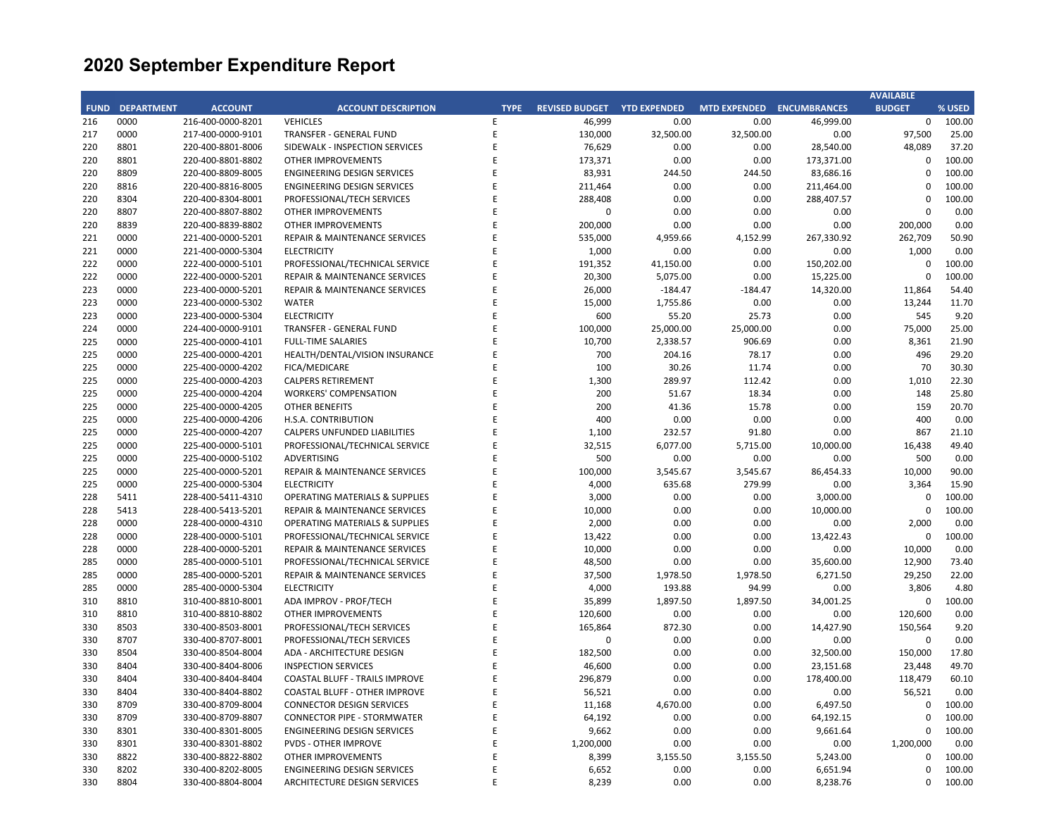# 2020 September Expenditure Report

| FUND | DEPARTMENT | ACCOUNT | ACCOUNT DESCRIPTION | TYPE | REVISED BUDGET | YTD EXPENDED | MTD EXPENDED | ENCUMBRANCES | AVAILABLE BUDGET | % USED |
|---|---|---|---|---|---|---|---|---|---|---|
| 216 | 0000 | 216-400-0000-8201 | VEHICLES | E | 46,999 | 0.00 | 0.00 | 46,999.00 | 0 | 100.00 |
| 217 | 0000 | 217-400-0000-9101 | TRANSFER - GENERAL FUND | E | 130,000 | 32,500.00 | 32,500.00 | 0.00 | 97,500 | 25.00 |
| 220 | 8801 | 220-400-8801-8006 | SIDEWALK - INSPECTION SERVICES | E | 76,629 | 0.00 | 0.00 | 28,540.00 | 48,089 | 37.20 |
| 220 | 8801 | 220-400-8801-8802 | OTHER IMPROVEMENTS | E | 173,371 | 0.00 | 0.00 | 173,371.00 | 0 | 100.00 |
| 220 | 8809 | 220-400-8809-8005 | ENGINEERING DESIGN SERVICES | E | 83,931 | 244.50 | 244.50 | 83,686.16 | 0 | 100.00 |
| 220 | 8816 | 220-400-8816-8005 | ENGINEERING DESIGN SERVICES | E | 211,464 | 0.00 | 0.00 | 211,464.00 | 0 | 100.00 |
| 220 | 8304 | 220-400-8304-8001 | PROFESSIONAL/TECH SERVICES | E | 288,408 | 0.00 | 0.00 | 288,407.57 | 0 | 100.00 |
| 220 | 8807 | 220-400-8807-8802 | OTHER IMPROVEMENTS | E | 0 | 0.00 | 0.00 | 0.00 | 0 | 0.00 |
| 220 | 8839 | 220-400-8839-8802 | OTHER IMPROVEMENTS | E | 200,000 | 0.00 | 0.00 | 0.00 | 200,000 | 0.00 |
| 221 | 0000 | 221-400-0000-5201 | REPAIR & MAINTENANCE SERVICES | E | 535,000 | 4,959.66 | 4,152.99 | 267,330.92 | 262,709 | 50.90 |
| 221 | 0000 | 221-400-0000-5304 | ELECTRICITY | E | 1,000 | 0.00 | 0.00 | 0.00 | 1,000 | 0.00 |
| 222 | 0000 | 222-400-0000-5101 | PROFESSIONAL/TECHNICAL SERVICE | E | 191,352 | 41,150.00 | 0.00 | 150,202.00 | 0 | 100.00 |
| 222 | 0000 | 222-400-0000-5201 | REPAIR & MAINTENANCE SERVICES | E | 20,300 | 5,075.00 | 0.00 | 15,225.00 | 0 | 100.00 |
| 223 | 0000 | 223-400-0000-5201 | REPAIR & MAINTENANCE SERVICES | E | 26,000 | -184.47 | -184.47 | 14,320.00 | 11,864 | 54.40 |
| 223 | 0000 | 223-400-0000-5302 | WATER | E | 15,000 | 1,755.86 | 0.00 | 0.00 | 13,244 | 11.70 |
| 223 | 0000 | 223-400-0000-5304 | ELECTRICITY | E | 600 | 55.20 | 25.73 | 0.00 | 545 | 9.20 |
| 224 | 0000 | 224-400-0000-9101 | TRANSFER - GENERAL FUND | E | 100,000 | 25,000.00 | 25,000.00 | 0.00 | 75,000 | 25.00 |
| 225 | 0000 | 225-400-0000-4101 | FULL-TIME SALARIES | E | 10,700 | 2,338.57 | 906.69 | 0.00 | 8,361 | 21.90 |
| 225 | 0000 | 225-400-0000-4201 | HEALTH/DENTAL/VISION INSURANCE | E | 700 | 204.16 | 78.17 | 0.00 | 496 | 29.20 |
| 225 | 0000 | 225-400-0000-4202 | FICA/MEDICARE | E | 100 | 30.26 | 11.74 | 0.00 | 70 | 30.30 |
| 225 | 0000 | 225-400-0000-4203 | CALPERS RETIREMENT | E | 1,300 | 289.97 | 112.42 | 0.00 | 1,010 | 22.30 |
| 225 | 0000 | 225-400-0000-4204 | WORKERS' COMPENSATION | E | 200 | 51.67 | 18.34 | 0.00 | 148 | 25.80 |
| 225 | 0000 | 225-400-0000-4205 | OTHER BENEFITS | E | 200 | 41.36 | 15.78 | 0.00 | 159 | 20.70 |
| 225 | 0000 | 225-400-0000-4206 | H.S.A. CONTRIBUTION | E | 400 | 0.00 | 0.00 | 0.00 | 400 | 0.00 |
| 225 | 0000 | 225-400-0000-4207 | CALPERS UNFUNDED LIABILITIES | E | 1,100 | 232.57 | 91.80 | 0.00 | 867 | 21.10 |
| 225 | 0000 | 225-400-0000-5101 | PROFESSIONAL/TECHNICAL SERVICE | E | 32,515 | 6,077.00 | 5,715.00 | 10,000.00 | 16,438 | 49.40 |
| 225 | 0000 | 225-400-0000-5102 | ADVERTISING | E | 500 | 0.00 | 0.00 | 0.00 | 500 | 0.00 |
| 225 | 0000 | 225-400-0000-5201 | REPAIR & MAINTENANCE SERVICES | E | 100,000 | 3,545.67 | 3,545.67 | 86,454.33 | 10,000 | 90.00 |
| 225 | 0000 | 225-400-0000-5304 | ELECTRICITY | E | 4,000 | 635.68 | 279.99 | 0.00 | 3,364 | 15.90 |
| 228 | 5411 | 228-400-5411-4310 | OPERATING MATERIALS & SUPPLIES | E | 3,000 | 0.00 | 0.00 | 3,000.00 | 0 | 100.00 |
| 228 | 5413 | 228-400-5413-5201 | REPAIR & MAINTENANCE SERVICES | E | 10,000 | 0.00 | 0.00 | 10,000.00 | 0 | 100.00 |
| 228 | 0000 | 228-400-0000-4310 | OPERATING MATERIALS & SUPPLIES | E | 2,000 | 0.00 | 0.00 | 0.00 | 2,000 | 0.00 |
| 228 | 0000 | 228-400-0000-5101 | PROFESSIONAL/TECHNICAL SERVICE | E | 13,422 | 0.00 | 0.00 | 13,422.43 | 0 | 100.00 |
| 228 | 0000 | 228-400-0000-5201 | REPAIR & MAINTENANCE SERVICES | E | 10,000 | 0.00 | 0.00 | 0.00 | 10,000 | 0.00 |
| 285 | 0000 | 285-400-0000-5101 | PROFESSIONAL/TECHNICAL SERVICE | E | 48,500 | 0.00 | 0.00 | 35,600.00 | 12,900 | 73.40 |
| 285 | 0000 | 285-400-0000-5201 | REPAIR & MAINTENANCE SERVICES | E | 37,500 | 1,978.50 | 1,978.50 | 6,271.50 | 29,250 | 22.00 |
| 285 | 0000 | 285-400-0000-5304 | ELECTRICITY | E | 4,000 | 193.88 | 94.99 | 0.00 | 3,806 | 4.80 |
| 310 | 8810 | 310-400-8810-8001 | ADA IMPROV - PROF/TECH | E | 35,899 | 1,897.50 | 1,897.50 | 34,001.25 | 0 | 100.00 |
| 310 | 8810 | 310-400-8810-8802 | OTHER IMPROVEMENTS | E | 120,600 | 0.00 | 0.00 | 0.00 | 120,600 | 0.00 |
| 330 | 8503 | 330-400-8503-8001 | PROFESSIONAL/TECH SERVICES | E | 165,864 | 872.30 | 0.00 | 14,427.90 | 150,564 | 9.20 |
| 330 | 8707 | 330-400-8707-8001 | PROFESSIONAL/TECH SERVICES | E | 0 | 0.00 | 0.00 | 0.00 | 0 | 0.00 |
| 330 | 8504 | 330-400-8504-8004 | ADA - ARCHITECTURE DESIGN | E | 182,500 | 0.00 | 0.00 | 32,500.00 | 150,000 | 17.80 |
| 330 | 8404 | 330-400-8404-8006 | INSPECTION SERVICES | E | 46,600 | 0.00 | 0.00 | 23,151.68 | 23,448 | 49.70 |
| 330 | 8404 | 330-400-8404-8404 | COASTAL BLUFF - TRAILS IMPROVE | E | 296,879 | 0.00 | 0.00 | 178,400.00 | 118,479 | 60.10 |
| 330 | 8404 | 330-400-8404-8802 | COASTAL BLUFF - OTHER IMPROVE | E | 56,521 | 0.00 | 0.00 | 0.00 | 56,521 | 0.00 |
| 330 | 8709 | 330-400-8709-8004 | CONNECTOR DESIGN SERVICES | E | 11,168 | 4,670.00 | 0.00 | 6,497.50 | 0 | 100.00 |
| 330 | 8709 | 330-400-8709-8807 | CONNECTOR PIPE - STORMWATER | E | 64,192 | 0.00 | 0.00 | 64,192.15 | 0 | 100.00 |
| 330 | 8301 | 330-400-8301-8005 | ENGINEERING DESIGN SERVICES | E | 9,662 | 0.00 | 0.00 | 9,661.64 | 0 | 100.00 |
| 330 | 8301 | 330-400-8301-8802 | PVDS - OTHER IMPROVE | E | 1,200,000 | 0.00 | 0.00 | 0.00 | 1,200,000 | 0.00 |
| 330 | 8822 | 330-400-8822-8802 | OTHER IMPROVEMENTS | E | 8,399 | 3,155.50 | 3,155.50 | 5,243.00 | 0 | 100.00 |
| 330 | 8202 | 330-400-8202-8005 | ENGINEERING DESIGN SERVICES | E | 6,652 | 0.00 | 0.00 | 6,651.94 | 0 | 100.00 |
| 330 | 8804 | 330-400-8804-8004 | ARCHITECTURE DESIGN SERVICES | E | 8,239 | 0.00 | 0.00 | 8,238.76 | 0 | 100.00 |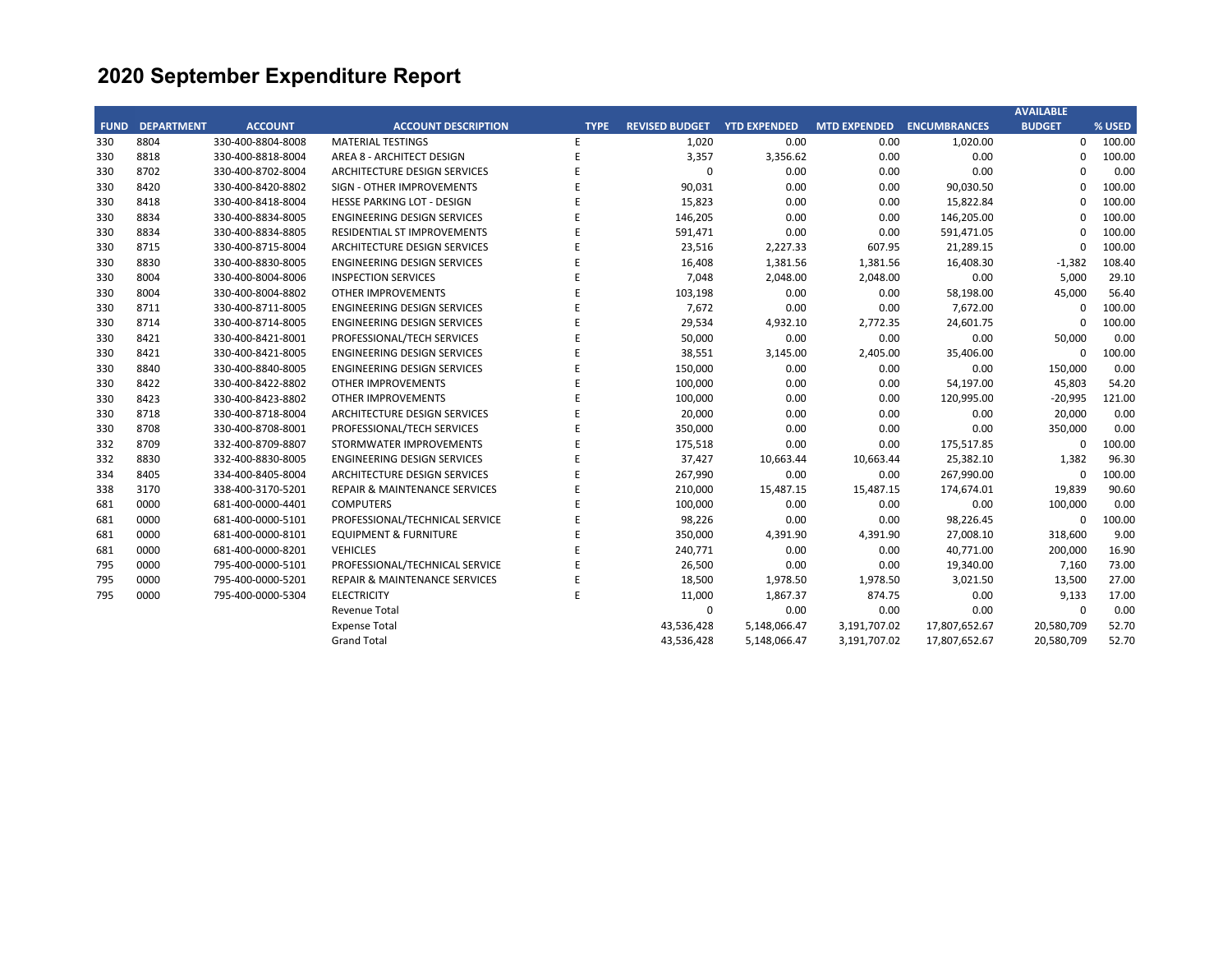# 2020 September Expenditure Report

| FUND | DEPARTMENT | ACCOUNT | ACCOUNT DESCRIPTION | TYPE | REVISED BUDGET | YTD EXPENDED | MTD EXPENDED | ENCUMBRANCES | AVAILABLE BUDGET | % USED |
|---|---|---|---|---|---|---|---|---|---|---|
| 330 | 8804 | 330-400-8804-8008 | MATERIAL TESTINGS | E | 1,020 | 0.00 | 0.00 | 1,020.00 | 0 | 100.00 |
| 330 | 8818 | 330-400-8818-8004 | AREA 8 - ARCHITECT DESIGN | E | 3,357 | 3,356.62 | 0.00 | 0.00 | 0 | 100.00 |
| 330 | 8702 | 330-400-8702-8004 | ARCHITECTURE DESIGN SERVICES | E | 0 | 0.00 | 0.00 | 0.00 | 0 | 0.00 |
| 330 | 8420 | 330-400-8420-8802 | SIGN - OTHER IMPROVEMENTS | E | 90,031 | 0.00 | 0.00 | 90,030.50 | 0 | 100.00 |
| 330 | 8418 | 330-400-8418-8004 | HESSE PARKING LOT - DESIGN | E | 15,823 | 0.00 | 0.00 | 15,822.84 | 0 | 100.00 |
| 330 | 8834 | 330-400-8834-8005 | ENGINEERING DESIGN SERVICES | E | 146,205 | 0.00 | 0.00 | 146,205.00 | 0 | 100.00 |
| 330 | 8834 | 330-400-8834-8805 | RESIDENTIAL ST IMPROVEMENTS | E | 591,471 | 0.00 | 0.00 | 591,471.05 | 0 | 100.00 |
| 330 | 8715 | 330-400-8715-8004 | ARCHITECTURE DESIGN SERVICES | E | 23,516 | 2,227.33 | 607.95 | 21,289.15 | 0 | 100.00 |
| 330 | 8830 | 330-400-8830-8005 | ENGINEERING DESIGN SERVICES | E | 16,408 | 1,381.56 | 1,381.56 | 16,408.30 | -1,382 | 108.40 |
| 330 | 8004 | 330-400-8004-8006 | INSPECTION SERVICES | E | 7,048 | 2,048.00 | 2,048.00 | 0.00 | 5,000 | 29.10 |
| 330 | 8004 | 330-400-8004-8802 | OTHER IMPROVEMENTS | E | 103,198 | 0.00 | 0.00 | 58,198.00 | 45,000 | 56.40 |
| 330 | 8711 | 330-400-8711-8005 | ENGINEERING DESIGN SERVICES | E | 7,672 | 0.00 | 0.00 | 7,672.00 | 0 | 100.00 |
| 330 | 8714 | 330-400-8714-8005 | ENGINEERING DESIGN SERVICES | E | 29,534 | 4,932.10 | 2,772.35 | 24,601.75 | 0 | 100.00 |
| 330 | 8421 | 330-400-8421-8001 | PROFESSIONAL/TECH SERVICES | E | 50,000 | 0.00 | 0.00 | 0.00 | 50,000 | 0.00 |
| 330 | 8421 | 330-400-8421-8005 | ENGINEERING DESIGN SERVICES | E | 38,551 | 3,145.00 | 2,405.00 | 35,406.00 | 0 | 100.00 |
| 330 | 8840 | 330-400-8840-8005 | ENGINEERING DESIGN SERVICES | E | 150,000 | 0.00 | 0.00 | 0.00 | 150,000 | 0.00 |
| 330 | 8422 | 330-400-8422-8802 | OTHER IMPROVEMENTS | E | 100,000 | 0.00 | 0.00 | 54,197.00 | 45,803 | 54.20 |
| 330 | 8423 | 330-400-8423-8802 | OTHER IMPROVEMENTS | E | 100,000 | 0.00 | 0.00 | 120,995.00 | -20,995 | 121.00 |
| 330 | 8718 | 330-400-8718-8004 | ARCHITECTURE DESIGN SERVICES | E | 20,000 | 0.00 | 0.00 | 0.00 | 20,000 | 0.00 |
| 330 | 8708 | 330-400-8708-8001 | PROFESSIONAL/TECH SERVICES | E | 350,000 | 0.00 | 0.00 | 0.00 | 350,000 | 0.00 |
| 332 | 8709 | 332-400-8709-8807 | STORMWATER IMPROVEMENTS | E | 175,518 | 0.00 | 0.00 | 175,517.85 | 0 | 100.00 |
| 332 | 8830 | 332-400-8830-8005 | ENGINEERING DESIGN SERVICES | E | 37,427 | 10,663.44 | 10,663.44 | 25,382.10 | 1,382 | 96.30 |
| 334 | 8405 | 334-400-8405-8004 | ARCHITECTURE DESIGN SERVICES | E | 267,990 | 0.00 | 0.00 | 267,990.00 | 0 | 100.00 |
| 338 | 3170 | 338-400-3170-5201 | REPAIR & MAINTENANCE SERVICES | E | 210,000 | 15,487.15 | 15,487.15 | 174,674.01 | 19,839 | 90.60 |
| 681 | 0000 | 681-400-0000-4401 | COMPUTERS | E | 100,000 | 0.00 | 0.00 | 0.00 | 100,000 | 0.00 |
| 681 | 0000 | 681-400-0000-5101 | PROFESSIONAL/TECHNICAL SERVICE | E | 98,226 | 0.00 | 0.00 | 98,226.45 | 0 | 100.00 |
| 681 | 0000 | 681-400-0000-8101 | EQUIPMENT & FURNITURE | E | 350,000 | 4,391.90 | 4,391.90 | 27,008.10 | 318,600 | 9.00 |
| 681 | 0000 | 681-400-0000-8201 | VEHICLES | E | 240,771 | 0.00 | 0.00 | 40,771.00 | 200,000 | 16.90 |
| 795 | 0000 | 795-400-0000-5101 | PROFESSIONAL/TECHNICAL SERVICE | E | 26,500 | 0.00 | 0.00 | 19,340.00 | 7,160 | 73.00 |
| 795 | 0000 | 795-400-0000-5201 | REPAIR & MAINTENANCE SERVICES | E | 18,500 | 1,978.50 | 1,978.50 | 3,021.50 | 13,500 | 27.00 |
| 795 | 0000 | 795-400-0000-5304 | ELECTRICITY | E | 11,000 | 1,867.37 | 874.75 | 0.00 | 9,133 | 17.00 |
| | | | Revenue Total | | 0 | 0.00 | 0.00 | 0.00 | 0 | 0.00 |
| | | | Expense Total | | 43,536,428 | 5,148,066.47 | 3,191,707.02 | 17,807,652.67 | 20,580,709 | 52.70 |
| | | | Grand Total | | 43,536,428 | 5,148,066.47 | 3,191,707.02 | 17,807,652.67 | 20,580,709 | 52.70 |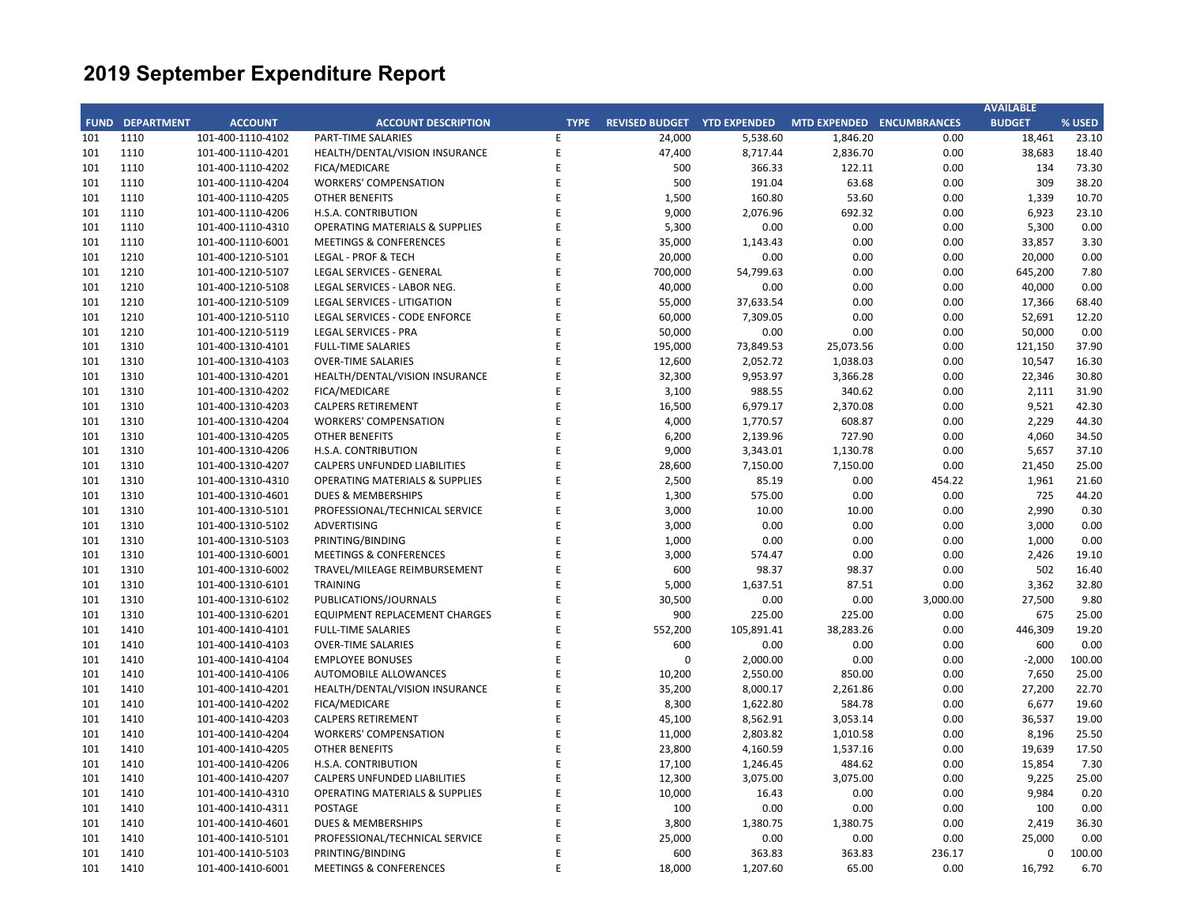# 2019 September Expenditure Report

| FUND | DEPARTMENT | ACCOUNT | ACCOUNT DESCRIPTION | TYPE | REVISED BUDGET | YTD EXPENDED | MTD EXPENDED | ENCUMBRANCES | AVAILABLE BUDGET | % USED |
|---|---|---|---|---|---|---|---|---|---|---|
| 101 | 1110 | 101-400-1110-4102 | PART-TIME SALARIES | E | 24,000 | 5,538.60 | 1,846.20 | 0.00 | 18,461 | 23.10 |
| 101 | 1110 | 101-400-1110-4201 | HEALTH/DENTAL/VISION INSURANCE | E | 47,400 | 8,717.44 | 2,836.70 | 0.00 | 38,683 | 18.40 |
| 101 | 1110 | 101-400-1110-4202 | FICA/MEDICARE | E | 500 | 366.33 | 122.11 | 0.00 | 134 | 73.30 |
| 101 | 1110 | 101-400-1110-4204 | WORKERS' COMPENSATION | E | 500 | 191.04 | 63.68 | 0.00 | 309 | 38.20 |
| 101 | 1110 | 101-400-1110-4205 | OTHER BENEFITS | E | 1,500 | 160.80 | 53.60 | 0.00 | 1,339 | 10.70 |
| 101 | 1110 | 101-400-1110-4206 | H.S.A. CONTRIBUTION | E | 9,000 | 2,076.96 | 692.32 | 0.00 | 6,923 | 23.10 |
| 101 | 1110 | 101-400-1110-4310 | OPERATING MATERIALS & SUPPLIES | E | 5,300 | 0.00 | 0.00 | 0.00 | 5,300 | 0.00 |
| 101 | 1110 | 101-400-1110-6001 | MEETINGS & CONFERENCES | E | 35,000 | 1,143.43 | 0.00 | 0.00 | 33,857 | 3.30 |
| 101 | 1210 | 101-400-1210-5101 | LEGAL - PROF & TECH | E | 20,000 | 0.00 | 0.00 | 0.00 | 20,000 | 0.00 |
| 101 | 1210 | 101-400-1210-5107 | LEGAL SERVICES - GENERAL | E | 700,000 | 54,799.63 | 0.00 | 0.00 | 645,200 | 7.80 |
| 101 | 1210 | 101-400-1210-5108 | LEGAL SERVICES - LABOR NEG. | E | 40,000 | 0.00 | 0.00 | 0.00 | 40,000 | 0.00 |
| 101 | 1210 | 101-400-1210-5109 | LEGAL SERVICES - LITIGATION | E | 55,000 | 37,633.54 | 0.00 | 0.00 | 17,366 | 68.40 |
| 101 | 1210 | 101-400-1210-5110 | LEGAL SERVICES - CODE ENFORCE | E | 60,000 | 7,309.05 | 0.00 | 0.00 | 52,691 | 12.20 |
| 101 | 1210 | 101-400-1210-5119 | LEGAL SERVICES - PRA | E | 50,000 | 0.00 | 0.00 | 0.00 | 50,000 | 0.00 |
| 101 | 1310 | 101-400-1310-4101 | FULL-TIME SALARIES | E | 195,000 | 73,849.53 | 25,073.56 | 0.00 | 121,150 | 37.90 |
| 101 | 1310 | 101-400-1310-4103 | OVER-TIME SALARIES | E | 12,600 | 2,052.72 | 1,038.03 | 0.00 | 10,547 | 16.30 |
| 101 | 1310 | 101-400-1310-4201 | HEALTH/DENTAL/VISION INSURANCE | E | 32,300 | 9,953.97 | 3,366.28 | 0.00 | 22,346 | 30.80 |
| 101 | 1310 | 101-400-1310-4202 | FICA/MEDICARE | E | 3,100 | 988.55 | 340.62 | 0.00 | 2,111 | 31.90 |
| 101 | 1310 | 101-400-1310-4203 | CALPERS RETIREMENT | E | 16,500 | 6,979.17 | 2,370.08 | 0.00 | 9,521 | 42.30 |
| 101 | 1310 | 101-400-1310-4204 | WORKERS' COMPENSATION | E | 4,000 | 1,770.57 | 608.87 | 0.00 | 2,229 | 44.30 |
| 101 | 1310 | 101-400-1310-4205 | OTHER BENEFITS | E | 6,200 | 2,139.96 | 727.90 | 0.00 | 4,060 | 34.50 |
| 101 | 1310 | 101-400-1310-4206 | H.S.A. CONTRIBUTION | E | 9,000 | 3,343.01 | 1,130.78 | 0.00 | 5,657 | 37.10 |
| 101 | 1310 | 101-400-1310-4207 | CALPERS UNFUNDED LIABILITIES | E | 28,600 | 7,150.00 | 7,150.00 | 0.00 | 21,450 | 25.00 |
| 101 | 1310 | 101-400-1310-4310 | OPERATING MATERIALS & SUPPLIES | E | 2,500 | 85.19 | 0.00 | 454.22 | 1,961 | 21.60 |
| 101 | 1310 | 101-400-1310-4601 | DUES & MEMBERSHIPS | E | 1,300 | 575.00 | 0.00 | 0.00 | 725 | 44.20 |
| 101 | 1310 | 101-400-1310-5101 | PROFESSIONAL/TECHNICAL SERVICE | E | 3,000 | 10.00 | 10.00 | 0.00 | 2,990 | 0.30 |
| 101 | 1310 | 101-400-1310-5102 | ADVERTISING | E | 3,000 | 0.00 | 0.00 | 0.00 | 3,000 | 0.00 |
| 101 | 1310 | 101-400-1310-5103 | PRINTING/BINDING | E | 1,000 | 0.00 | 0.00 | 0.00 | 1,000 | 0.00 |
| 101 | 1310 | 101-400-1310-6001 | MEETINGS & CONFERENCES | E | 3,000 | 574.47 | 0.00 | 0.00 | 2,426 | 19.10 |
| 101 | 1310 | 101-400-1310-6002 | TRAVEL/MILEAGE REIMBURSEMENT | E | 600 | 98.37 | 98.37 | 0.00 | 502 | 16.40 |
| 101 | 1310 | 101-400-1310-6101 | TRAINING | E | 5,000 | 1,637.51 | 87.51 | 0.00 | 3,362 | 32.80 |
| 101 | 1310 | 101-400-1310-6102 | PUBLICATIONS/JOURNALS | E | 30,500 | 0.00 | 0.00 | 3,000.00 | 27,500 | 9.80 |
| 101 | 1310 | 101-400-1310-6201 | EQUIPMENT REPLACEMENT CHARGES | E | 900 | 225.00 | 225.00 | 0.00 | 675 | 25.00 |
| 101 | 1410 | 101-400-1410-4101 | FULL-TIME SALARIES | E | 552,200 | 105,891.41 | 38,283.26 | 0.00 | 446,309 | 19.20 |
| 101 | 1410 | 101-400-1410-4103 | OVER-TIME SALARIES | E | 600 | 0.00 | 0.00 | 0.00 | 600 | 0.00 |
| 101 | 1410 | 101-400-1410-4104 | EMPLOYEE BONUSES | E | 0 | 2,000.00 | 0.00 | 0.00 | -2,000 | 100.00 |
| 101 | 1410 | 101-400-1410-4106 | AUTOMOBILE ALLOWANCES | E | 10,200 | 2,550.00 | 850.00 | 0.00 | 7,650 | 25.00 |
| 101 | 1410 | 101-400-1410-4201 | HEALTH/DENTAL/VISION INSURANCE | E | 35,200 | 8,000.17 | 2,261.86 | 0.00 | 27,200 | 22.70 |
| 101 | 1410 | 101-400-1410-4202 | FICA/MEDICARE | E | 8,300 | 1,622.80 | 584.78 | 0.00 | 6,677 | 19.60 |
| 101 | 1410 | 101-400-1410-4203 | CALPERS RETIREMENT | E | 45,100 | 8,562.91 | 3,053.14 | 0.00 | 36,537 | 19.00 |
| 101 | 1410 | 101-400-1410-4204 | WORKERS' COMPENSATION | E | 11,000 | 2,803.82 | 1,010.58 | 0.00 | 8,196 | 25.50 |
| 101 | 1410 | 101-400-1410-4205 | OTHER BENEFITS | E | 23,800 | 4,160.59 | 1,537.16 | 0.00 | 19,639 | 17.50 |
| 101 | 1410 | 101-400-1410-4206 | H.S.A. CONTRIBUTION | E | 17,100 | 1,246.45 | 484.62 | 0.00 | 15,854 | 7.30 |
| 101 | 1410 | 101-400-1410-4207 | CALPERS UNFUNDED LIABILITIES | E | 12,300 | 3,075.00 | 3,075.00 | 0.00 | 9,225 | 25.00 |
| 101 | 1410 | 101-400-1410-4310 | OPERATING MATERIALS & SUPPLIES | E | 10,000 | 16.43 | 0.00 | 0.00 | 9,984 | 0.20 |
| 101 | 1410 | 101-400-1410-4311 | POSTAGE | E | 100 | 0.00 | 0.00 | 0.00 | 100 | 0.00 |
| 101 | 1410 | 101-400-1410-4601 | DUES & MEMBERSHIPS | E | 3,800 | 1,380.75 | 1,380.75 | 0.00 | 2,419 | 36.30 |
| 101 | 1410 | 101-400-1410-5101 | PROFESSIONAL/TECHNICAL SERVICE | E | 25,000 | 0.00 | 0.00 | 0.00 | 25,000 | 0.00 |
| 101 | 1410 | 101-400-1410-5103 | PRINTING/BINDING | E | 600 | 363.83 | 363.83 | 236.17 | 0 | 100.00 |
| 101 | 1410 | 101-400-1410-6001 | MEETINGS & CONFERENCES | E | 18,000 | 1,207.60 | 65.00 | 0.00 | 16,792 | 6.70 |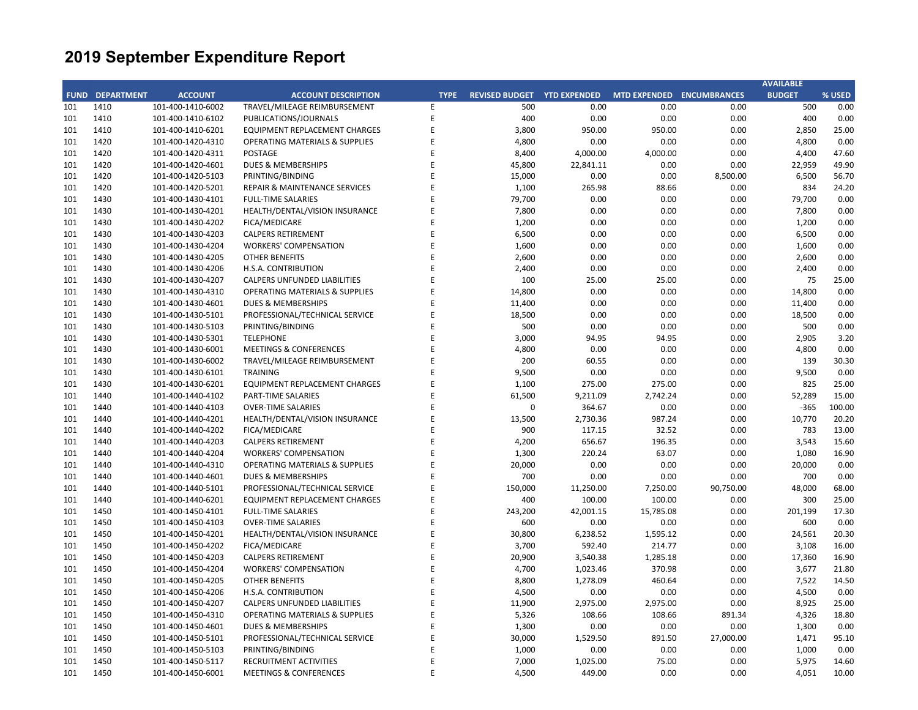# 2019 September Expenditure Report

| FUND | DEPARTMENT | ACCOUNT | ACCOUNT DESCRIPTION | TYPE | REVISED BUDGET | YTD EXPENDED | MTD EXPENDED | ENCUMBRANCES | AVAILABLE BUDGET | % USED |
|---|---|---|---|---|---|---|---|---|---|---|
| 101 | 1410 | 101-400-1410-6002 | TRAVEL/MILEAGE REIMBURSEMENT | E | 500 | 0.00 | 0.00 | 0.00 | 500 | 0.00 |
| 101 | 1410 | 101-400-1410-6102 | PUBLICATIONS/JOURNALS | E | 400 | 0.00 | 0.00 | 0.00 | 400 | 0.00 |
| 101 | 1410 | 101-400-1410-6201 | EQUIPMENT REPLACEMENT CHARGES | E | 3,800 | 950.00 | 950.00 | 0.00 | 2,850 | 25.00 |
| 101 | 1420 | 101-400-1420-4310 | OPERATING MATERIALS & SUPPLIES | E | 4,800 | 0.00 | 0.00 | 0.00 | 4,800 | 0.00 |
| 101 | 1420 | 101-400-1420-4311 | POSTAGE | E | 8,400 | 4,000.00 | 4,000.00 | 0.00 | 4,400 | 47.60 |
| 101 | 1420 | 101-400-1420-4601 | DUES & MEMBERSHIPS | E | 45,800 | 22,841.11 | 0.00 | 0.00 | 22,959 | 49.90 |
| 101 | 1420 | 101-400-1420-5103 | PRINTING/BINDING | E | 15,000 | 0.00 | 0.00 | 8,500.00 | 6,500 | 56.70 |
| 101 | 1420 | 101-400-1420-5201 | REPAIR & MAINTENANCE SERVICES | E | 1,100 | 265.98 | 88.66 | 0.00 | 834 | 24.20 |
| 101 | 1430 | 101-400-1430-4101 | FULL-TIME SALARIES | E | 79,700 | 0.00 | 0.00 | 0.00 | 79,700 | 0.00 |
| 101 | 1430 | 101-400-1430-4201 | HEALTH/DENTAL/VISION INSURANCE | E | 7,800 | 0.00 | 0.00 | 0.00 | 7,800 | 0.00 |
| 101 | 1430 | 101-400-1430-4202 | FICA/MEDICARE | E | 1,200 | 0.00 | 0.00 | 0.00 | 1,200 | 0.00 |
| 101 | 1430 | 101-400-1430-4203 | CALPERS RETIREMENT | E | 6,500 | 0.00 | 0.00 | 0.00 | 6,500 | 0.00 |
| 101 | 1430 | 101-400-1430-4204 | WORKERS' COMPENSATION | E | 1,600 | 0.00 | 0.00 | 0.00 | 1,600 | 0.00 |
| 101 | 1430 | 101-400-1430-4205 | OTHER BENEFITS | E | 2,600 | 0.00 | 0.00 | 0.00 | 2,600 | 0.00 |
| 101 | 1430 | 101-400-1430-4206 | H.S.A. CONTRIBUTION | E | 2,400 | 0.00 | 0.00 | 0.00 | 2,400 | 0.00 |
| 101 | 1430 | 101-400-1430-4207 | CALPERS UNFUNDED LIABILITIES | E | 100 | 25.00 | 25.00 | 0.00 | 75 | 25.00 |
| 101 | 1430 | 101-400-1430-4310 | OPERATING MATERIALS & SUPPLIES | E | 14,800 | 0.00 | 0.00 | 0.00 | 14,800 | 0.00 |
| 101 | 1430 | 101-400-1430-4601 | DUES & MEMBERSHIPS | E | 11,400 | 0.00 | 0.00 | 0.00 | 11,400 | 0.00 |
| 101 | 1430 | 101-400-1430-5101 | PROFESSIONAL/TECHNICAL SERVICE | E | 18,500 | 0.00 | 0.00 | 0.00 | 18,500 | 0.00 |
| 101 | 1430 | 101-400-1430-5103 | PRINTING/BINDING | E | 500 | 0.00 | 0.00 | 0.00 | 500 | 0.00 |
| 101 | 1430 | 101-400-1430-5301 | TELEPHONE | E | 3,000 | 94.95 | 94.95 | 0.00 | 2,905 | 3.20 |
| 101 | 1430 | 101-400-1430-6001 | MEETINGS & CONFERENCES | E | 4,800 | 0.00 | 0.00 | 0.00 | 4,800 | 0.00 |
| 101 | 1430 | 101-400-1430-6002 | TRAVEL/MILEAGE REIMBURSEMENT | E | 200 | 60.55 | 0.00 | 0.00 | 139 | 30.30 |
| 101 | 1430 | 101-400-1430-6101 | TRAINING | E | 9,500 | 0.00 | 0.00 | 0.00 | 9,500 | 0.00 |
| 101 | 1430 | 101-400-1430-6201 | EQUIPMENT REPLACEMENT CHARGES | E | 1,100 | 275.00 | 275.00 | 0.00 | 825 | 25.00 |
| 101 | 1440 | 101-400-1440-4102 | PART-TIME SALARIES | E | 61,500 | 9,211.09 | 2,742.24 | 0.00 | 52,289 | 15.00 |
| 101 | 1440 | 101-400-1440-4103 | OVER-TIME SALARIES | E | 0 | 364.67 | 0.00 | 0.00 | -365 | 100.00 |
| 101 | 1440 | 101-400-1440-4201 | HEALTH/DENTAL/VISION INSURANCE | E | 13,500 | 2,730.36 | 987.24 | 0.00 | 10,770 | 20.20 |
| 101 | 1440 | 101-400-1440-4202 | FICA/MEDICARE | E | 900 | 117.15 | 32.52 | 0.00 | 783 | 13.00 |
| 101 | 1440 | 101-400-1440-4203 | CALPERS RETIREMENT | E | 4,200 | 656.67 | 196.35 | 0.00 | 3,543 | 15.60 |
| 101 | 1440 | 101-400-1440-4204 | WORKERS' COMPENSATION | E | 1,300 | 220.24 | 63.07 | 0.00 | 1,080 | 16.90 |
| 101 | 1440 | 101-400-1440-4310 | OPERATING MATERIALS & SUPPLIES | E | 20,000 | 0.00 | 0.00 | 0.00 | 20,000 | 0.00 |
| 101 | 1440 | 101-400-1440-4601 | DUES & MEMBERSHIPS | E | 700 | 0.00 | 0.00 | 0.00 | 700 | 0.00 |
| 101 | 1440 | 101-400-1440-5101 | PROFESSIONAL/TECHNICAL SERVICE | E | 150,000 | 11,250.00 | 7,250.00 | 90,750.00 | 48,000 | 68.00 |
| 101 | 1440 | 101-400-1440-6201 | EQUIPMENT REPLACEMENT CHARGES | E | 400 | 100.00 | 100.00 | 0.00 | 300 | 25.00 |
| 101 | 1450 | 101-400-1450-4101 | FULL-TIME SALARIES | E | 243,200 | 42,001.15 | 15,785.08 | 0.00 | 201,199 | 17.30 |
| 101 | 1450 | 101-400-1450-4103 | OVER-TIME SALARIES | E | 600 | 0.00 | 0.00 | 0.00 | 600 | 0.00 |
| 101 | 1450 | 101-400-1450-4201 | HEALTH/DENTAL/VISION INSURANCE | E | 30,800 | 6,238.52 | 1,595.12 | 0.00 | 24,561 | 20.30 |
| 101 | 1450 | 101-400-1450-4202 | FICA/MEDICARE | E | 3,700 | 592.40 | 214.77 | 0.00 | 3,108 | 16.00 |
| 101 | 1450 | 101-400-1450-4203 | CALPERS RETIREMENT | E | 20,900 | 3,540.38 | 1,285.18 | 0.00 | 17,360 | 16.90 |
| 101 | 1450 | 101-400-1450-4204 | WORKERS' COMPENSATION | E | 4,700 | 1,023.46 | 370.98 | 0.00 | 3,677 | 21.80 |
| 101 | 1450 | 101-400-1450-4205 | OTHER BENEFITS | E | 8,800 | 1,278.09 | 460.64 | 0.00 | 7,522 | 14.50 |
| 101 | 1450 | 101-400-1450-4206 | H.S.A. CONTRIBUTION | E | 4,500 | 0.00 | 0.00 | 0.00 | 4,500 | 0.00 |
| 101 | 1450 | 101-400-1450-4207 | CALPERS UNFUNDED LIABILITIES | E | 11,900 | 2,975.00 | 2,975.00 | 0.00 | 8,925 | 25.00 |
| 101 | 1450 | 101-400-1450-4310 | OPERATING MATERIALS & SUPPLIES | E | 5,326 | 108.66 | 108.66 | 891.34 | 4,326 | 18.80 |
| 101 | 1450 | 101-400-1450-4601 | DUES & MEMBERSHIPS | E | 1,300 | 0.00 | 0.00 | 0.00 | 1,300 | 0.00 |
| 101 | 1450 | 101-400-1450-5101 | PROFESSIONAL/TECHNICAL SERVICE | E | 30,000 | 1,529.50 | 891.50 | 27,000.00 | 1,471 | 95.10 |
| 101 | 1450 | 101-400-1450-5103 | PRINTING/BINDING | E | 1,000 | 0.00 | 0.00 | 0.00 | 1,000 | 0.00 |
| 101 | 1450 | 101-400-1450-5117 | RECRUITMENT ACTIVITIES | E | 7,000 | 1,025.00 | 75.00 | 0.00 | 5,975 | 14.60 |
| 101 | 1450 | 101-400-1450-6001 | MEETINGS & CONFERENCES | E | 4,500 | 449.00 | 0.00 | 0.00 | 4,051 | 10.00 |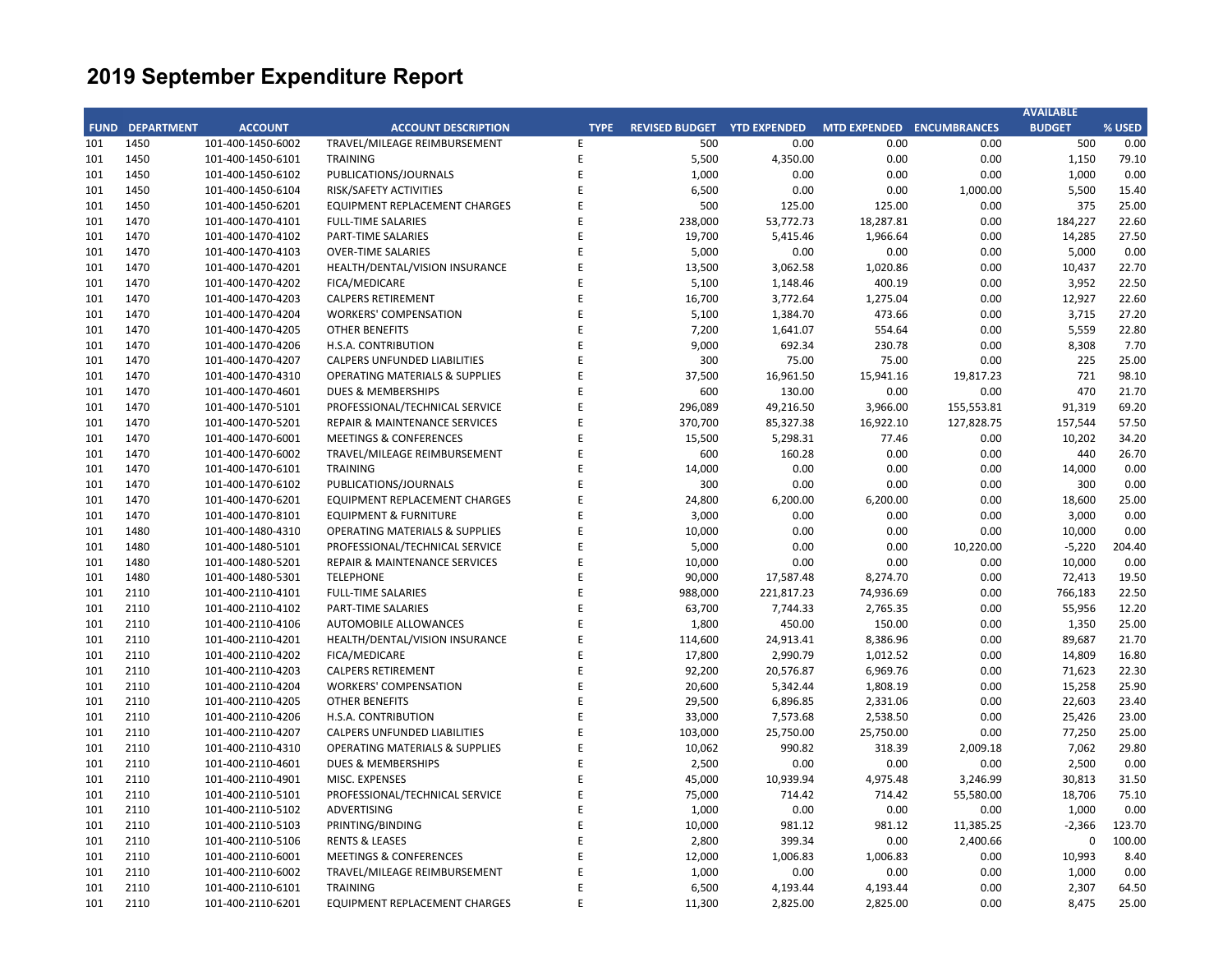# 2019 September Expenditure Report

| FUND | DEPARTMENT | ACCOUNT | ACCOUNT DESCRIPTION | TYPE | REVISED BUDGET | YTD EXPENDED | MTD EXPENDED | ENCUMBRANCES | AVAILABLE BUDGET | % USED |
|---|---|---|---|---|---|---|---|---|---|---|
| 101 | 1450 | 101-400-1450-6002 | TRAVEL/MILEAGE REIMBURSEMENT | E | 500 | 0.00 | 0.00 | 0.00 | 500 | 0.00 |
| 101 | 1450 | 101-400-1450-6101 | TRAINING | E | 5,500 | 4,350.00 | 0.00 | 0.00 | 1,150 | 79.10 |
| 101 | 1450 | 101-400-1450-6102 | PUBLICATIONS/JOURNALS | E | 1,000 | 0.00 | 0.00 | 0.00 | 1,000 | 0.00 |
| 101 | 1450 | 101-400-1450-6104 | RISK/SAFETY ACTIVITIES | E | 6,500 | 0.00 | 0.00 | 1,000.00 | 5,500 | 15.40 |
| 101 | 1450 | 101-400-1450-6201 | EQUIPMENT REPLACEMENT CHARGES | E | 500 | 125.00 | 125.00 | 0.00 | 375 | 25.00 |
| 101 | 1470 | 101-400-1470-4101 | FULL-TIME SALARIES | E | 238,000 | 53,772.73 | 18,287.81 | 0.00 | 184,227 | 22.60 |
| 101 | 1470 | 101-400-1470-4102 | PART-TIME SALARIES | E | 19,700 | 5,415.46 | 1,966.64 | 0.00 | 14,285 | 27.50 |
| 101 | 1470 | 101-400-1470-4103 | OVER-TIME SALARIES | E | 5,000 | 0.00 | 0.00 | 0.00 | 5,000 | 0.00 |
| 101 | 1470 | 101-400-1470-4201 | HEALTH/DENTAL/VISION INSURANCE | E | 13,500 | 3,062.58 | 1,020.86 | 0.00 | 10,437 | 22.70 |
| 101 | 1470 | 101-400-1470-4202 | FICA/MEDICARE | E | 5,100 | 1,148.46 | 400.19 | 0.00 | 3,952 | 22.50 |
| 101 | 1470 | 101-400-1470-4203 | CALPERS RETIREMENT | E | 16,700 | 3,772.64 | 1,275.04 | 0.00 | 12,927 | 22.60 |
| 101 | 1470 | 101-400-1470-4204 | WORKERS' COMPENSATION | E | 5,100 | 1,384.70 | 473.66 | 0.00 | 3,715 | 27.20 |
| 101 | 1470 | 101-400-1470-4205 | OTHER BENEFITS | E | 7,200 | 1,641.07 | 554.64 | 0.00 | 5,559 | 22.80 |
| 101 | 1470 | 101-400-1470-4206 | H.S.A. CONTRIBUTION | E | 9,000 | 692.34 | 230.78 | 0.00 | 8,308 | 7.70 |
| 101 | 1470 | 101-400-1470-4207 | CALPERS UNFUNDED LIABILITIES | E | 300 | 75.00 | 75.00 | 0.00 | 225 | 25.00 |
| 101 | 1470 | 101-400-1470-4310 | OPERATING MATERIALS & SUPPLIES | E | 37,500 | 16,961.50 | 15,941.16 | 19,817.23 | 721 | 98.10 |
| 101 | 1470 | 101-400-1470-4601 | DUES & MEMBERSHIPS | E | 600 | 130.00 | 0.00 | 0.00 | 470 | 21.70 |
| 101 | 1470 | 101-400-1470-5101 | PROFESSIONAL/TECHNICAL SERVICE | E | 296,089 | 49,216.50 | 3,966.00 | 155,553.81 | 91,319 | 69.20 |
| 101 | 1470 | 101-400-1470-5201 | REPAIR & MAINTENANCE SERVICES | E | 370,700 | 85,327.38 | 16,922.10 | 127,828.75 | 157,544 | 57.50 |
| 101 | 1470 | 101-400-1470-6001 | MEETINGS & CONFERENCES | E | 15,500 | 5,298.31 | 77.46 | 0.00 | 10,202 | 34.20 |
| 101 | 1470 | 101-400-1470-6002 | TRAVEL/MILEAGE REIMBURSEMENT | E | 600 | 160.28 | 0.00 | 0.00 | 440 | 26.70 |
| 101 | 1470 | 101-400-1470-6101 | TRAINING | E | 14,000 | 0.00 | 0.00 | 0.00 | 14,000 | 0.00 |
| 101 | 1470 | 101-400-1470-6102 | PUBLICATIONS/JOURNALS | E | 300 | 0.00 | 0.00 | 0.00 | 300 | 0.00 |
| 101 | 1470 | 101-400-1470-6201 | EQUIPMENT REPLACEMENT CHARGES | E | 24,800 | 6,200.00 | 6,200.00 | 0.00 | 18,600 | 25.00 |
| 101 | 1470 | 101-400-1470-8101 | EQUIPMENT & FURNITURE | E | 3,000 | 0.00 | 0.00 | 0.00 | 3,000 | 0.00 |
| 101 | 1480 | 101-400-1480-4310 | OPERATING MATERIALS & SUPPLIES | E | 10,000 | 0.00 | 0.00 | 0.00 | 10,000 | 0.00 |
| 101 | 1480 | 101-400-1480-5101 | PROFESSIONAL/TECHNICAL SERVICE | E | 5,000 | 0.00 | 0.00 | 10,220.00 | -5,220 | 204.40 |
| 101 | 1480 | 101-400-1480-5201 | REPAIR & MAINTENANCE SERVICES | E | 10,000 | 0.00 | 0.00 | 0.00 | 10,000 | 0.00 |
| 101 | 1480 | 101-400-1480-5301 | TELEPHONE | E | 90,000 | 17,587.48 | 8,274.70 | 0.00 | 72,413 | 19.50 |
| 101 | 2110 | 101-400-2110-4101 | FULL-TIME SALARIES | E | 988,000 | 221,817.23 | 74,936.69 | 0.00 | 766,183 | 22.50 |
| 101 | 2110 | 101-400-2110-4102 | PART-TIME SALARIES | E | 63,700 | 7,744.33 | 2,765.35 | 0.00 | 55,956 | 12.20 |
| 101 | 2110 | 101-400-2110-4106 | AUTOMOBILE ALLOWANCES | E | 1,800 | 450.00 | 150.00 | 0.00 | 1,350 | 25.00 |
| 101 | 2110 | 101-400-2110-4201 | HEALTH/DENTAL/VISION INSURANCE | E | 114,600 | 24,913.41 | 8,386.96 | 0.00 | 89,687 | 21.70 |
| 101 | 2110 | 101-400-2110-4202 | FICA/MEDICARE | E | 17,800 | 2,990.79 | 1,012.52 | 0.00 | 14,809 | 16.80 |
| 101 | 2110 | 101-400-2110-4203 | CALPERS RETIREMENT | E | 92,200 | 20,576.87 | 6,969.76 | 0.00 | 71,623 | 22.30 |
| 101 | 2110 | 101-400-2110-4204 | WORKERS' COMPENSATION | E | 20,600 | 5,342.44 | 1,808.19 | 0.00 | 15,258 | 25.90 |
| 101 | 2110 | 101-400-2110-4205 | OTHER BENEFITS | E | 29,500 | 6,896.85 | 2,331.06 | 0.00 | 22,603 | 23.40 |
| 101 | 2110 | 101-400-2110-4206 | H.S.A. CONTRIBUTION | E | 33,000 | 7,573.68 | 2,538.50 | 0.00 | 25,426 | 23.00 |
| 101 | 2110 | 101-400-2110-4207 | CALPERS UNFUNDED LIABILITIES | E | 103,000 | 25,750.00 | 25,750.00 | 0.00 | 77,250 | 25.00 |
| 101 | 2110 | 101-400-2110-4310 | OPERATING MATERIALS & SUPPLIES | E | 10,062 | 990.82 | 318.39 | 2,009.18 | 7,062 | 29.80 |
| 101 | 2110 | 101-400-2110-4601 | DUES & MEMBERSHIPS | E | 2,500 | 0.00 | 0.00 | 0.00 | 2,500 | 0.00 |
| 101 | 2110 | 101-400-2110-4901 | MISC. EXPENSES | E | 45,000 | 10,939.94 | 4,975.48 | 3,246.99 | 30,813 | 31.50 |
| 101 | 2110 | 101-400-2110-5101 | PROFESSIONAL/TECHNICAL SERVICE | E | 75,000 | 714.42 | 714.42 | 55,580.00 | 18,706 | 75.10 |
| 101 | 2110 | 101-400-2110-5102 | ADVERTISING | E | 1,000 | 0.00 | 0.00 | 0.00 | 1,000 | 0.00 |
| 101 | 2110 | 101-400-2110-5103 | PRINTING/BINDING | E | 10,000 | 981.12 | 981.12 | 11,385.25 | -2,366 | 123.70 |
| 101 | 2110 | 101-400-2110-5106 | RENTS & LEASES | E | 2,800 | 399.34 | 0.00 | 2,400.66 | 0 | 100.00 |
| 101 | 2110 | 101-400-2110-6001 | MEETINGS & CONFERENCES | E | 12,000 | 1,006.83 | 1,006.83 | 0.00 | 10,993 | 8.40 |
| 101 | 2110 | 101-400-2110-6002 | TRAVEL/MILEAGE REIMBURSEMENT | E | 1,000 | 0.00 | 0.00 | 0.00 | 1,000 | 0.00 |
| 101 | 2110 | 101-400-2110-6101 | TRAINING | E | 6,500 | 4,193.44 | 4,193.44 | 0.00 | 2,307 | 64.50 |
| 101 | 2110 | 101-400-2110-6201 | EQUIPMENT REPLACEMENT CHARGES | E | 11,300 | 2,825.00 | 2,825.00 | 0.00 | 8,475 | 25.00 |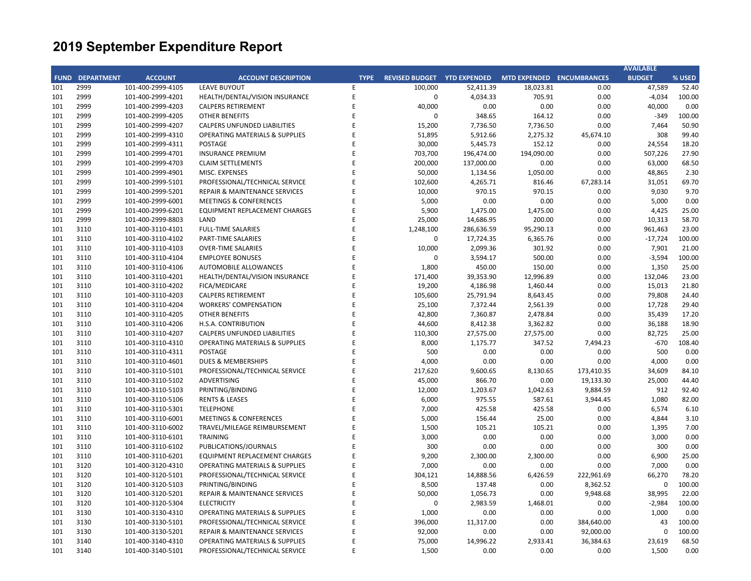# 2019 September Expenditure Report

| FUND | DEPARTMENT | ACCOUNT | ACCOUNT DESCRIPTION | TYPE | REVISED BUDGET | YTD EXPENDED | MTD EXPENDED | ENCUMBRANCES | AVAILABLE BUDGET | % USED |
|---|---|---|---|---|---|---|---|---|---|---|
| 101 | 2999 | 101-400-2999-4105 | LEAVE BUYOUT | E | 100,000 | 52,411.39 | 18,023.81 | 0.00 | 47,589 | 52.40 |
| 101 | 2999 | 101-400-2999-4201 | HEALTH/DENTAL/VISION INSURANCE | E | 0 | 4,034.33 | 705.91 | 0.00 | -4,034 | 100.00 |
| 101 | 2999 | 101-400-2999-4203 | CALPERS RETIREMENT | E | 40,000 | 0.00 | 0.00 | 0.00 | 40,000 | 0.00 |
| 101 | 2999 | 101-400-2999-4205 | OTHER BENEFITS | E | 0 | 348.65 | 164.12 | 0.00 | -349 | 100.00 |
| 101 | 2999 | 101-400-2999-4207 | CALPERS UNFUNDED LIABILITIES | E | 15,200 | 7,736.50 | 7,736.50 | 0.00 | 7,464 | 50.90 |
| 101 | 2999 | 101-400-2999-4310 | OPERATING MATERIALS & SUPPLIES | E | 51,895 | 5,912.66 | 2,275.32 | 45,674.10 | 308 | 99.40 |
| 101 | 2999 | 101-400-2999-4311 | POSTAGE | E | 30,000 | 5,445.73 | 152.12 | 0.00 | 24,554 | 18.20 |
| 101 | 2999 | 101-400-2999-4701 | INSURANCE PREMIUM | E | 703,700 | 196,474.00 | 194,090.00 | 0.00 | 507,226 | 27.90 |
| 101 | 2999 | 101-400-2999-4703 | CLAIM SETTLEMENTS | E | 200,000 | 137,000.00 | 0.00 | 0.00 | 63,000 | 68.50 |
| 101 | 2999 | 101-400-2999-4901 | MISC. EXPENSES | E | 50,000 | 1,134.56 | 1,050.00 | 0.00 | 48,865 | 2.30 |
| 101 | 2999 | 101-400-2999-5101 | PROFESSIONAL/TECHNICAL SERVICE | E | 102,600 | 4,265.71 | 816.46 | 67,283.14 | 31,051 | 69.70 |
| 101 | 2999 | 101-400-2999-5201 | REPAIR & MAINTENANCE SERVICES | E | 10,000 | 970.15 | 970.15 | 0.00 | 9,030 | 9.70 |
| 101 | 2999 | 101-400-2999-6001 | MEETINGS & CONFERENCES | E | 5,000 | 0.00 | 0.00 | 0.00 | 5,000 | 0.00 |
| 101 | 2999 | 101-400-2999-6201 | EQUIPMENT REPLACEMENT CHARGES | E | 5,900 | 1,475.00 | 1,475.00 | 0.00 | 4,425 | 25.00 |
| 101 | 2999 | 101-400-2999-8803 | LAND | E | 25,000 | 14,686.95 | 200.00 | 0.00 | 10,313 | 58.70 |
| 101 | 3110 | 101-400-3110-4101 | FULL-TIME SALARIES | E | 1,248,100 | 286,636.59 | 95,290.13 | 0.00 | 961,463 | 23.00 |
| 101 | 3110 | 101-400-3110-4102 | PART-TIME SALARIES | E | 0 | 17,724.35 | 6,365.76 | 0.00 | -17,724 | 100.00 |
| 101 | 3110 | 101-400-3110-4103 | OVER-TIME SALARIES | E | 10,000 | 2,099.36 | 301.92 | 0.00 | 7,901 | 21.00 |
| 101 | 3110 | 101-400-3110-4104 | EMPLOYEE BONUSES | E | 0 | 3,594.17 | 500.00 | 0.00 | -3,594 | 100.00 |
| 101 | 3110 | 101-400-3110-4106 | AUTOMOBILE ALLOWANCES | E | 1,800 | 450.00 | 150.00 | 0.00 | 1,350 | 25.00 |
| 101 | 3110 | 101-400-3110-4201 | HEALTH/DENTAL/VISION INSURANCE | E | 171,400 | 39,353.90 | 12,996.89 | 0.00 | 132,046 | 23.00 |
| 101 | 3110 | 101-400-3110-4202 | FICA/MEDICARE | E | 19,200 | 4,186.98 | 1,460.44 | 0.00 | 15,013 | 21.80 |
| 101 | 3110 | 101-400-3110-4203 | CALPERS RETIREMENT | E | 105,600 | 25,791.94 | 8,643.45 | 0.00 | 79,808 | 24.40 |
| 101 | 3110 | 101-400-3110-4204 | WORKERS' COMPENSATION | E | 25,100 | 7,372.44 | 2,561.39 | 0.00 | 17,728 | 29.40 |
| 101 | 3110 | 101-400-3110-4205 | OTHER BENEFITS | E | 42,800 | 7,360.87 | 2,478.84 | 0.00 | 35,439 | 17.20 |
| 101 | 3110 | 101-400-3110-4206 | H.S.A. CONTRIBUTION | E | 44,600 | 8,412.38 | 3,362.82 | 0.00 | 36,188 | 18.90 |
| 101 | 3110 | 101-400-3110-4207 | CALPERS UNFUNDED LIABILITIES | E | 110,300 | 27,575.00 | 27,575.00 | 0.00 | 82,725 | 25.00 |
| 101 | 3110 | 101-400-3110-4310 | OPERATING MATERIALS & SUPPLIES | E | 8,000 | 1,175.77 | 347.52 | 7,494.23 | -670 | 108.40 |
| 101 | 3110 | 101-400-3110-4311 | POSTAGE | E | 500 | 0.00 | 0.00 | 0.00 | 500 | 0.00 |
| 101 | 3110 | 101-400-3110-4601 | DUES & MEMBERSHIPS | E | 4,000 | 0.00 | 0.00 | 0.00 | 4,000 | 0.00 |
| 101 | 3110 | 101-400-3110-5101 | PROFESSIONAL/TECHNICAL SERVICE | E | 217,620 | 9,600.65 | 8,130.65 | 173,410.35 | 34,609 | 84.10 |
| 101 | 3110 | 101-400-3110-5102 | ADVERTISING | E | 45,000 | 866.70 | 0.00 | 19,133.30 | 25,000 | 44.40 |
| 101 | 3110 | 101-400-3110-5103 | PRINTING/BINDING | E | 12,000 | 1,203.67 | 1,042.63 | 9,884.59 | 912 | 92.40 |
| 101 | 3110 | 101-400-3110-5106 | RENTS & LEASES | E | 6,000 | 975.55 | 587.61 | 3,944.45 | 1,080 | 82.00 |
| 101 | 3110 | 101-400-3110-5301 | TELEPHONE | E | 7,000 | 425.58 | 425.58 | 0.00 | 6,574 | 6.10 |
| 101 | 3110 | 101-400-3110-6001 | MEETINGS & CONFERENCES | E | 5,000 | 156.44 | 25.00 | 0.00 | 4,844 | 3.10 |
| 101 | 3110 | 101-400-3110-6002 | TRAVEL/MILEAGE REIMBURSEMENT | E | 1,500 | 105.21 | 105.21 | 0.00 | 1,395 | 7.00 |
| 101 | 3110 | 101-400-3110-6101 | TRAINING | E | 3,000 | 0.00 | 0.00 | 0.00 | 3,000 | 0.00 |
| 101 | 3110 | 101-400-3110-6102 | PUBLICATIONS/JOURNALS | E | 300 | 0.00 | 0.00 | 0.00 | 300 | 0.00 |
| 101 | 3110 | 101-400-3110-6201 | EQUIPMENT REPLACEMENT CHARGES | E | 9,200 | 2,300.00 | 2,300.00 | 0.00 | 6,900 | 25.00 |
| 101 | 3120 | 101-400-3120-4310 | OPERATING MATERIALS & SUPPLIES | E | 7,000 | 0.00 | 0.00 | 0.00 | 7,000 | 0.00 |
| 101 | 3120 | 101-400-3120-5101 | PROFESSIONAL/TECHNICAL SERVICE | E | 304,121 | 14,888.56 | 6,426.59 | 222,961.69 | 66,270 | 78.20 |
| 101 | 3120 | 101-400-3120-5103 | PRINTING/BINDING | E | 8,500 | 137.48 | 0.00 | 8,362.52 | 0 | 100.00 |
| 101 | 3120 | 101-400-3120-5201 | REPAIR & MAINTENANCE SERVICES | E | 50,000 | 1,056.73 | 0.00 | 9,948.68 | 38,995 | 22.00 |
| 101 | 3120 | 101-400-3120-5304 | ELECTRICITY | E | 0 | 2,983.59 | 1,468.01 | 0.00 | -2,984 | 100.00 |
| 101 | 3130 | 101-400-3130-4310 | OPERATING MATERIALS & SUPPLIES | E | 1,000 | 0.00 | 0.00 | 0.00 | 1,000 | 0.00 |
| 101 | 3130 | 101-400-3130-5101 | PROFESSIONAL/TECHNICAL SERVICE | E | 396,000 | 11,317.00 | 0.00 | 384,640.00 | 43 | 100.00 |
| 101 | 3130 | 101-400-3130-5201 | REPAIR & MAINTENANCE SERVICES | E | 92,000 | 0.00 | 0.00 | 92,000.00 | 0 | 100.00 |
| 101 | 3140 | 101-400-3140-4310 | OPERATING MATERIALS & SUPPLIES | E | 75,000 | 14,996.22 | 2,933.41 | 36,384.63 | 23,619 | 68.50 |
| 101 | 3140 | 101-400-3140-5101 | PROFESSIONAL/TECHNICAL SERVICE | E | 1,500 | 0.00 | 0.00 | 0.00 | 1,500 | 0.00 |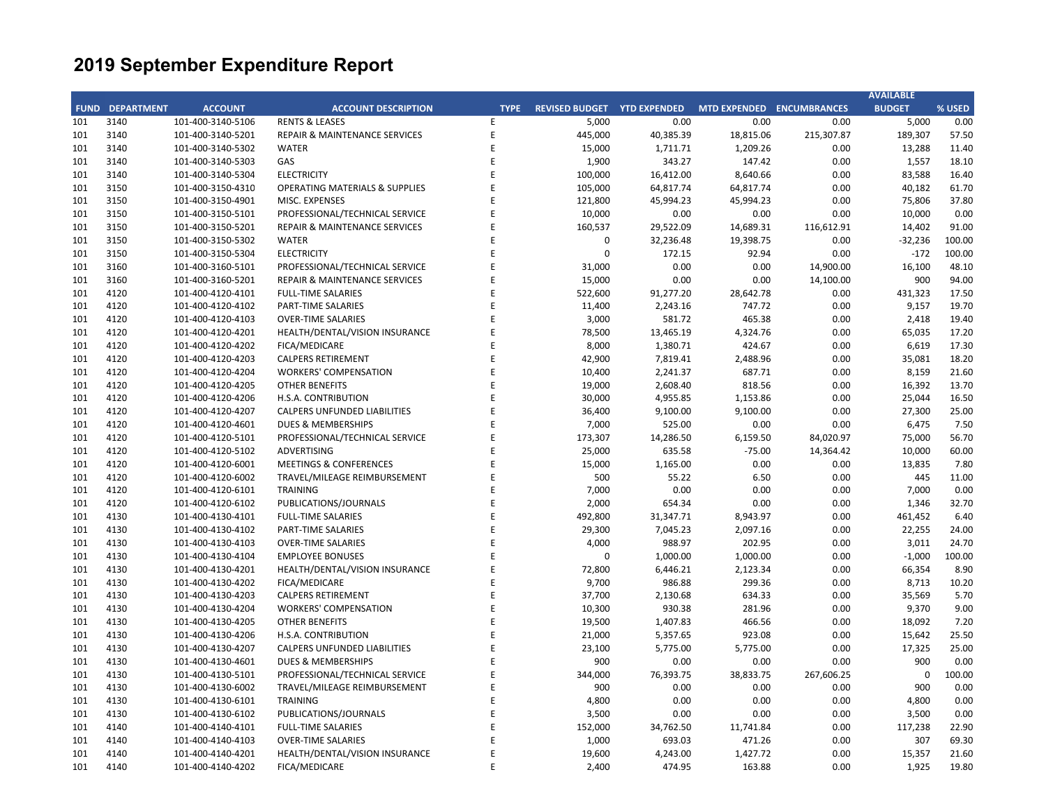# 2019 September Expenditure Report

| FUND | DEPARTMENT | ACCOUNT | ACCOUNT DESCRIPTION | TYPE | REVISED BUDGET | YTD EXPENDED | MTD EXPENDED | ENCUMBRANCES | AVAILABLE BUDGET | % USED |
|---|---|---|---|---|---|---|---|---|---|---|
| 101 | 3140 | 101-400-3140-5106 | RENTS & LEASES | E | 5,000 | 0.00 | 0.00 | 0.00 | 5,000 | 0.00 |
| 101 | 3140 | 101-400-3140-5201 | REPAIR & MAINTENANCE SERVICES | E | 445,000 | 40,385.39 | 18,815.06 | 215,307.87 | 189,307 | 57.50 |
| 101 | 3140 | 101-400-3140-5302 | WATER | E | 15,000 | 1,711.71 | 1,209.26 | 0.00 | 13,288 | 11.40 |
| 101 | 3140 | 101-400-3140-5303 | GAS | E | 1,900 | 343.27 | 147.42 | 0.00 | 1,557 | 18.10 |
| 101 | 3140 | 101-400-3140-5304 | ELECTRICITY | E | 100,000 | 16,412.00 | 8,640.66 | 0.00 | 83,588 | 16.40 |
| 101 | 3150 | 101-400-3150-4310 | OPERATING MATERIALS & SUPPLIES | E | 105,000 | 64,817.74 | 64,817.74 | 0.00 | 40,182 | 61.70 |
| 101 | 3150 | 101-400-3150-4901 | MISC. EXPENSES | E | 121,800 | 45,994.23 | 45,994.23 | 0.00 | 75,806 | 37.80 |
| 101 | 3150 | 101-400-3150-5101 | PROFESSIONAL/TECHNICAL SERVICE | E | 10,000 | 0.00 | 0.00 | 0.00 | 10,000 | 0.00 |
| 101 | 3150 | 101-400-3150-5201 | REPAIR & MAINTENANCE SERVICES | E | 160,537 | 29,522.09 | 14,689.31 | 116,612.91 | 14,402 | 91.00 |
| 101 | 3150 | 101-400-3150-5302 | WATER | E | 0 | 32,236.48 | 19,398.75 | 0.00 | -32,236 | 100.00 |
| 101 | 3150 | 101-400-3150-5304 | ELECTRICITY | E | 0 | 172.15 | 92.94 | 0.00 | -172 | 100.00 |
| 101 | 3160 | 101-400-3160-5101 | PROFESSIONAL/TECHNICAL SERVICE | E | 31,000 | 0.00 | 0.00 | 14,900.00 | 16,100 | 48.10 |
| 101 | 3160 | 101-400-3160-5201 | REPAIR & MAINTENANCE SERVICES | E | 15,000 | 0.00 | 0.00 | 14,100.00 | 900 | 94.00 |
| 101 | 4120 | 101-400-4120-4101 | FULL-TIME SALARIES | E | 522,600 | 91,277.20 | 28,642.78 | 0.00 | 431,323 | 17.50 |
| 101 | 4120 | 101-400-4120-4102 | PART-TIME SALARIES | E | 11,400 | 2,243.16 | 747.72 | 0.00 | 9,157 | 19.70 |
| 101 | 4120 | 101-400-4120-4103 | OVER-TIME SALARIES | E | 3,000 | 581.72 | 465.38 | 0.00 | 2,418 | 19.40 |
| 101 | 4120 | 101-400-4120-4201 | HEALTH/DENTAL/VISION INSURANCE | E | 78,500 | 13,465.19 | 4,324.76 | 0.00 | 65,035 | 17.20 |
| 101 | 4120 | 101-400-4120-4202 | FICA/MEDICARE | E | 8,000 | 1,380.71 | 424.67 | 0.00 | 6,619 | 17.30 |
| 101 | 4120 | 101-400-4120-4203 | CALPERS RETIREMENT | E | 42,900 | 7,819.41 | 2,488.96 | 0.00 | 35,081 | 18.20 |
| 101 | 4120 | 101-400-4120-4204 | WORKERS' COMPENSATION | E | 10,400 | 2,241.37 | 687.71 | 0.00 | 8,159 | 21.60 |
| 101 | 4120 | 101-400-4120-4205 | OTHER BENEFITS | E | 19,000 | 2,608.40 | 818.56 | 0.00 | 16,392 | 13.70 |
| 101 | 4120 | 101-400-4120-4206 | H.S.A. CONTRIBUTION | E | 30,000 | 4,955.85 | 1,153.86 | 0.00 | 25,044 | 16.50 |
| 101 | 4120 | 101-400-4120-4207 | CALPERS UNFUNDED LIABILITIES | E | 36,400 | 9,100.00 | 9,100.00 | 0.00 | 27,300 | 25.00 |
| 101 | 4120 | 101-400-4120-4601 | DUES & MEMBERSHIPS | E | 7,000 | 525.00 | 0.00 | 0.00 | 6,475 | 7.50 |
| 101 | 4120 | 101-400-4120-5101 | PROFESSIONAL/TECHNICAL SERVICE | E | 173,307 | 14,286.50 | 6,159.50 | 84,020.97 | 75,000 | 56.70 |
| 101 | 4120 | 101-400-4120-5102 | ADVERTISING | E | 25,000 | 635.58 | -75.00 | 14,364.42 | 10,000 | 60.00 |
| 101 | 4120 | 101-400-4120-6001 | MEETINGS & CONFERENCES | E | 15,000 | 1,165.00 | 0.00 | 0.00 | 13,835 | 7.80 |
| 101 | 4120 | 101-400-4120-6002 | TRAVEL/MILEAGE REIMBURSEMENT | E | 500 | 55.22 | 6.50 | 0.00 | 445 | 11.00 |
| 101 | 4120 | 101-400-4120-6101 | TRAINING | E | 7,000 | 0.00 | 0.00 | 0.00 | 7,000 | 0.00 |
| 101 | 4120 | 101-400-4120-6102 | PUBLICATIONS/JOURNALS | E | 2,000 | 654.34 | 0.00 | 0.00 | 1,346 | 32.70 |
| 101 | 4130 | 101-400-4130-4101 | FULL-TIME SALARIES | E | 492,800 | 31,347.71 | 8,943.97 | 0.00 | 461,452 | 6.40 |
| 101 | 4130 | 101-400-4130-4102 | PART-TIME SALARIES | E | 29,300 | 7,045.23 | 2,097.16 | 0.00 | 22,255 | 24.00 |
| 101 | 4130 | 101-400-4130-4103 | OVER-TIME SALARIES | E | 4,000 | 988.97 | 202.95 | 0.00 | 3,011 | 24.70 |
| 101 | 4130 | 101-400-4130-4104 | EMPLOYEE BONUSES | E | 0 | 1,000.00 | 1,000.00 | 0.00 | -1,000 | 100.00 |
| 101 | 4130 | 101-400-4130-4201 | HEALTH/DENTAL/VISION INSURANCE | E | 72,800 | 6,446.21 | 2,123.34 | 0.00 | 66,354 | 8.90 |
| 101 | 4130 | 101-400-4130-4202 | FICA/MEDICARE | E | 9,700 | 986.88 | 299.36 | 0.00 | 8,713 | 10.20 |
| 101 | 4130 | 101-400-4130-4203 | CALPERS RETIREMENT | E | 37,700 | 2,130.68 | 634.33 | 0.00 | 35,569 | 5.70 |
| 101 | 4130 | 101-400-4130-4204 | WORKERS' COMPENSATION | E | 10,300 | 930.38 | 281.96 | 0.00 | 9,370 | 9.00 |
| 101 | 4130 | 101-400-4130-4205 | OTHER BENEFITS | E | 19,500 | 1,407.83 | 466.56 | 0.00 | 18,092 | 7.20 |
| 101 | 4130 | 101-400-4130-4206 | H.S.A. CONTRIBUTION | E | 21,000 | 5,357.65 | 923.08 | 0.00 | 15,642 | 25.50 |
| 101 | 4130 | 101-400-4130-4207 | CALPERS UNFUNDED LIABILITIES | E | 23,100 | 5,775.00 | 5,775.00 | 0.00 | 17,325 | 25.00 |
| 101 | 4130 | 101-400-4130-4601 | DUES & MEMBERSHIPS | E | 900 | 0.00 | 0.00 | 0.00 | 900 | 0.00 |
| 101 | 4130 | 101-400-4130-5101 | PROFESSIONAL/TECHNICAL SERVICE | E | 344,000 | 76,393.75 | 38,833.75 | 267,606.25 | 0 | 100.00 |
| 101 | 4130 | 101-400-4130-6002 | TRAVEL/MILEAGE REIMBURSEMENT | E | 900 | 0.00 | 0.00 | 0.00 | 900 | 0.00 |
| 101 | 4130 | 101-400-4130-6101 | TRAINING | E | 4,800 | 0.00 | 0.00 | 0.00 | 4,800 | 0.00 |
| 101 | 4130 | 101-400-4130-6102 | PUBLICATIONS/JOURNALS | E | 3,500 | 0.00 | 0.00 | 0.00 | 3,500 | 0.00 |
| 101 | 4140 | 101-400-4140-4101 | FULL-TIME SALARIES | E | 152,000 | 34,762.50 | 11,741.84 | 0.00 | 117,238 | 22.90 |
| 101 | 4140 | 101-400-4140-4103 | OVER-TIME SALARIES | E | 1,000 | 693.03 | 471.26 | 0.00 | 307 | 69.30 |
| 101 | 4140 | 101-400-4140-4201 | HEALTH/DENTAL/VISION INSURANCE | E | 19,600 | 4,243.00 | 1,427.72 | 0.00 | 15,357 | 21.60 |
| 101 | 4140 | 101-400-4140-4202 | FICA/MEDICARE | E | 2,400 | 474.95 | 163.88 | 0.00 | 1,925 | 19.80 |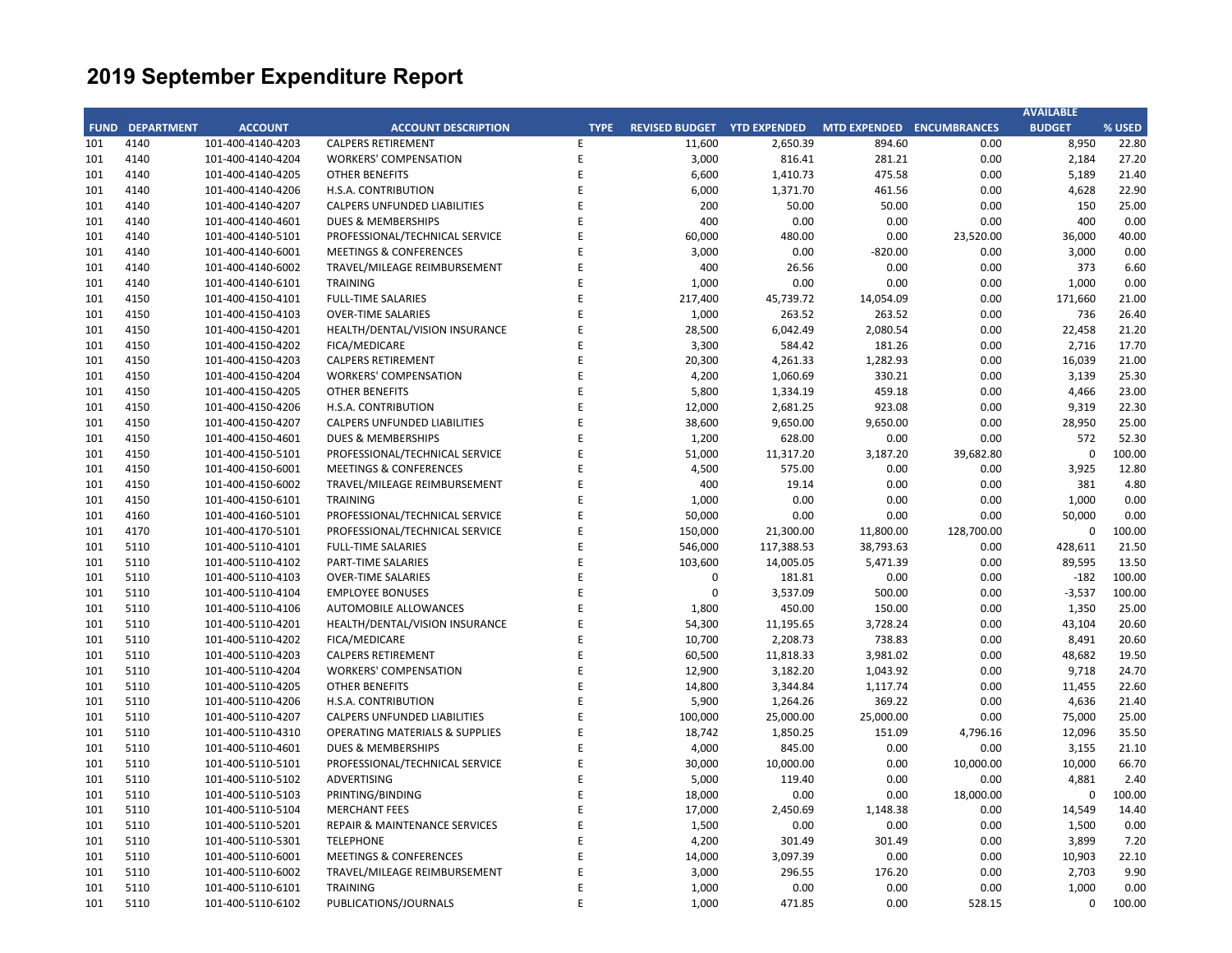# 2019 September Expenditure Report

| FUND | DEPARTMENT | ACCOUNT | ACCOUNT DESCRIPTION | TYPE | REVISED BUDGET | YTD EXPENDED | MTD EXPENDED | ENCUMBRANCES | AVAILABLE BUDGET | % USED |
|---|---|---|---|---|---|---|---|---|---|---|
| 101 | 4140 | 101-400-4140-4203 | CALPERS RETIREMENT | E | 11,600 | 2,650.39 | 894.60 | 0.00 | 8,950 | 22.80 |
| 101 | 4140 | 101-400-4140-4204 | WORKERS' COMPENSATION | E | 3,000 | 816.41 | 281.21 | 0.00 | 2,184 | 27.20 |
| 101 | 4140 | 101-400-4140-4205 | OTHER BENEFITS | E | 6,600 | 1,410.73 | 475.58 | 0.00 | 5,189 | 21.40 |
| 101 | 4140 | 101-400-4140-4206 | H.S.A. CONTRIBUTION | E | 6,000 | 1,371.70 | 461.56 | 0.00 | 4,628 | 22.90 |
| 101 | 4140 | 101-400-4140-4207 | CALPERS UNFUNDED LIABILITIES | E | 200 | 50.00 | 50.00 | 0.00 | 150 | 25.00 |
| 101 | 4140 | 101-400-4140-4601 | DUES & MEMBERSHIPS | E | 400 | 0.00 | 0.00 | 0.00 | 400 | 0.00 |
| 101 | 4140 | 101-400-4140-5101 | PROFESSIONAL/TECHNICAL SERVICE | E | 60,000 | 480.00 | 0.00 | 23,520.00 | 36,000 | 40.00 |
| 101 | 4140 | 101-400-4140-6001 | MEETINGS & CONFERENCES | E | 3,000 | 0.00 | -820.00 | 0.00 | 3,000 | 0.00 |
| 101 | 4140 | 101-400-4140-6002 | TRAVEL/MILEAGE REIMBURSEMENT | E | 400 | 26.56 | 0.00 | 0.00 | 373 | 6.60 |
| 101 | 4140 | 101-400-4140-6101 | TRAINING | E | 1,000 | 0.00 | 0.00 | 0.00 | 1,000 | 0.00 |
| 101 | 4150 | 101-400-4150-4101 | FULL-TIME SALARIES | E | 217,400 | 45,739.72 | 14,054.09 | 0.00 | 171,660 | 21.00 |
| 101 | 4150 | 101-400-4150-4103 | OVER-TIME SALARIES | E | 1,000 | 263.52 | 263.52 | 0.00 | 736 | 26.40 |
| 101 | 4150 | 101-400-4150-4201 | HEALTH/DENTAL/VISION INSURANCE | E | 28,500 | 6,042.49 | 2,080.54 | 0.00 | 22,458 | 21.20 |
| 101 | 4150 | 101-400-4150-4202 | FICA/MEDICARE | E | 3,300 | 584.42 | 181.26 | 0.00 | 2,716 | 17.70 |
| 101 | 4150 | 101-400-4150-4203 | CALPERS RETIREMENT | E | 20,300 | 4,261.33 | 1,282.93 | 0.00 | 16,039 | 21.00 |
| 101 | 4150 | 101-400-4150-4204 | WORKERS' COMPENSATION | E | 4,200 | 1,060.69 | 330.21 | 0.00 | 3,139 | 25.30 |
| 101 | 4150 | 101-400-4150-4205 | OTHER BENEFITS | E | 5,800 | 1,334.19 | 459.18 | 0.00 | 4,466 | 23.00 |
| 101 | 4150 | 101-400-4150-4206 | H.S.A. CONTRIBUTION | E | 12,000 | 2,681.25 | 923.08 | 0.00 | 9,319 | 22.30 |
| 101 | 4150 | 101-400-4150-4207 | CALPERS UNFUNDED LIABILITIES | E | 38,600 | 9,650.00 | 9,650.00 | 0.00 | 28,950 | 25.00 |
| 101 | 4150 | 101-400-4150-4601 | DUES & MEMBERSHIPS | E | 1,200 | 628.00 | 0.00 | 0.00 | 572 | 52.30 |
| 101 | 4150 | 101-400-4150-5101 | PROFESSIONAL/TECHNICAL SERVICE | E | 51,000 | 11,317.20 | 3,187.20 | 39,682.80 | 0 | 100.00 |
| 101 | 4150 | 101-400-4150-6001 | MEETINGS & CONFERENCES | E | 4,500 | 575.00 | 0.00 | 0.00 | 3,925 | 12.80 |
| 101 | 4150 | 101-400-4150-6002 | TRAVEL/MILEAGE REIMBURSEMENT | E | 400 | 19.14 | 0.00 | 0.00 | 381 | 4.80 |
| 101 | 4150 | 101-400-4150-6101 | TRAINING | E | 1,000 | 0.00 | 0.00 | 0.00 | 1,000 | 0.00 |
| 101 | 4160 | 101-400-4160-5101 | PROFESSIONAL/TECHNICAL SERVICE | E | 50,000 | 0.00 | 0.00 | 0.00 | 50,000 | 0.00 |
| 101 | 4170 | 101-400-4170-5101 | PROFESSIONAL/TECHNICAL SERVICE | E | 150,000 | 21,300.00 | 11,800.00 | 128,700.00 | 0 | 100.00 |
| 101 | 5110 | 101-400-5110-4101 | FULL-TIME SALARIES | E | 546,000 | 117,388.53 | 38,793.63 | 0.00 | 428,611 | 21.50 |
| 101 | 5110 | 101-400-5110-4102 | PART-TIME SALARIES | E | 103,600 | 14,005.05 | 5,471.39 | 0.00 | 89,595 | 13.50 |
| 101 | 5110 | 101-400-5110-4103 | OVER-TIME SALARIES | E | 0 | 181.81 | 0.00 | 0.00 | -182 | 100.00 |
| 101 | 5110 | 101-400-5110-4104 | EMPLOYEE BONUSES | E | 0 | 3,537.09 | 500.00 | 0.00 | -3,537 | 100.00 |
| 101 | 5110 | 101-400-5110-4106 | AUTOMOBILE ALLOWANCES | E | 1,800 | 450.00 | 150.00 | 0.00 | 1,350 | 25.00 |
| 101 | 5110 | 101-400-5110-4201 | HEALTH/DENTAL/VISION INSURANCE | E | 54,300 | 11,195.65 | 3,728.24 | 0.00 | 43,104 | 20.60 |
| 101 | 5110 | 101-400-5110-4202 | FICA/MEDICARE | E | 10,700 | 2,208.73 | 738.83 | 0.00 | 8,491 | 20.60 |
| 101 | 5110 | 101-400-5110-4203 | CALPERS RETIREMENT | E | 60,500 | 11,818.33 | 3,981.02 | 0.00 | 48,682 | 19.50 |
| 101 | 5110 | 101-400-5110-4204 | WORKERS' COMPENSATION | E | 12,900 | 3,182.20 | 1,043.92 | 0.00 | 9,718 | 24.70 |
| 101 | 5110 | 101-400-5110-4205 | OTHER BENEFITS | E | 14,800 | 3,344.84 | 1,117.74 | 0.00 | 11,455 | 22.60 |
| 101 | 5110 | 101-400-5110-4206 | H.S.A. CONTRIBUTION | E | 5,900 | 1,264.26 | 369.22 | 0.00 | 4,636 | 21.40 |
| 101 | 5110 | 101-400-5110-4207 | CALPERS UNFUNDED LIABILITIES | E | 100,000 | 25,000.00 | 25,000.00 | 0.00 | 75,000 | 25.00 |
| 101 | 5110 | 101-400-5110-4310 | OPERATING MATERIALS & SUPPLIES | E | 18,742 | 1,850.25 | 151.09 | 4,796.16 | 12,096 | 35.50 |
| 101 | 5110 | 101-400-5110-4601 | DUES & MEMBERSHIPS | E | 4,000 | 845.00 | 0.00 | 0.00 | 3,155 | 21.10 |
| 101 | 5110 | 101-400-5110-5101 | PROFESSIONAL/TECHNICAL SERVICE | E | 30,000 | 10,000.00 | 0.00 | 10,000.00 | 10,000 | 66.70 |
| 101 | 5110 | 101-400-5110-5102 | ADVERTISING | E | 5,000 | 119.40 | 0.00 | 0.00 | 4,881 | 2.40 |
| 101 | 5110 | 101-400-5110-5103 | PRINTING/BINDING | E | 18,000 | 0.00 | 0.00 | 18,000.00 | 0 | 100.00 |
| 101 | 5110 | 101-400-5110-5104 | MERCHANT FEES | E | 17,000 | 2,450.69 | 1,148.38 | 0.00 | 14,549 | 14.40 |
| 101 | 5110 | 101-400-5110-5201 | REPAIR & MAINTENANCE SERVICES | E | 1,500 | 0.00 | 0.00 | 0.00 | 1,500 | 0.00 |
| 101 | 5110 | 101-400-5110-5301 | TELEPHONE | E | 4,200 | 301.49 | 301.49 | 0.00 | 3,899 | 7.20 |
| 101 | 5110 | 101-400-5110-6001 | MEETINGS & CONFERENCES | E | 14,000 | 3,097.39 | 0.00 | 0.00 | 10,903 | 22.10 |
| 101 | 5110 | 101-400-5110-6002 | TRAVEL/MILEAGE REIMBURSEMENT | E | 3,000 | 296.55 | 176.20 | 0.00 | 2,703 | 9.90 |
| 101 | 5110 | 101-400-5110-6101 | TRAINING | E | 1,000 | 0.00 | 0.00 | 0.00 | 1,000 | 0.00 |
| 101 | 5110 | 101-400-5110-6102 | PUBLICATIONS/JOURNALS | E | 1,000 | 471.85 | 0.00 | 528.15 | 0 | 100.00 |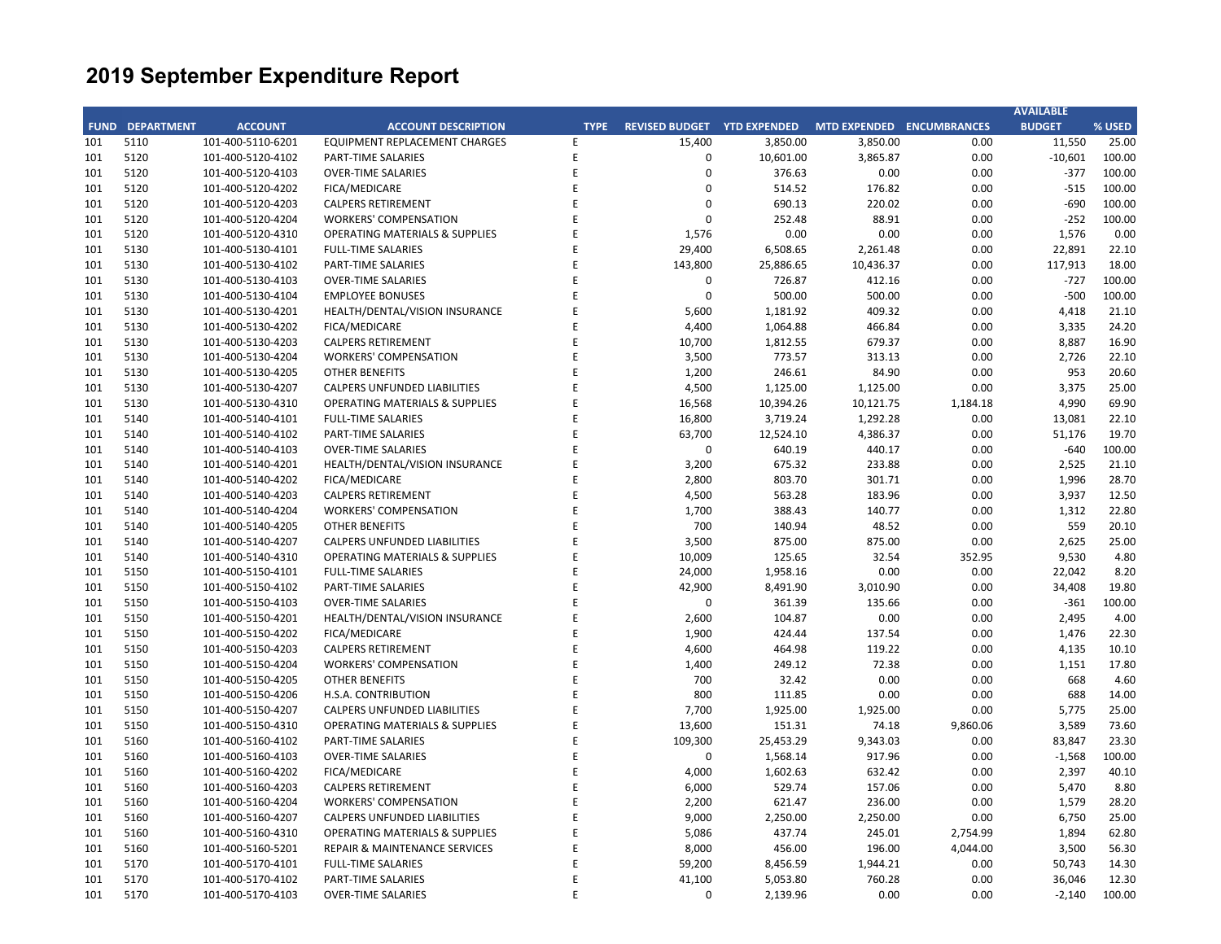# 2019 September Expenditure Report

| FUND | DEPARTMENT | ACCOUNT | ACCOUNT DESCRIPTION | TYPE | REVISED BUDGET | YTD EXPENDED | MTD EXPENDED | ENCUMBRANCES | AVAILABLE BUDGET | % USED |
|---|---|---|---|---|---|---|---|---|---|---|
| 101 | 5110 | 101-400-5110-6201 | EQUIPMENT REPLACEMENT CHARGES | E | 15,400 | 3,850.00 | 3,850.00 | 0.00 | 11,550 | 25.00 |
| 101 | 5120 | 101-400-5120-4102 | PART-TIME SALARIES | E | 0 | 10,601.00 | 3,865.87 | 0.00 | -10,601 | 100.00 |
| 101 | 5120 | 101-400-5120-4103 | OVER-TIME SALARIES | E | 0 | 376.63 | 0.00 | 0.00 | -377 | 100.00 |
| 101 | 5120 | 101-400-5120-4202 | FICA/MEDICARE | E | 0 | 514.52 | 176.82 | 0.00 | -515 | 100.00 |
| 101 | 5120 | 101-400-5120-4203 | CALPERS RETIREMENT | E | 0 | 690.13 | 220.02 | 0.00 | -690 | 100.00 |
| 101 | 5120 | 101-400-5120-4204 | WORKERS' COMPENSATION | E | 0 | 252.48 | 88.91 | 0.00 | -252 | 100.00 |
| 101 | 5120 | 101-400-5120-4310 | OPERATING MATERIALS & SUPPLIES | E | 1,576 | 0.00 | 0.00 | 0.00 | 1,576 | 0.00 |
| 101 | 5130 | 101-400-5130-4101 | FULL-TIME SALARIES | E | 29,400 | 6,508.65 | 2,261.48 | 0.00 | 22,891 | 22.10 |
| 101 | 5130 | 101-400-5130-4102 | PART-TIME SALARIES | E | 143,800 | 25,886.65 | 10,436.37 | 0.00 | 117,913 | 18.00 |
| 101 | 5130 | 101-400-5130-4103 | OVER-TIME SALARIES | E | 0 | 726.87 | 412.16 | 0.00 | -727 | 100.00 |
| 101 | 5130 | 101-400-5130-4104 | EMPLOYEE BONUSES | E | 0 | 500.00 | 500.00 | 0.00 | -500 | 100.00 |
| 101 | 5130 | 101-400-5130-4201 | HEALTH/DENTAL/VISION INSURANCE | E | 5,600 | 1,181.92 | 409.32 | 0.00 | 4,418 | 21.10 |
| 101 | 5130 | 101-400-5130-4202 | FICA/MEDICARE | E | 4,400 | 1,064.88 | 466.84 | 0.00 | 3,335 | 24.20 |
| 101 | 5130 | 101-400-5130-4203 | CALPERS RETIREMENT | E | 10,700 | 1,812.55 | 679.37 | 0.00 | 8,887 | 16.90 |
| 101 | 5130 | 101-400-5130-4204 | WORKERS' COMPENSATION | E | 3,500 | 773.57 | 313.13 | 0.00 | 2,726 | 22.10 |
| 101 | 5130 | 101-400-5130-4205 | OTHER BENEFITS | E | 1,200 | 246.61 | 84.90 | 0.00 | 953 | 20.60 |
| 101 | 5130 | 101-400-5130-4207 | CALPERS UNFUNDED LIABILITIES | E | 4,500 | 1,125.00 | 1,125.00 | 0.00 | 3,375 | 25.00 |
| 101 | 5130 | 101-400-5130-4310 | OPERATING MATERIALS & SUPPLIES | E | 16,568 | 10,394.26 | 10,121.75 | 1,184.18 | 4,990 | 69.90 |
| 101 | 5140 | 101-400-5140-4101 | FULL-TIME SALARIES | E | 16,800 | 3,719.24 | 1,292.28 | 0.00 | 13,081 | 22.10 |
| 101 | 5140 | 101-400-5140-4102 | PART-TIME SALARIES | E | 63,700 | 12,524.10 | 4,386.37 | 0.00 | 51,176 | 19.70 |
| 101 | 5140 | 101-400-5140-4103 | OVER-TIME SALARIES | E | 0 | 640.19 | 440.17 | 0.00 | -640 | 100.00 |
| 101 | 5140 | 101-400-5140-4201 | HEALTH/DENTAL/VISION INSURANCE | E | 3,200 | 675.32 | 233.88 | 0.00 | 2,525 | 21.10 |
| 101 | 5140 | 101-400-5140-4202 | FICA/MEDICARE | E | 2,800 | 803.70 | 301.71 | 0.00 | 1,996 | 28.70 |
| 101 | 5140 | 101-400-5140-4203 | CALPERS RETIREMENT | E | 4,500 | 563.28 | 183.96 | 0.00 | 3,937 | 12.50 |
| 101 | 5140 | 101-400-5140-4204 | WORKERS' COMPENSATION | E | 1,700 | 388.43 | 140.77 | 0.00 | 1,312 | 22.80 |
| 101 | 5140 | 101-400-5140-4205 | OTHER BENEFITS | E | 700 | 140.94 | 48.52 | 0.00 | 559 | 20.10 |
| 101 | 5140 | 101-400-5140-4207 | CALPERS UNFUNDED LIABILITIES | E | 3,500 | 875.00 | 875.00 | 0.00 | 2,625 | 25.00 |
| 101 | 5140 | 101-400-5140-4310 | OPERATING MATERIALS & SUPPLIES | E | 10,009 | 125.65 | 32.54 | 352.95 | 9,530 | 4.80 |
| 101 | 5150 | 101-400-5150-4101 | FULL-TIME SALARIES | E | 24,000 | 1,958.16 | 0.00 | 0.00 | 22,042 | 8.20 |
| 101 | 5150 | 101-400-5150-4102 | PART-TIME SALARIES | E | 42,900 | 8,491.90 | 3,010.90 | 0.00 | 34,408 | 19.80 |
| 101 | 5150 | 101-400-5150-4103 | OVER-TIME SALARIES | E | 0 | 361.39 | 135.66 | 0.00 | -361 | 100.00 |
| 101 | 5150 | 101-400-5150-4201 | HEALTH/DENTAL/VISION INSURANCE | E | 2,600 | 104.87 | 0.00 | 0.00 | 2,495 | 4.00 |
| 101 | 5150 | 101-400-5150-4202 | FICA/MEDICARE | E | 1,900 | 424.44 | 137.54 | 0.00 | 1,476 | 22.30 |
| 101 | 5150 | 101-400-5150-4203 | CALPERS RETIREMENT | E | 4,600 | 464.98 | 119.22 | 0.00 | 4,135 | 10.10 |
| 101 | 5150 | 101-400-5150-4204 | WORKERS' COMPENSATION | E | 1,400 | 249.12 | 72.38 | 0.00 | 1,151 | 17.80 |
| 101 | 5150 | 101-400-5150-4205 | OTHER BENEFITS | E | 700 | 32.42 | 0.00 | 0.00 | 668 | 4.60 |
| 101 | 5150 | 101-400-5150-4206 | H.S.A. CONTRIBUTION | E | 800 | 111.85 | 0.00 | 0.00 | 688 | 14.00 |
| 101 | 5150 | 101-400-5150-4207 | CALPERS UNFUNDED LIABILITIES | E | 7,700 | 1,925.00 | 1,925.00 | 0.00 | 5,775 | 25.00 |
| 101 | 5150 | 101-400-5150-4310 | OPERATING MATERIALS & SUPPLIES | E | 13,600 | 151.31 | 74.18 | 9,860.06 | 3,589 | 73.60 |
| 101 | 5160 | 101-400-5160-4102 | PART-TIME SALARIES | E | 109,300 | 25,453.29 | 9,343.03 | 0.00 | 83,847 | 23.30 |
| 101 | 5160 | 101-400-5160-4103 | OVER-TIME SALARIES | E | 0 | 1,568.14 | 917.96 | 0.00 | -1,568 | 100.00 |
| 101 | 5160 | 101-400-5160-4202 | FICA/MEDICARE | E | 4,000 | 1,602.63 | 632.42 | 0.00 | 2,397 | 40.10 |
| 101 | 5160 | 101-400-5160-4203 | CALPERS RETIREMENT | E | 6,000 | 529.74 | 157.06 | 0.00 | 5,470 | 8.80 |
| 101 | 5160 | 101-400-5160-4204 | WORKERS' COMPENSATION | E | 2,200 | 621.47 | 236.00 | 0.00 | 1,579 | 28.20 |
| 101 | 5160 | 101-400-5160-4207 | CALPERS UNFUNDED LIABILITIES | E | 9,000 | 2,250.00 | 2,250.00 | 0.00 | 6,750 | 25.00 |
| 101 | 5160 | 101-400-5160-4310 | OPERATING MATERIALS & SUPPLIES | E | 5,086 | 437.74 | 245.01 | 2,754.99 | 1,894 | 62.80 |
| 101 | 5160 | 101-400-5160-5201 | REPAIR & MAINTENANCE SERVICES | E | 8,000 | 456.00 | 196.00 | 4,044.00 | 3,500 | 56.30 |
| 101 | 5170 | 101-400-5170-4101 | FULL-TIME SALARIES | E | 59,200 | 8,456.59 | 1,944.21 | 0.00 | 50,743 | 14.30 |
| 101 | 5170 | 101-400-5170-4102 | PART-TIME SALARIES | E | 41,100 | 5,053.80 | 760.28 | 0.00 | 36,046 | 12.30 |
| 101 | 5170 | 101-400-5170-4103 | OVER-TIME SALARIES | E | 0 | 2,139.96 | 0.00 | 0.00 | -2,140 | 100.00 |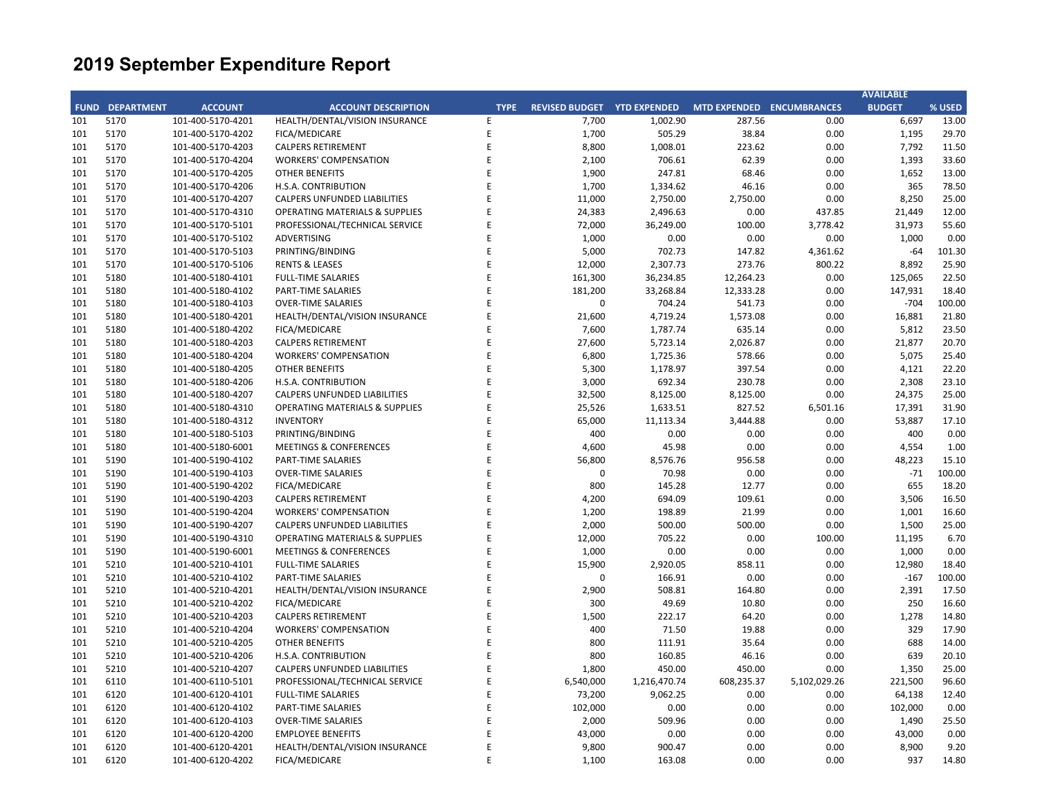# 2019 September Expenditure Report

| FUND | DEPARTMENT | ACCOUNT | ACCOUNT DESCRIPTION | TYPE | REVISED BUDGET | YTD EXPENDED | MTD EXPENDED | ENCUMBRANCES | AVAILABLE BUDGET | % USED |
|---|---|---|---|---|---|---|---|---|---|---|
| 101 | 5170 | 101-400-5170-4201 | HEALTH/DENTAL/VISION INSURANCE | E | 7,700 | 1,002.90 | 287.56 | 0.00 | 6,697 | 13.00 |
| 101 | 5170 | 101-400-5170-4202 | FICA/MEDICARE | E | 1,700 | 505.29 | 38.84 | 0.00 | 1,195 | 29.70 |
| 101 | 5170 | 101-400-5170-4203 | CALPERS RETIREMENT | E | 8,800 | 1,008.01 | 223.62 | 0.00 | 7,792 | 11.50 |
| 101 | 5170 | 101-400-5170-4204 | WORKERS' COMPENSATION | E | 2,100 | 706.61 | 62.39 | 0.00 | 1,393 | 33.60 |
| 101 | 5170 | 101-400-5170-4205 | OTHER BENEFITS | E | 1,900 | 247.81 | 68.46 | 0.00 | 1,652 | 13.00 |
| 101 | 5170 | 101-400-5170-4206 | H.S.A. CONTRIBUTION | E | 1,700 | 1,334.62 | 46.16 | 0.00 | 365 | 78.50 |
| 101 | 5170 | 101-400-5170-4207 | CALPERS UNFUNDED LIABILITIES | E | 11,000 | 2,750.00 | 2,750.00 | 0.00 | 8,250 | 25.00 |
| 101 | 5170 | 101-400-5170-4310 | OPERATING MATERIALS & SUPPLIES | E | 24,383 | 2,496.63 | 0.00 | 437.85 | 21,449 | 12.00 |
| 101 | 5170 | 101-400-5170-5101 | PROFESSIONAL/TECHNICAL SERVICE | E | 72,000 | 36,249.00 | 100.00 | 3,778.42 | 31,973 | 55.60 |
| 101 | 5170 | 101-400-5170-5102 | ADVERTISING | E | 1,000 | 0.00 | 0.00 | 0.00 | 1,000 | 0.00 |
| 101 | 5170 | 101-400-5170-5103 | PRINTING/BINDING | E | 5,000 | 702.73 | 147.82 | 4,361.62 | -64 | 101.30 |
| 101 | 5170 | 101-400-5170-5106 | RENTS & LEASES | E | 12,000 | 2,307.73 | 273.76 | 800.22 | 8,892 | 25.90 |
| 101 | 5180 | 101-400-5180-4101 | FULL-TIME SALARIES | E | 161,300 | 36,234.85 | 12,264.23 | 0.00 | 125,065 | 22.50 |
| 101 | 5180 | 101-400-5180-4102 | PART-TIME SALARIES | E | 181,200 | 33,268.84 | 12,333.28 | 0.00 | 147,931 | 18.40 |
| 101 | 5180 | 101-400-5180-4103 | OVER-TIME SALARIES | E | 0 | 704.24 | 541.73 | 0.00 | -704 | 100.00 |
| 101 | 5180 | 101-400-5180-4201 | HEALTH/DENTAL/VISION INSURANCE | E | 21,600 | 4,719.24 | 1,573.08 | 0.00 | 16,881 | 21.80 |
| 101 | 5180 | 101-400-5180-4202 | FICA/MEDICARE | E | 7,600 | 1,787.74 | 635.14 | 0.00 | 5,812 | 23.50 |
| 101 | 5180 | 101-400-5180-4203 | CALPERS RETIREMENT | E | 27,600 | 5,723.14 | 2,026.87 | 0.00 | 21,877 | 20.70 |
| 101 | 5180 | 101-400-5180-4204 | WORKERS' COMPENSATION | E | 6,800 | 1,725.36 | 578.66 | 0.00 | 5,075 | 25.40 |
| 101 | 5180 | 101-400-5180-4205 | OTHER BENEFITS | E | 5,300 | 1,178.97 | 397.54 | 0.00 | 4,121 | 22.20 |
| 101 | 5180 | 101-400-5180-4206 | H.S.A. CONTRIBUTION | E | 3,000 | 692.34 | 230.78 | 0.00 | 2,308 | 23.10 |
| 101 | 5180 | 101-400-5180-4207 | CALPERS UNFUNDED LIABILITIES | E | 32,500 | 8,125.00 | 8,125.00 | 0.00 | 24,375 | 25.00 |
| 101 | 5180 | 101-400-5180-4310 | OPERATING MATERIALS & SUPPLIES | E | 25,526 | 1,633.51 | 827.52 | 6,501.16 | 17,391 | 31.90 |
| 101 | 5180 | 101-400-5180-4312 | INVENTORY | E | 65,000 | 11,113.34 | 3,444.88 | 0.00 | 53,887 | 17.10 |
| 101 | 5180 | 101-400-5180-5103 | PRINTING/BINDING | E | 400 | 0.00 | 0.00 | 0.00 | 400 | 0.00 |
| 101 | 5180 | 101-400-5180-6001 | MEETINGS & CONFERENCES | E | 4,600 | 45.98 | 0.00 | 0.00 | 4,554 | 1.00 |
| 101 | 5190 | 101-400-5190-4102 | PART-TIME SALARIES | E | 56,800 | 8,576.76 | 956.58 | 0.00 | 48,223 | 15.10 |
| 101 | 5190 | 101-400-5190-4103 | OVER-TIME SALARIES | E | 0 | 70.98 | 0.00 | 0.00 | -71 | 100.00 |
| 101 | 5190 | 101-400-5190-4202 | FICA/MEDICARE | E | 800 | 145.28 | 12.77 | 0.00 | 655 | 18.20 |
| 101 | 5190 | 101-400-5190-4203 | CALPERS RETIREMENT | E | 4,200 | 694.09 | 109.61 | 0.00 | 3,506 | 16.50 |
| 101 | 5190 | 101-400-5190-4204 | WORKERS' COMPENSATION | E | 1,200 | 198.89 | 21.99 | 0.00 | 1,001 | 16.60 |
| 101 | 5190 | 101-400-5190-4207 | CALPERS UNFUNDED LIABILITIES | E | 2,000 | 500.00 | 500.00 | 0.00 | 1,500 | 25.00 |
| 101 | 5190 | 101-400-5190-4310 | OPERATING MATERIALS & SUPPLIES | E | 12,000 | 705.22 | 0.00 | 100.00 | 11,195 | 6.70 |
| 101 | 5190 | 101-400-5190-6001 | MEETINGS & CONFERENCES | E | 1,000 | 0.00 | 0.00 | 0.00 | 1,000 | 0.00 |
| 101 | 5210 | 101-400-5210-4101 | FULL-TIME SALARIES | E | 15,900 | 2,920.05 | 858.11 | 0.00 | 12,980 | 18.40 |
| 101 | 5210 | 101-400-5210-4102 | PART-TIME SALARIES | E | 0 | 166.91 | 0.00 | 0.00 | -167 | 100.00 |
| 101 | 5210 | 101-400-5210-4201 | HEALTH/DENTAL/VISION INSURANCE | E | 2,900 | 508.81 | 164.80 | 0.00 | 2,391 | 17.50 |
| 101 | 5210 | 101-400-5210-4202 | FICA/MEDICARE | E | 300 | 49.69 | 10.80 | 0.00 | 250 | 16.60 |
| 101 | 5210 | 101-400-5210-4203 | CALPERS RETIREMENT | E | 1,500 | 222.17 | 64.20 | 0.00 | 1,278 | 14.80 |
| 101 | 5210 | 101-400-5210-4204 | WORKERS' COMPENSATION | E | 400 | 71.50 | 19.88 | 0.00 | 329 | 17.90 |
| 101 | 5210 | 101-400-5210-4205 | OTHER BENEFITS | E | 800 | 111.91 | 35.64 | 0.00 | 688 | 14.00 |
| 101 | 5210 | 101-400-5210-4206 | H.S.A. CONTRIBUTION | E | 800 | 160.85 | 46.16 | 0.00 | 639 | 20.10 |
| 101 | 5210 | 101-400-5210-4207 | CALPERS UNFUNDED LIABILITIES | E | 1,800 | 450.00 | 450.00 | 0.00 | 1,350 | 25.00 |
| 101 | 6110 | 101-400-6110-5101 | PROFESSIONAL/TECHNICAL SERVICE | E | 6,540,000 | 1,216,470.74 | 608,235.37 | 5,102,029.26 | 221,500 | 96.60 |
| 101 | 6120 | 101-400-6120-4101 | FULL-TIME SALARIES | E | 73,200 | 9,062.25 | 0.00 | 0.00 | 64,138 | 12.40 |
| 101 | 6120 | 101-400-6120-4102 | PART-TIME SALARIES | E | 102,000 | 0.00 | 0.00 | 0.00 | 102,000 | 0.00 |
| 101 | 6120 | 101-400-6120-4103 | OVER-TIME SALARIES | E | 2,000 | 509.96 | 0.00 | 0.00 | 1,490 | 25.50 |
| 101 | 6120 | 101-400-6120-4200 | EMPLOYEE BENEFITS | E | 43,000 | 0.00 | 0.00 | 0.00 | 43,000 | 0.00 |
| 101 | 6120 | 101-400-6120-4201 | HEALTH/DENTAL/VISION INSURANCE | E | 9,800 | 900.47 | 0.00 | 0.00 | 8,900 | 9.20 |
| 101 | 6120 | 101-400-6120-4202 | FICA/MEDICARE | E | 1,100 | 163.08 | 0.00 | 0.00 | 937 | 14.80 |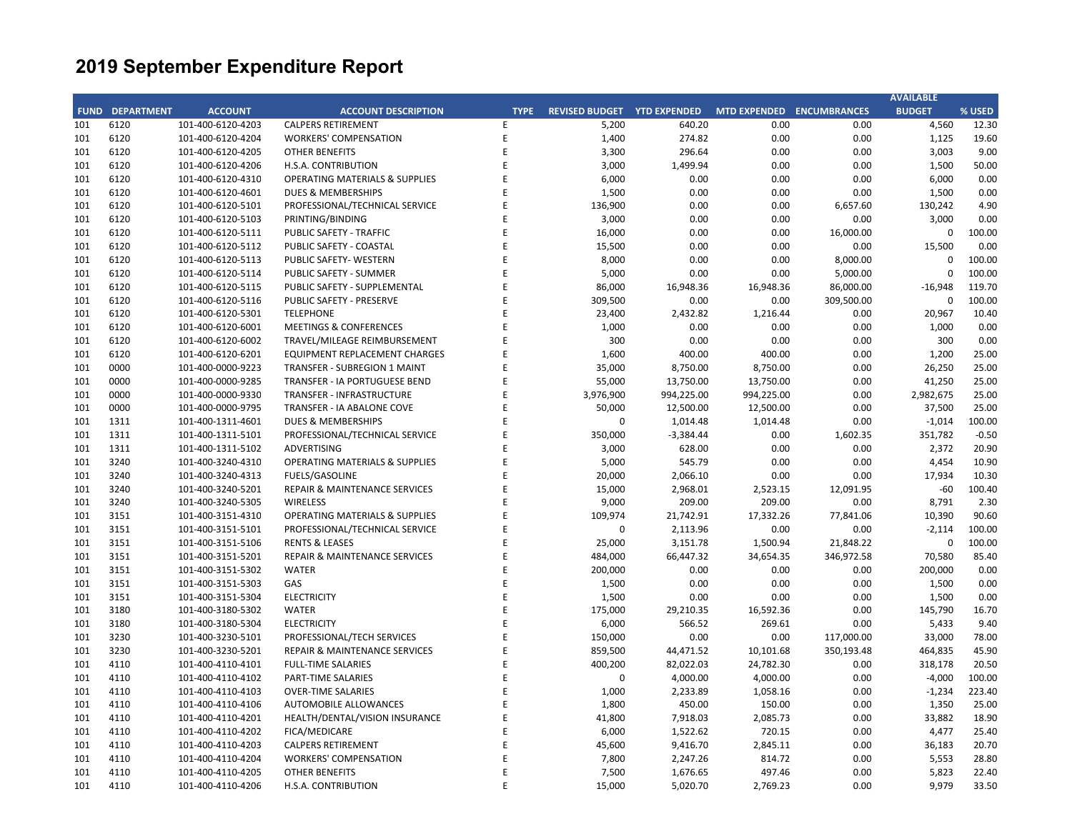# 2019 September Expenditure Report

| FUND | DEPARTMENT | ACCOUNT | ACCOUNT DESCRIPTION | TYPE | REVISED BUDGET | YTD EXPENDED | MTD EXPENDED | ENCUMBRANCES | AVAILABLE BUDGET | % USED |
|---|---|---|---|---|---|---|---|---|---|---|
| 101 | 6120 | 101-400-6120-4203 | CALPERS RETIREMENT | E | 5,200 | 640.20 | 0.00 | 0.00 | 4,560 | 12.30 |
| 101 | 6120 | 101-400-6120-4204 | WORKERS' COMPENSATION | E | 1,400 | 274.82 | 0.00 | 0.00 | 1,125 | 19.60 |
| 101 | 6120 | 101-400-6120-4205 | OTHER BENEFITS | E | 3,300 | 296.64 | 0.00 | 0.00 | 3,003 | 9.00 |
| 101 | 6120 | 101-400-6120-4206 | H.S.A. CONTRIBUTION | E | 3,000 | 1,499.94 | 0.00 | 0.00 | 1,500 | 50.00 |
| 101 | 6120 | 101-400-6120-4310 | OPERATING MATERIALS & SUPPLIES | E | 6,000 | 0.00 | 0.00 | 0.00 | 6,000 | 0.00 |
| 101 | 6120 | 101-400-6120-4601 | DUES & MEMBERSHIPS | E | 1,500 | 0.00 | 0.00 | 0.00 | 1,500 | 0.00 |
| 101 | 6120 | 101-400-6120-5101 | PROFESSIONAL/TECHNICAL SERVICE | E | 136,900 | 0.00 | 0.00 | 6,657.60 | 130,242 | 4.90 |
| 101 | 6120 | 101-400-6120-5103 | PRINTING/BINDING | E | 3,000 | 0.00 | 0.00 | 0.00 | 3,000 | 0.00 |
| 101 | 6120 | 101-400-6120-5111 | PUBLIC SAFETY - TRAFFIC | E | 16,000 | 0.00 | 0.00 | 16,000.00 | 0 | 100.00 |
| 101 | 6120 | 101-400-6120-5112 | PUBLIC SAFETY - COASTAL | E | 15,500 | 0.00 | 0.00 | 0.00 | 15,500 | 0.00 |
| 101 | 6120 | 101-400-6120-5113 | PUBLIC SAFETY- WESTERN | E | 8,000 | 0.00 | 0.00 | 8,000.00 | 0 | 100.00 |
| 101 | 6120 | 101-400-6120-5114 | PUBLIC SAFETY - SUMMER | E | 5,000 | 0.00 | 0.00 | 5,000.00 | 0 | 100.00 |
| 101 | 6120 | 101-400-6120-5115 | PUBLIC SAFETY - SUPPLEMENTAL | E | 86,000 | 16,948.36 | 16,948.36 | 86,000.00 | -16,948 | 119.70 |
| 101 | 6120 | 101-400-6120-5116 | PUBLIC SAFETY - PRESERVE | E | 309,500 | 0.00 | 0.00 | 309,500.00 | 0 | 100.00 |
| 101 | 6120 | 101-400-6120-5301 | TELEPHONE | E | 23,400 | 2,432.82 | 1,216.44 | 0.00 | 20,967 | 10.40 |
| 101 | 6120 | 101-400-6120-6001 | MEETINGS & CONFERENCES | E | 1,000 | 0.00 | 0.00 | 0.00 | 1,000 | 0.00 |
| 101 | 6120 | 101-400-6120-6002 | TRAVEL/MILEAGE REIMBURSEMENT | E | 300 | 0.00 | 0.00 | 0.00 | 300 | 0.00 |
| 101 | 6120 | 101-400-6120-6201 | EQUIPMENT REPLACEMENT CHARGES | E | 1,600 | 400.00 | 400.00 | 0.00 | 1,200 | 25.00 |
| 101 | 0000 | 101-400-0000-9223 | TRANSFER - SUBREGION 1 MAINT | E | 35,000 | 8,750.00 | 8,750.00 | 0.00 | 26,250 | 25.00 |
| 101 | 0000 | 101-400-0000-9285 | TRANSFER - IA PORTUGUESE BEND | E | 55,000 | 13,750.00 | 13,750.00 | 0.00 | 41,250 | 25.00 |
| 101 | 0000 | 101-400-0000-9330 | TRANSFER - INFRASTRUCTURE | E | 3,976,900 | 994,225.00 | 994,225.00 | 0.00 | 2,982,675 | 25.00 |
| 101 | 0000 | 101-400-0000-9795 | TRANSFER - IA ABALONE COVE | E | 50,000 | 12,500.00 | 12,500.00 | 0.00 | 37,500 | 25.00 |
| 101 | 1311 | 101-400-1311-4601 | DUES & MEMBERSHIPS | E | 0 | 1,014.48 | 1,014.48 | 0.00 | -1,014 | 100.00 |
| 101 | 1311 | 101-400-1311-5101 | PROFESSIONAL/TECHNICAL SERVICE | E | 350,000 | -3,384.44 | 0.00 | 1,602.35 | 351,782 | -0.50 |
| 101 | 1311 | 101-400-1311-5102 | ADVERTISING | E | 3,000 | 628.00 | 0.00 | 0.00 | 2,372 | 20.90 |
| 101 | 3240 | 101-400-3240-4310 | OPERATING MATERIALS & SUPPLIES | E | 5,000 | 545.79 | 0.00 | 0.00 | 4,454 | 10.90 |
| 101 | 3240 | 101-400-3240-4313 | FUELS/GASOLINE | E | 20,000 | 2,066.10 | 0.00 | 0.00 | 17,934 | 10.30 |
| 101 | 3240 | 101-400-3240-5201 | REPAIR & MAINTENANCE SERVICES | E | 15,000 | 2,968.01 | 2,523.15 | 12,091.95 | -60 | 100.40 |
| 101 | 3240 | 101-400-3240-5305 | WIRELESS | E | 9,000 | 209.00 | 209.00 | 0.00 | 8,791 | 2.30 |
| 101 | 3151 | 101-400-3151-4310 | OPERATING MATERIALS & SUPPLIES | E | 109,974 | 21,742.91 | 17,332.26 | 77,841.06 | 10,390 | 90.60 |
| 101 | 3151 | 101-400-3151-5101 | PROFESSIONAL/TECHNICAL SERVICE | E | 0 | 2,113.96 | 0.00 | 0.00 | -2,114 | 100.00 |
| 101 | 3151 | 101-400-3151-5106 | RENTS & LEASES | E | 25,000 | 3,151.78 | 1,500.94 | 21,848.22 | 0 | 100.00 |
| 101 | 3151 | 101-400-3151-5201 | REPAIR & MAINTENANCE SERVICES | E | 484,000 | 66,447.32 | 34,654.35 | 346,972.58 | 70,580 | 85.40 |
| 101 | 3151 | 101-400-3151-5302 | WATER | E | 200,000 | 0.00 | 0.00 | 0.00 | 200,000 | 0.00 |
| 101 | 3151 | 101-400-3151-5303 | GAS | E | 1,500 | 0.00 | 0.00 | 0.00 | 1,500 | 0.00 |
| 101 | 3151 | 101-400-3151-5304 | ELECTRICITY | E | 1,500 | 0.00 | 0.00 | 0.00 | 1,500 | 0.00 |
| 101 | 3180 | 101-400-3180-5302 | WATER | E | 175,000 | 29,210.35 | 16,592.36 | 0.00 | 145,790 | 16.70 |
| 101 | 3180 | 101-400-3180-5304 | ELECTRICITY | E | 6,000 | 566.52 | 269.61 | 0.00 | 5,433 | 9.40 |
| 101 | 3230 | 101-400-3230-5101 | PROFESSIONAL/TECH SERVICES | E | 150,000 | 0.00 | 0.00 | 117,000.00 | 33,000 | 78.00 |
| 101 | 3230 | 101-400-3230-5201 | REPAIR & MAINTENANCE SERVICES | E | 859,500 | 44,471.52 | 10,101.68 | 350,193.48 | 464,835 | 45.90 |
| 101 | 4110 | 101-400-4110-4101 | FULL-TIME SALARIES | E | 400,200 | 82,022.03 | 24,782.30 | 0.00 | 318,178 | 20.50 |
| 101 | 4110 | 101-400-4110-4102 | PART-TIME SALARIES | E | 0 | 4,000.00 | 4,000.00 | 0.00 | -4,000 | 100.00 |
| 101 | 4110 | 101-400-4110-4103 | OVER-TIME SALARIES | E | 1,000 | 2,233.89 | 1,058.16 | 0.00 | -1,234 | 223.40 |
| 101 | 4110 | 101-400-4110-4106 | AUTOMOBILE ALLOWANCES | E | 1,800 | 450.00 | 150.00 | 0.00 | 1,350 | 25.00 |
| 101 | 4110 | 101-400-4110-4201 | HEALTH/DENTAL/VISION INSURANCE | E | 41,800 | 7,918.03 | 2,085.73 | 0.00 | 33,882 | 18.90 |
| 101 | 4110 | 101-400-4110-4202 | FICA/MEDICARE | E | 6,000 | 1,522.62 | 720.15 | 0.00 | 4,477 | 25.40 |
| 101 | 4110 | 101-400-4110-4203 | CALPERS RETIREMENT | E | 45,600 | 9,416.70 | 2,845.11 | 0.00 | 36,183 | 20.70 |
| 101 | 4110 | 101-400-4110-4204 | WORKERS' COMPENSATION | E | 7,800 | 2,247.26 | 814.72 | 0.00 | 5,553 | 28.80 |
| 101 | 4110 | 101-400-4110-4205 | OTHER BENEFITS | E | 7,500 | 1,676.65 | 497.46 | 0.00 | 5,823 | 22.40 |
| 101 | 4110 | 101-400-4110-4206 | H.S.A. CONTRIBUTION | E | 15,000 | 5,020.70 | 2,769.23 | 0.00 | 9,979 | 33.50 |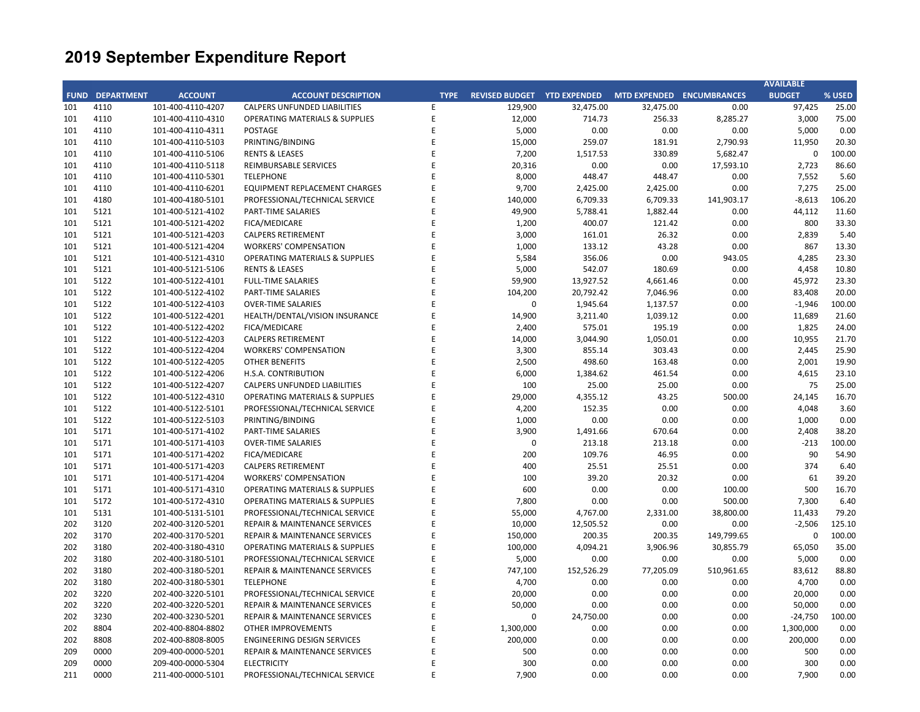# 2019 September Expenditure Report

| FUND | DEPARTMENT | ACCOUNT | ACCOUNT DESCRIPTION | TYPE | REVISED BUDGET | YTD EXPENDED | MTD EXPENDED | ENCUMBRANCES | AVAILABLE BUDGET | % USED |
|---|---|---|---|---|---|---|---|---|---|---|
| 101 | 4110 | 101-400-4110-4207 | CALPERS UNFUNDED LIABILITIES | E | 129,900 | 32,475.00 | 32,475.00 | 0.00 | 97,425 | 25.00 |
| 101 | 4110 | 101-400-4110-4310 | OPERATING MATERIALS & SUPPLIES | E | 12,000 | 714.73 | 256.33 | 8,285.27 | 3,000 | 75.00 |
| 101 | 4110 | 101-400-4110-4311 | POSTAGE | E | 5,000 | 0.00 | 0.00 | 0.00 | 5,000 | 0.00 |
| 101 | 4110 | 101-400-4110-5103 | PRINTING/BINDING | E | 15,000 | 259.07 | 181.91 | 2,790.93 | 11,950 | 20.30 |
| 101 | 4110 | 101-400-4110-5106 | RENTS & LEASES | E | 7,200 | 1,517.53 | 330.89 | 5,682.47 | 0 | 100.00 |
| 101 | 4110 | 101-400-4110-5118 | REIMBURSABLE SERVICES | E | 20,316 | 0.00 | 0.00 | 17,593.10 | 2,723 | 86.60 |
| 101 | 4110 | 101-400-4110-5301 | TELEPHONE | E | 8,000 | 448.47 | 448.47 | 0.00 | 7,552 | 5.60 |
| 101 | 4110 | 101-400-4110-6201 | EQUIPMENT REPLACEMENT CHARGES | E | 9,700 | 2,425.00 | 2,425.00 | 0.00 | 7,275 | 25.00 |
| 101 | 4180 | 101-400-4180-5101 | PROFESSIONAL/TECHNICAL SERVICE | E | 140,000 | 6,709.33 | 6,709.33 | 141,903.17 | -8,613 | 106.20 |
| 101 | 5121 | 101-400-5121-4102 | PART-TIME SALARIES | E | 49,900 | 5,788.41 | 1,882.44 | 0.00 | 44,112 | 11.60 |
| 101 | 5121 | 101-400-5121-4202 | FICA/MEDICARE | E | 1,200 | 400.07 | 121.42 | 0.00 | 800 | 33.30 |
| 101 | 5121 | 101-400-5121-4203 | CALPERS RETIREMENT | E | 3,000 | 161.01 | 26.32 | 0.00 | 2,839 | 5.40 |
| 101 | 5121 | 101-400-5121-4204 | WORKERS' COMPENSATION | E | 1,000 | 133.12 | 43.28 | 0.00 | 867 | 13.30 |
| 101 | 5121 | 101-400-5121-4310 | OPERATING MATERIALS & SUPPLIES | E | 5,584 | 356.06 | 0.00 | 943.05 | 4,285 | 23.30 |
| 101 | 5121 | 101-400-5121-5106 | RENTS & LEASES | E | 5,000 | 542.07 | 180.69 | 0.00 | 4,458 | 10.80 |
| 101 | 5122 | 101-400-5122-4101 | FULL-TIME SALARIES | E | 59,900 | 13,927.52 | 4,661.46 | 0.00 | 45,972 | 23.30 |
| 101 | 5122 | 101-400-5122-4102 | PART-TIME SALARIES | E | 104,200 | 20,792.42 | 7,046.96 | 0.00 | 83,408 | 20.00 |
| 101 | 5122 | 101-400-5122-4103 | OVER-TIME SALARIES | E | 0 | 1,945.64 | 1,137.57 | 0.00 | -1,946 | 100.00 |
| 101 | 5122 | 101-400-5122-4201 | HEALTH/DENTAL/VISION INSURANCE | E | 14,900 | 3,211.40 | 1,039.12 | 0.00 | 11,689 | 21.60 |
| 101 | 5122 | 101-400-5122-4202 | FICA/MEDICARE | E | 2,400 | 575.01 | 195.19 | 0.00 | 1,825 | 24.00 |
| 101 | 5122 | 101-400-5122-4203 | CALPERS RETIREMENT | E | 14,000 | 3,044.90 | 1,050.01 | 0.00 | 10,955 | 21.70 |
| 101 | 5122 | 101-400-5122-4204 | WORKERS' COMPENSATION | E | 3,300 | 855.14 | 303.43 | 0.00 | 2,445 | 25.90 |
| 101 | 5122 | 101-400-5122-4205 | OTHER BENEFITS | E | 2,500 | 498.60 | 163.48 | 0.00 | 2,001 | 19.90 |
| 101 | 5122 | 101-400-5122-4206 | H.S.A. CONTRIBUTION | E | 6,000 | 1,384.62 | 461.54 | 0.00 | 4,615 | 23.10 |
| 101 | 5122 | 101-400-5122-4207 | CALPERS UNFUNDED LIABILITIES | E | 100 | 25.00 | 25.00 | 0.00 | 75 | 25.00 |
| 101 | 5122 | 101-400-5122-4310 | OPERATING MATERIALS & SUPPLIES | E | 29,000 | 4,355.12 | 43.25 | 500.00 | 24,145 | 16.70 |
| 101 | 5122 | 101-400-5122-5101 | PROFESSIONAL/TECHNICAL SERVICE | E | 4,200 | 152.35 | 0.00 | 0.00 | 4,048 | 3.60 |
| 101 | 5122 | 101-400-5122-5103 | PRINTING/BINDING | E | 1,000 | 0.00 | 0.00 | 0.00 | 1,000 | 0.00 |
| 101 | 5171 | 101-400-5171-4102 | PART-TIME SALARIES | E | 3,900 | 1,491.66 | 670.64 | 0.00 | 2,408 | 38.20 |
| 101 | 5171 | 101-400-5171-4103 | OVER-TIME SALARIES | E | 0 | 213.18 | 213.18 | 0.00 | -213 | 100.00 |
| 101 | 5171 | 101-400-5171-4202 | FICA/MEDICARE | E | 200 | 109.76 | 46.95 | 0.00 | 90 | 54.90 |
| 101 | 5171 | 101-400-5171-4203 | CALPERS RETIREMENT | E | 400 | 25.51 | 25.51 | 0.00 | 374 | 6.40 |
| 101 | 5171 | 101-400-5171-4204 | WORKERS' COMPENSATION | E | 100 | 39.20 | 20.32 | 0.00 | 61 | 39.20 |
| 101 | 5171 | 101-400-5171-4310 | OPERATING MATERIALS & SUPPLIES | E | 600 | 0.00 | 0.00 | 100.00 | 500 | 16.70 |
| 101 | 5172 | 101-400-5172-4310 | OPERATING MATERIALS & SUPPLIES | E | 7,800 | 0.00 | 0.00 | 500.00 | 7,300 | 6.40 |
| 101 | 5131 | 101-400-5131-5101 | PROFESSIONAL/TECHNICAL SERVICE | E | 55,000 | 4,767.00 | 2,331.00 | 38,800.00 | 11,433 | 79.20 |
| 202 | 3120 | 202-400-3120-5201 | REPAIR & MAINTENANCE SERVICES | E | 10,000 | 12,505.52 | 0.00 | 0.00 | -2,506 | 125.10 |
| 202 | 3170 | 202-400-3170-5201 | REPAIR & MAINTENANCE SERVICES | E | 150,000 | 200.35 | 200.35 | 149,799.65 | 0 | 100.00 |
| 202 | 3180 | 202-400-3180-4310 | OPERATING MATERIALS & SUPPLIES | E | 100,000 | 4,094.21 | 3,906.96 | 30,855.79 | 65,050 | 35.00 |
| 202 | 3180 | 202-400-3180-5101 | PROFESSIONAL/TECHNICAL SERVICE | E | 5,000 | 0.00 | 0.00 | 0.00 | 5,000 | 0.00 |
| 202 | 3180 | 202-400-3180-5201 | REPAIR & MAINTENANCE SERVICES | E | 747,100 | 152,526.29 | 77,205.09 | 510,961.65 | 83,612 | 88.80 |
| 202 | 3180 | 202-400-3180-5301 | TELEPHONE | E | 4,700 | 0.00 | 0.00 | 0.00 | 4,700 | 0.00 |
| 202 | 3220 | 202-400-3220-5101 | PROFESSIONAL/TECHNICAL SERVICE | E | 20,000 | 0.00 | 0.00 | 0.00 | 20,000 | 0.00 |
| 202 | 3220 | 202-400-3220-5201 | REPAIR & MAINTENANCE SERVICES | E | 50,000 | 0.00 | 0.00 | 0.00 | 50,000 | 0.00 |
| 202 | 3230 | 202-400-3230-5201 | REPAIR & MAINTENANCE SERVICES | E | 0 | 24,750.00 | 0.00 | 0.00 | -24,750 | 100.00 |
| 202 | 8804 | 202-400-8804-8802 | OTHER IMPROVEMENTS | E | 1,300,000 | 0.00 | 0.00 | 0.00 | 1,300,000 | 0.00 |
| 202 | 8808 | 202-400-8808-8005 | ENGINEERING DESIGN SERVICES | E | 200,000 | 0.00 | 0.00 | 0.00 | 200,000 | 0.00 |
| 209 | 0000 | 209-400-0000-5201 | REPAIR & MAINTENANCE SERVICES | E | 500 | 0.00 | 0.00 | 0.00 | 500 | 0.00 |
| 209 | 0000 | 209-400-0000-5304 | ELECTRICITY | E | 300 | 0.00 | 0.00 | 0.00 | 300 | 0.00 |
| 211 | 0000 | 211-400-0000-5101 | PROFESSIONAL/TECHNICAL SERVICE | E | 7,900 | 0.00 | 0.00 | 0.00 | 7,900 | 0.00 |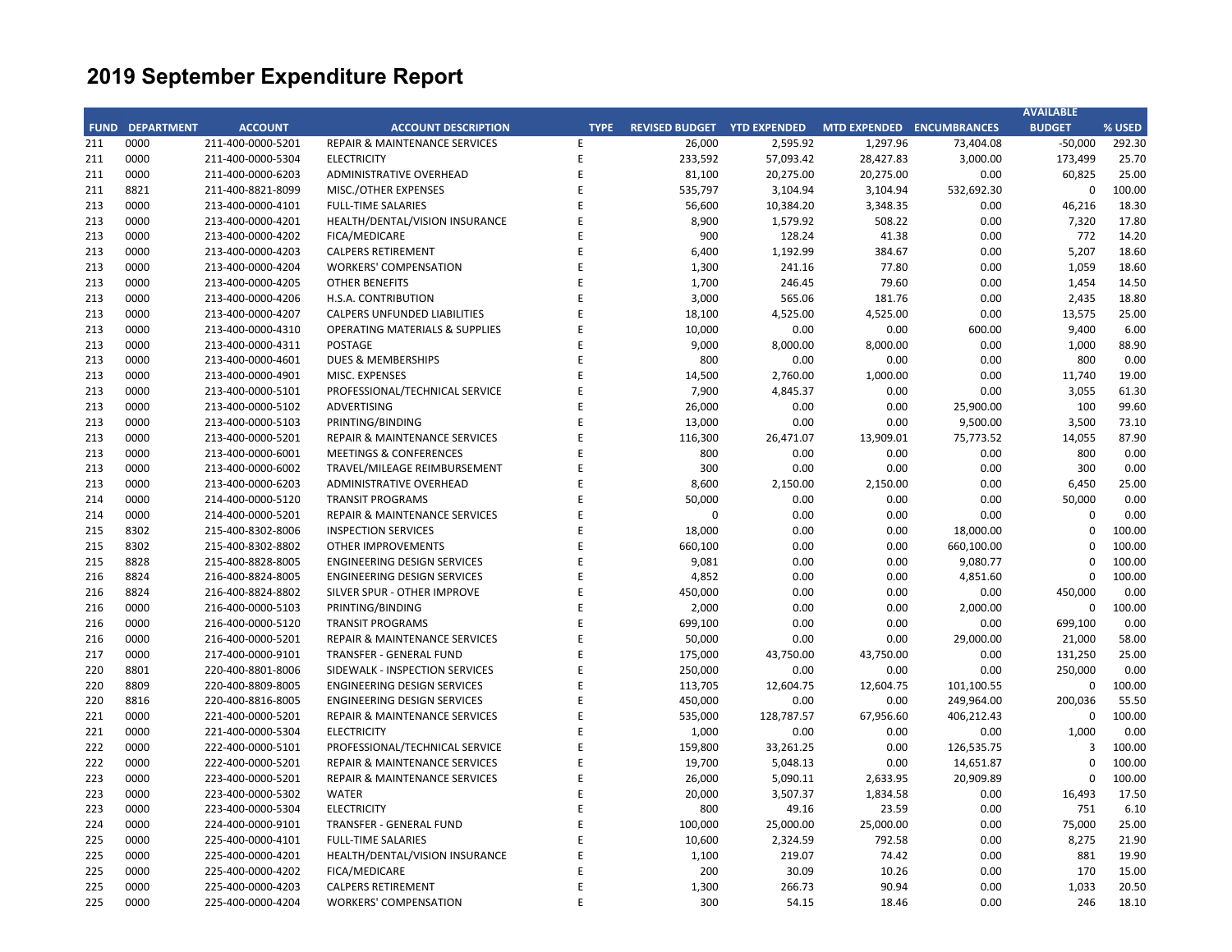# 2019 September Expenditure Report

| FUND | DEPARTMENT | ACCOUNT | ACCOUNT DESCRIPTION | TYPE | REVISED BUDGET | YTD EXPENDED | MTD EXPENDED | ENCUMBRANCES | AVAILABLE BUDGET | % USED |
|---|---|---|---|---|---|---|---|---|---|---|
| 211 | 0000 | 211-400-0000-5201 | REPAIR & MAINTENANCE SERVICES | E | 26,000 | 2,595.92 | 1,297.96 | 73,404.08 | -50,000 | 292.30 |
| 211 | 0000 | 211-400-0000-5304 | ELECTRICITY | E | 233,592 | 57,093.42 | 28,427.83 | 3,000.00 | 173,499 | 25.70 |
| 211 | 0000 | 211-400-0000-6203 | ADMINISTRATIVE OVERHEAD | E | 81,100 | 20,275.00 | 20,275.00 | 0.00 | 60,825 | 25.00 |
| 211 | 8821 | 211-400-8821-8099 | MISC./OTHER EXPENSES | E | 535,797 | 3,104.94 | 3,104.94 | 532,692.30 | 0 | 100.00 |
| 213 | 0000 | 213-400-0000-4101 | FULL-TIME SALARIES | E | 56,600 | 10,384.20 | 3,348.35 | 0.00 | 46,216 | 18.30 |
| 213 | 0000 | 213-400-0000-4201 | HEALTH/DENTAL/VISION INSURANCE | E | 8,900 | 1,579.92 | 508.22 | 0.00 | 7,320 | 17.80 |
| 213 | 0000 | 213-400-0000-4202 | FICA/MEDICARE | E | 900 | 128.24 | 41.38 | 0.00 | 772 | 14.20 |
| 213 | 0000 | 213-400-0000-4203 | CALPERS RETIREMENT | E | 6,400 | 1,192.99 | 384.67 | 0.00 | 5,207 | 18.60 |
| 213 | 0000 | 213-400-0000-4204 | WORKERS' COMPENSATION | E | 1,300 | 241.16 | 77.80 | 0.00 | 1,059 | 18.60 |
| 213 | 0000 | 213-400-0000-4205 | OTHER BENEFITS | E | 1,700 | 246.45 | 79.60 | 0.00 | 1,454 | 14.50 |
| 213 | 0000 | 213-400-0000-4206 | H.S.A. CONTRIBUTION | E | 3,000 | 565.06 | 181.76 | 0.00 | 2,435 | 18.80 |
| 213 | 0000 | 213-400-0000-4207 | CALPERS UNFUNDED LIABILITIES | E | 18,100 | 4,525.00 | 4,525.00 | 0.00 | 13,575 | 25.00 |
| 213 | 0000 | 213-400-0000-4310 | OPERATING MATERIALS & SUPPLIES | E | 10,000 | 0.00 | 0.00 | 600.00 | 9,400 | 6.00 |
| 213 | 0000 | 213-400-0000-4311 | POSTAGE | E | 9,000 | 8,000.00 | 8,000.00 | 0.00 | 1,000 | 88.90 |
| 213 | 0000 | 213-400-0000-4601 | DUES & MEMBERSHIPS | E | 800 | 0.00 | 0.00 | 0.00 | 800 | 0.00 |
| 213 | 0000 | 213-400-0000-4901 | MISC. EXPENSES | E | 14,500 | 2,760.00 | 1,000.00 | 0.00 | 11,740 | 19.00 |
| 213 | 0000 | 213-400-0000-5101 | PROFESSIONAL/TECHNICAL SERVICE | E | 7,900 | 4,845.37 | 0.00 | 0.00 | 3,055 | 61.30 |
| 213 | 0000 | 213-400-0000-5102 | ADVERTISING | E | 26,000 | 0.00 | 0.00 | 25,900.00 | 100 | 99.60 |
| 213 | 0000 | 213-400-0000-5103 | PRINTING/BINDING | E | 13,000 | 0.00 | 0.00 | 9,500.00 | 3,500 | 73.10 |
| 213 | 0000 | 213-400-0000-5201 | REPAIR & MAINTENANCE SERVICES | E | 116,300 | 26,471.07 | 13,909.01 | 75,773.52 | 14,055 | 87.90 |
| 213 | 0000 | 213-400-0000-6001 | MEETINGS & CONFERENCES | E | 800 | 0.00 | 0.00 | 0.00 | 800 | 0.00 |
| 213 | 0000 | 213-400-0000-6002 | TRAVEL/MILEAGE REIMBURSEMENT | E | 300 | 0.00 | 0.00 | 0.00 | 300 | 0.00 |
| 213 | 0000 | 213-400-0000-6203 | ADMINISTRATIVE OVERHEAD | E | 8,600 | 2,150.00 | 2,150.00 | 0.00 | 6,450 | 25.00 |
| 214 | 0000 | 214-400-0000-5120 | TRANSIT PROGRAMS | E | 50,000 | 0.00 | 0.00 | 0.00 | 50,000 | 0.00 |
| 214 | 0000 | 214-400-0000-5201 | REPAIR & MAINTENANCE SERVICES | E | 0 | 0.00 | 0.00 | 0.00 | 0 | 0.00 |
| 215 | 8302 | 215-400-8302-8006 | INSPECTION SERVICES | E | 18,000 | 0.00 | 0.00 | 18,000.00 | 0 | 100.00 |
| 215 | 8302 | 215-400-8302-8802 | OTHER IMPROVEMENTS | E | 660,100 | 0.00 | 0.00 | 660,100.00 | 0 | 100.00 |
| 215 | 8828 | 215-400-8828-8005 | ENGINEERING DESIGN SERVICES | E | 9,081 | 0.00 | 0.00 | 9,080.77 | 0 | 100.00 |
| 216 | 8824 | 216-400-8824-8005 | ENGINEERING DESIGN SERVICES | E | 4,852 | 0.00 | 0.00 | 4,851.60 | 0 | 100.00 |
| 216 | 8824 | 216-400-8824-8802 | SILVER SPUR - OTHER IMPROVE | E | 450,000 | 0.00 | 0.00 | 0.00 | 450,000 | 0.00 |
| 216 | 0000 | 216-400-0000-5103 | PRINTING/BINDING | E | 2,000 | 0.00 | 0.00 | 2,000.00 | 0 | 100.00 |
| 216 | 0000 | 216-400-0000-5120 | TRANSIT PROGRAMS | E | 699,100 | 0.00 | 0.00 | 0.00 | 699,100 | 0.00 |
| 216 | 0000 | 216-400-0000-5201 | REPAIR & MAINTENANCE SERVICES | E | 50,000 | 0.00 | 0.00 | 29,000.00 | 21,000 | 58.00 |
| 217 | 0000 | 217-400-0000-9101 | TRANSFER - GENERAL FUND | E | 175,000 | 43,750.00 | 43,750.00 | 0.00 | 131,250 | 25.00 |
| 220 | 8801 | 220-400-8801-8006 | SIDEWALK - INSPECTION SERVICES | E | 250,000 | 0.00 | 0.00 | 0.00 | 250,000 | 0.00 |
| 220 | 8809 | 220-400-8809-8005 | ENGINEERING DESIGN SERVICES | E | 113,705 | 12,604.75 | 12,604.75 | 101,100.55 | 0 | 100.00 |
| 220 | 8816 | 220-400-8816-8005 | ENGINEERING DESIGN SERVICES | E | 450,000 | 0.00 | 0.00 | 249,964.00 | 200,036 | 55.50 |
| 221 | 0000 | 221-400-0000-5201 | REPAIR & MAINTENANCE SERVICES | E | 535,000 | 128,787.57 | 67,956.60 | 406,212.43 | 0 | 100.00 |
| 221 | 0000 | 221-400-0000-5304 | ELECTRICITY | E | 1,000 | 0.00 | 0.00 | 0.00 | 1,000 | 0.00 |
| 222 | 0000 | 222-400-0000-5101 | PROFESSIONAL/TECHNICAL SERVICE | E | 159,800 | 33,261.25 | 0.00 | 126,535.75 | 3 | 100.00 |
| 222 | 0000 | 222-400-0000-5201 | REPAIR & MAINTENANCE SERVICES | E | 19,700 | 5,048.13 | 0.00 | 14,651.87 | 0 | 100.00 |
| 223 | 0000 | 223-400-0000-5201 | REPAIR & MAINTENANCE SERVICES | E | 26,000 | 5,090.11 | 2,633.95 | 20,909.89 | 0 | 100.00 |
| 223 | 0000 | 223-400-0000-5302 | WATER | E | 20,000 | 3,507.37 | 1,834.58 | 0.00 | 16,493 | 17.50 |
| 223 | 0000 | 223-400-0000-5304 | ELECTRICITY | E | 800 | 49.16 | 23.59 | 0.00 | 751 | 6.10 |
| 224 | 0000 | 224-400-0000-9101 | TRANSFER - GENERAL FUND | E | 100,000 | 25,000.00 | 25,000.00 | 0.00 | 75,000 | 25.00 |
| 225 | 0000 | 225-400-0000-4101 | FULL-TIME SALARIES | E | 10,600 | 2,324.59 | 792.58 | 0.00 | 8,275 | 21.90 |
| 225 | 0000 | 225-400-0000-4201 | HEALTH/DENTAL/VISION INSURANCE | E | 1,100 | 219.07 | 74.42 | 0.00 | 881 | 19.90 |
| 225 | 0000 | 225-400-0000-4202 | FICA/MEDICARE | E | 200 | 30.09 | 10.26 | 0.00 | 170 | 15.00 |
| 225 | 0000 | 225-400-0000-4203 | CALPERS RETIREMENT | E | 1,300 | 266.73 | 90.94 | 0.00 | 1,033 | 20.50 |
| 225 | 0000 | 225-400-0000-4204 | WORKERS' COMPENSATION | E | 300 | 54.15 | 18.46 | 0.00 | 246 | 18.10 |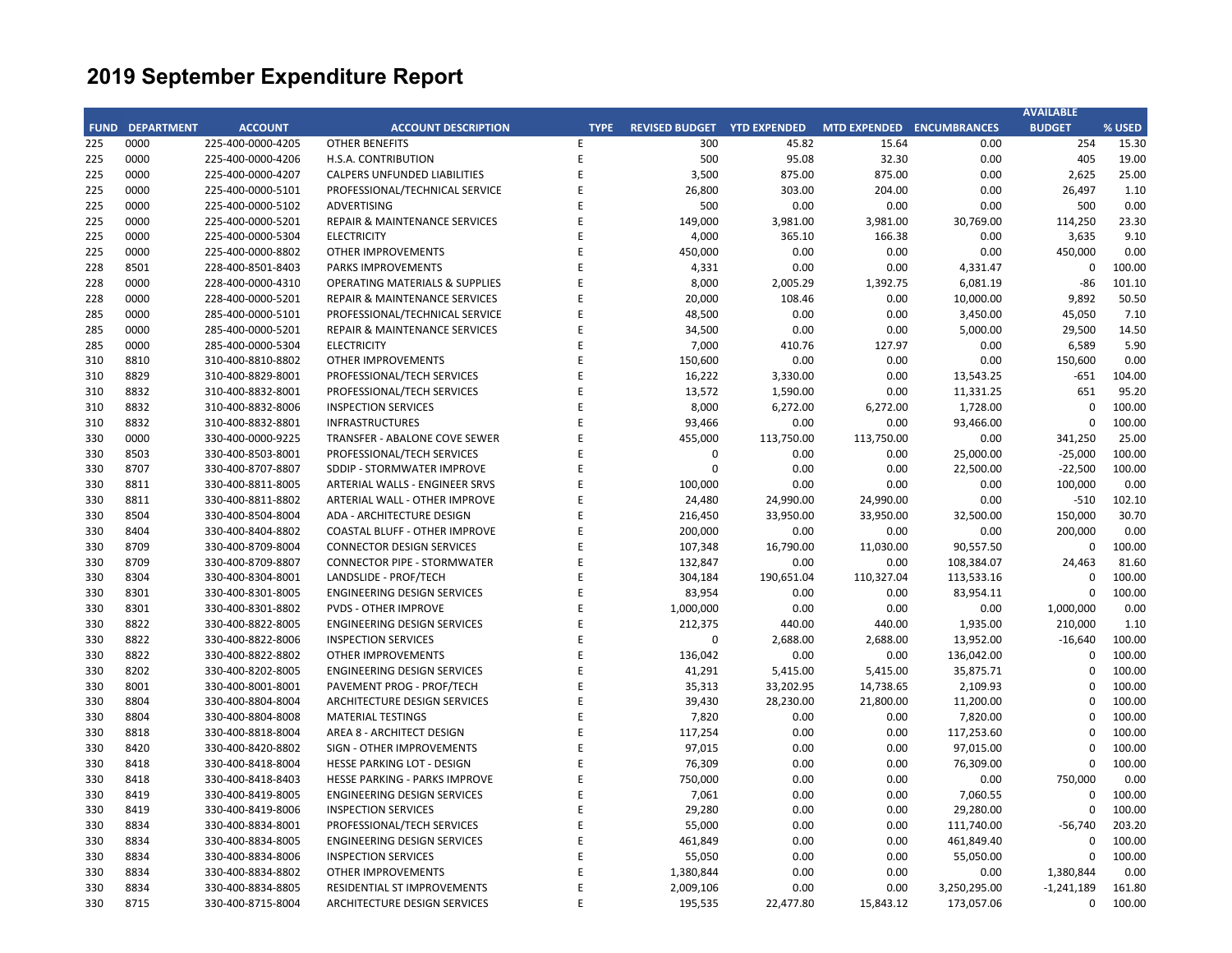# 2019 September Expenditure Report

| FUND | DEPARTMENT | ACCOUNT | ACCOUNT DESCRIPTION | TYPE | REVISED BUDGET | YTD EXPENDED | MTD EXPENDED | ENCUMBRANCES | AVAILABLE BUDGET | % USED |
|---|---|---|---|---|---|---|---|---|---|---|
| 225 | 0000 | 225-400-0000-4205 | OTHER BENEFITS | E | 300 | 45.82 | 15.64 | 0.00 | 254 | 15.30 |
| 225 | 0000 | 225-400-0000-4206 | H.S.A. CONTRIBUTION | E | 500 | 95.08 | 32.30 | 0.00 | 405 | 19.00 |
| 225 | 0000 | 225-400-0000-4207 | CALPERS UNFUNDED LIABILITIES | E | 3,500 | 875.00 | 875.00 | 0.00 | 2,625 | 25.00 |
| 225 | 0000 | 225-400-0000-5101 | PROFESSIONAL/TECHNICAL SERVICE | E | 26,800 | 303.00 | 204.00 | 0.00 | 26,497 | 1.10 |
| 225 | 0000 | 225-400-0000-5102 | ADVERTISING | E | 500 | 0.00 | 0.00 | 0.00 | 500 | 0.00 |
| 225 | 0000 | 225-400-0000-5201 | REPAIR & MAINTENANCE SERVICES | E | 149,000 | 3,981.00 | 3,981.00 | 30,769.00 | 114,250 | 23.30 |
| 225 | 0000 | 225-400-0000-5304 | ELECTRICITY | E | 4,000 | 365.10 | 166.38 | 0.00 | 3,635 | 9.10 |
| 225 | 0000 | 225-400-0000-8802 | OTHER IMPROVEMENTS | E | 450,000 | 0.00 | 0.00 | 0.00 | 450,000 | 0.00 |
| 228 | 8501 | 228-400-8501-8403 | PARKS IMPROVEMENTS | E | 4,331 | 0.00 | 0.00 | 4,331.47 | 0 | 100.00 |
| 228 | 0000 | 228-400-0000-4310 | OPERATING MATERIALS & SUPPLIES | E | 8,000 | 2,005.29 | 1,392.75 | 6,081.19 | -86 | 101.10 |
| 228 | 0000 | 228-400-0000-5201 | REPAIR & MAINTENANCE SERVICES | E | 20,000 | 108.46 | 0.00 | 10,000.00 | 9,892 | 50.50 |
| 285 | 0000 | 285-400-0000-5101 | PROFESSIONAL/TECHNICAL SERVICE | E | 48,500 | 0.00 | 0.00 | 3,450.00 | 45,050 | 7.10 |
| 285 | 0000 | 285-400-0000-5201 | REPAIR & MAINTENANCE SERVICES | E | 34,500 | 0.00 | 0.00 | 5,000.00 | 29,500 | 14.50 |
| 285 | 0000 | 285-400-0000-5304 | ELECTRICITY | E | 7,000 | 410.76 | 127.97 | 0.00 | 6,589 | 5.90 |
| 310 | 8810 | 310-400-8810-8802 | OTHER IMPROVEMENTS | E | 150,600 | 0.00 | 0.00 | 0.00 | 150,600 | 0.00 |
| 310 | 8829 | 310-400-8829-8001 | PROFESSIONAL/TECH SERVICES | E | 16,222 | 3,330.00 | 0.00 | 13,543.25 | -651 | 104.00 |
| 310 | 8832 | 310-400-8832-8001 | PROFESSIONAL/TECH SERVICES | E | 13,572 | 1,590.00 | 0.00 | 11,331.25 | 651 | 95.20 |
| 310 | 8832 | 310-400-8832-8006 | INSPECTION SERVICES | E | 8,000 | 6,272.00 | 6,272.00 | 1,728.00 | 0 | 100.00 |
| 310 | 8832 | 310-400-8832-8801 | INFRASTRUCTURES | E | 93,466 | 0.00 | 0.00 | 93,466.00 | 0 | 100.00 |
| 330 | 0000 | 330-400-0000-9225 | TRANSFER - ABALONE COVE SEWER | E | 455,000 | 113,750.00 | 113,750.00 | 0.00 | 341,250 | 25.00 |
| 330 | 8503 | 330-400-8503-8001 | PROFESSIONAL/TECH SERVICES | E | 0 | 0.00 | 0.00 | 25,000.00 | -25,000 | 100.00 |
| 330 | 8707 | 330-400-8707-8807 | SDDIP - STORMWATER IMPROVE | E | 0 | 0.00 | 0.00 | 22,500.00 | -22,500 | 100.00 |
| 330 | 8811 | 330-400-8811-8005 | ARTERIAL WALLS - ENGINEER SRVS | E | 100,000 | 0.00 | 0.00 | 0.00 | 100,000 | 0.00 |
| 330 | 8811 | 330-400-8811-8802 | ARTERIAL WALL - OTHER IMPROVE | E | 24,480 | 24,990.00 | 24,990.00 | 0.00 | -510 | 102.10 |
| 330 | 8504 | 330-400-8504-8004 | ADA - ARCHITECTURE DESIGN | E | 216,450 | 33,950.00 | 33,950.00 | 32,500.00 | 150,000 | 30.70 |
| 330 | 8404 | 330-400-8404-8802 | COASTAL BLUFF - OTHER IMPROVE | E | 200,000 | 0.00 | 0.00 | 0.00 | 200,000 | 0.00 |
| 330 | 8709 | 330-400-8709-8004 | CONNECTOR DESIGN SERVICES | E | 107,348 | 16,790.00 | 11,030.00 | 90,557.50 | 0 | 100.00 |
| 330 | 8709 | 330-400-8709-8807 | CONNECTOR PIPE - STORMWATER | E | 132,847 | 0.00 | 0.00 | 108,384.07 | 24,463 | 81.60 |
| 330 | 8304 | 330-400-8304-8001 | LANDSLIDE - PROF/TECH | E | 304,184 | 190,651.04 | 110,327.04 | 113,533.16 | 0 | 100.00 |
| 330 | 8301 | 330-400-8301-8005 | ENGINEERING DESIGN SERVICES | E | 83,954 | 0.00 | 0.00 | 83,954.11 | 0 | 100.00 |
| 330 | 8301 | 330-400-8301-8802 | PVDS - OTHER IMPROVE | E | 1,000,000 | 0.00 | 0.00 | 0.00 | 1,000,000 | 0.00 |
| 330 | 8822 | 330-400-8822-8005 | ENGINEERING DESIGN SERVICES | E | 212,375 | 440.00 | 440.00 | 1,935.00 | 210,000 | 1.10 |
| 330 | 8822 | 330-400-8822-8006 | INSPECTION SERVICES | E | 0 | 2,688.00 | 2,688.00 | 13,952.00 | -16,640 | 100.00 |
| 330 | 8822 | 330-400-8822-8802 | OTHER IMPROVEMENTS | E | 136,042 | 0.00 | 0.00 | 136,042.00 | 0 | 100.00 |
| 330 | 8202 | 330-400-8202-8005 | ENGINEERING DESIGN SERVICES | E | 41,291 | 5,415.00 | 5,415.00 | 35,875.71 | 0 | 100.00 |
| 330 | 8001 | 330-400-8001-8001 | PAVEMENT PROG - PROF/TECH | E | 35,313 | 33,202.95 | 14,738.65 | 2,109.93 | 0 | 100.00 |
| 330 | 8804 | 330-400-8804-8004 | ARCHITECTURE DESIGN SERVICES | E | 39,430 | 28,230.00 | 21,800.00 | 11,200.00 | 0 | 100.00 |
| 330 | 8804 | 330-400-8804-8008 | MATERIAL TESTINGS | E | 7,820 | 0.00 | 0.00 | 7,820.00 | 0 | 100.00 |
| 330 | 8818 | 330-400-8818-8004 | AREA 8 - ARCHITECT DESIGN | E | 117,254 | 0.00 | 0.00 | 117,253.60 | 0 | 100.00 |
| 330 | 8420 | 330-400-8420-8802 | SIGN - OTHER IMPROVEMENTS | E | 97,015 | 0.00 | 0.00 | 97,015.00 | 0 | 100.00 |
| 330 | 8418 | 330-400-8418-8004 | HESSE PARKING LOT - DESIGN | E | 76,309 | 0.00 | 0.00 | 76,309.00 | 0 | 100.00 |
| 330 | 8418 | 330-400-8418-8403 | HESSE PARKING - PARKS IMPROVE | E | 750,000 | 0.00 | 0.00 | 0.00 | 750,000 | 0.00 |
| 330 | 8419 | 330-400-8419-8005 | ENGINEERING DESIGN SERVICES | E | 7,061 | 0.00 | 0.00 | 7,060.55 | 0 | 100.00 |
| 330 | 8419 | 330-400-8419-8006 | INSPECTION SERVICES | E | 29,280 | 0.00 | 0.00 | 29,280.00 | 0 | 100.00 |
| 330 | 8834 | 330-400-8834-8001 | PROFESSIONAL/TECH SERVICES | E | 55,000 | 0.00 | 0.00 | 111,740.00 | -56,740 | 203.20 |
| 330 | 8834 | 330-400-8834-8005 | ENGINEERING DESIGN SERVICES | E | 461,849 | 0.00 | 0.00 | 461,849.40 | 0 | 100.00 |
| 330 | 8834 | 330-400-8834-8006 | INSPECTION SERVICES | E | 55,050 | 0.00 | 0.00 | 55,050.00 | 0 | 100.00 |
| 330 | 8834 | 330-400-8834-8802 | OTHER IMPROVEMENTS | E | 1,380,844 | 0.00 | 0.00 | 0.00 | 1,380,844 | 0.00 |
| 330 | 8834 | 330-400-8834-8805 | RESIDENTIAL ST IMPROVEMENTS | E | 2,009,106 | 0.00 | 0.00 | 3,250,295.00 | -1,241,189 | 161.80 |
| 330 | 8715 | 330-400-8715-8004 | ARCHITECTURE DESIGN SERVICES | E | 195,535 | 22,477.80 | 15,843.12 | 173,057.06 | 0 | 100.00 |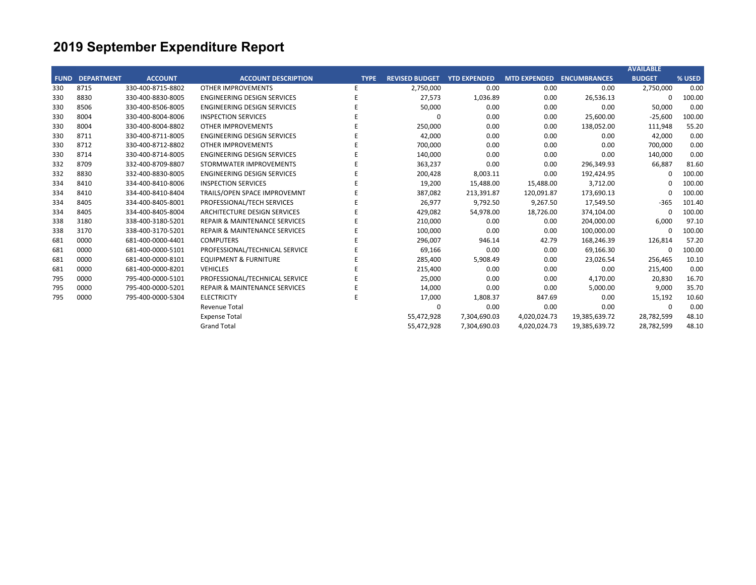# 2019 September Expenditure Report

| FUND | DEPARTMENT | ACCOUNT | ACCOUNT DESCRIPTION | TYPE | REVISED BUDGET | YTD EXPENDED | MTD EXPENDED | ENCUMBRANCES | AVAILABLE BUDGET | % USED |
|---|---|---|---|---|---|---|---|---|---|---|
| 330 | 8715 | 330-400-8715-8802 | OTHER IMPROVEMENTS | E | 2,750,000 | 0.00 | 0.00 | 0.00 | 2,750,000 | 0.00 |
| 330 | 8830 | 330-400-8830-8005 | ENGINEERING DESIGN SERVICES | E | 27,573 | 1,036.89 | 0.00 | 26,536.13 | 0 | 100.00 |
| 330 | 8506 | 330-400-8506-8005 | ENGINEERING DESIGN SERVICES | E | 50,000 | 0.00 | 0.00 | 0.00 | 50,000 | 0.00 |
| 330 | 8004 | 330-400-8004-8006 | INSPECTION SERVICES | E | 0 | 0.00 | 0.00 | 25,600.00 | -25,600 | 100.00 |
| 330 | 8004 | 330-400-8004-8802 | OTHER IMPROVEMENTS | E | 250,000 | 0.00 | 0.00 | 138,052.00 | 111,948 | 55.20 |
| 330 | 8711 | 330-400-8711-8005 | ENGINEERING DESIGN SERVICES | E | 42,000 | 0.00 | 0.00 | 0.00 | 42,000 | 0.00 |
| 330 | 8712 | 330-400-8712-8802 | OTHER IMPROVEMENTS | E | 700,000 | 0.00 | 0.00 | 0.00 | 700,000 | 0.00 |
| 330 | 8714 | 330-400-8714-8005 | ENGINEERING DESIGN SERVICES | E | 140,000 | 0.00 | 0.00 | 0.00 | 140,000 | 0.00 |
| 332 | 8709 | 332-400-8709-8807 | STORMWATER IMPROVEMENTS | E | 363,237 | 0.00 | 0.00 | 296,349.93 | 66,887 | 81.60 |
| 332 | 8830 | 332-400-8830-8005 | ENGINEERING DESIGN SERVICES | E | 200,428 | 8,003.11 | 0.00 | 192,424.95 | 0 | 100.00 |
| 334 | 8410 | 334-400-8410-8006 | INSPECTION SERVICES | E | 19,200 | 15,488.00 | 15,488.00 | 3,712.00 | 0 | 100.00 |
| 334 | 8410 | 334-400-8410-8404 | TRAILS/OPEN SPACE IMPROVEMNT | E | 387,082 | 213,391.87 | 120,091.87 | 173,690.13 | 0 | 100.00 |
| 334 | 8405 | 334-400-8405-8001 | PROFESSIONAL/TECH SERVICES | E | 26,977 | 9,792.50 | 9,267.50 | 17,549.50 | -365 | 101.40 |
| 334 | 8405 | 334-400-8405-8004 | ARCHITECTURE DESIGN SERVICES | E | 429,082 | 54,978.00 | 18,726.00 | 374,104.00 | 0 | 100.00 |
| 338 | 3180 | 338-400-3180-5201 | REPAIR & MAINTENANCE SERVICES | E | 210,000 | 0.00 | 0.00 | 204,000.00 | 6,000 | 97.10 |
| 338 | 3170 | 338-400-3170-5201 | REPAIR & MAINTENANCE SERVICES | E | 100,000 | 0.00 | 0.00 | 100,000.00 | 0 | 100.00 |
| 681 | 0000 | 681-400-0000-4401 | COMPUTERS | E | 296,007 | 946.14 | 42.79 | 168,246.39 | 126,814 | 57.20 |
| 681 | 0000 | 681-400-0000-5101 | PROFESSIONAL/TECHNICAL SERVICE | E | 69,166 | 0.00 | 0.00 | 69,166.30 | 0 | 100.00 |
| 681 | 0000 | 681-400-0000-8101 | EQUIPMENT & FURNITURE | E | 285,400 | 5,908.49 | 0.00 | 23,026.54 | 256,465 | 10.10 |
| 681 | 0000 | 681-400-0000-8201 | VEHICLES | E | 215,400 | 0.00 | 0.00 | 0.00 | 215,400 | 0.00 |
| 795 | 0000 | 795-400-0000-5101 | PROFESSIONAL/TECHNICAL SERVICE | E | 25,000 | 0.00 | 0.00 | 4,170.00 | 20,830 | 16.70 |
| 795 | 0000 | 795-400-0000-5201 | REPAIR & MAINTENANCE SERVICES | E | 14,000 | 0.00 | 0.00 | 5,000.00 | 9,000 | 35.70 |
| 795 | 0000 | 795-400-0000-5304 | ELECTRICITY | E | 17,000 | 1,808.37 | 847.69 | 0.00 | 15,192 | 10.60 |
| | | | Revenue Total | | 0 | 0.00 | 0.00 | 0.00 | 0 | 0.00 |
| | | | Expense Total | | 55,472,928 | 7,304,690.03 | 4,020,024.73 | 19,385,639.72 | 28,782,599 | 48.10 |
| | | | Grand Total | | 55,472,928 | 7,304,690.03 | 4,020,024.73 | 19,385,639.72 | 28,782,599 | 48.10 |